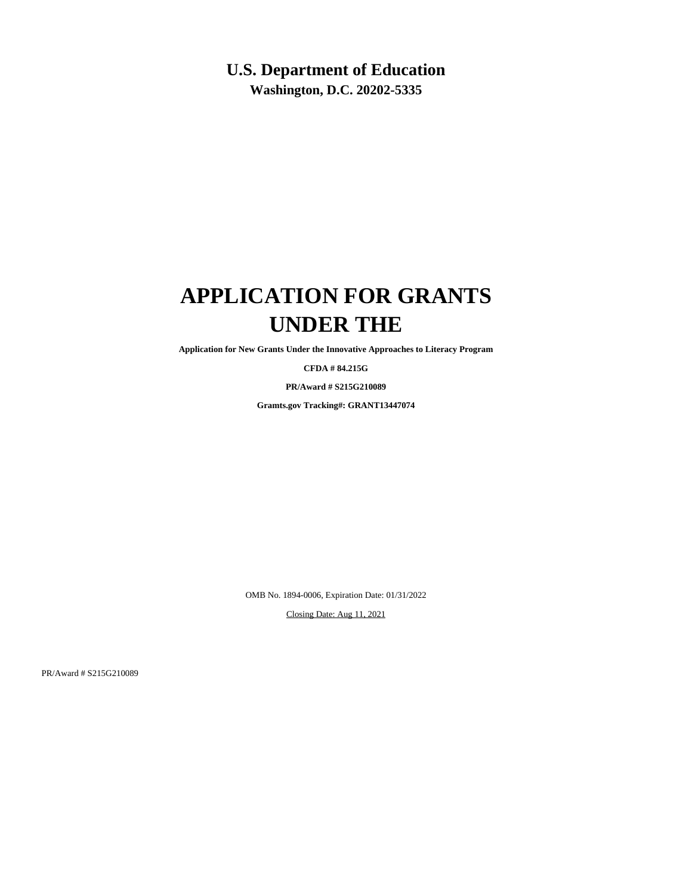**U.S. Department of Education**

**Washington, D.C. 20202-5335**

# APPLICATION FOR GRANTS UNDER THE

**Application for New Grants Under the Innovative Approaches to Literacy Program**

**CFDA # 84.215G**

**PR/Award # S215G210089**

**Gramts.gov Tracking#: GRANT13447074**

OMB No. 1894-0006, Expiration Date: 01/31/2022

Closing Date: Aug 11, 2021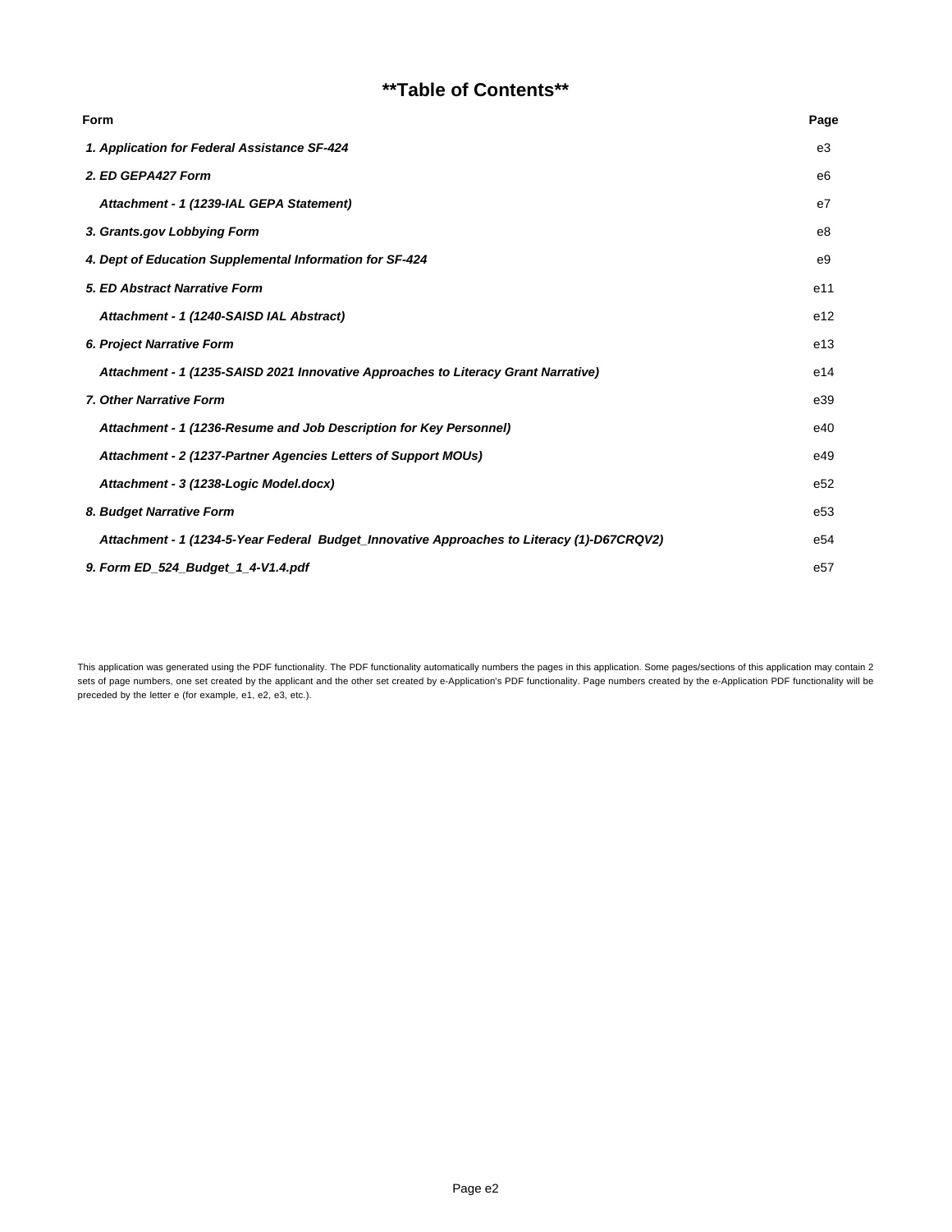# **Table of Contents**

| Form | Page |
| --- | --- |
| ***1. Application for Federal Assistance SF-424*** | e3 |
| ***2. ED GEPA427 Form*** | e6 |
| ***Attachment - 1 (1239-IAL GEPA Statement)*** | e7 |
| ***3. Grants.gov Lobbying Form*** | e8 |
| ***4. Dept of Education Supplemental Information for SF-424*** | e9 |
| ***5. ED Abstract Narrative Form*** | e11 |
| ***Attachment - 1 (1240-SAISD IAL Abstract)*** | e12 |
| ***6. Project Narrative Form*** | e13 |
| ***Attachment - 1 (1235-SAISD 2021 Innovative Approaches to Literacy Grant Narrative)*** | e14 |
| ***7. Other Narrative Form*** | e39 |
| ***Attachment - 1 (1236-Resume and Job Description for Key Personnel)*** | e40 |
| ***Attachment - 2 (1237-Partner Agencies Letters of Support MOUs)*** | e49 |
| ***Attachment - 3 (1238-Logic Model.docx)*** | e52 |
| ***8. Budget Narrative Form*** | e53 |
| ***Attachment - 1 (1234-5-Year Federal Budget_Innovative Approaches to Literacy (1)-D67CRQV2)*** | e54 |
| ***9. Form ED_524_Budget_1_4-V1.4.pdf*** | e57 |

This application was generated using the PDF functionality. The PDF functionality automatically numbers the pages in this application. Some pages/sections of this application may contain 2 sets of page numbers, one set created by the applicant and the other set created by e-Application's PDF functionality. Page numbers created by the e-Application PDF functionality will be preceded by the letter e (for example, e1, e2, e3, etc.).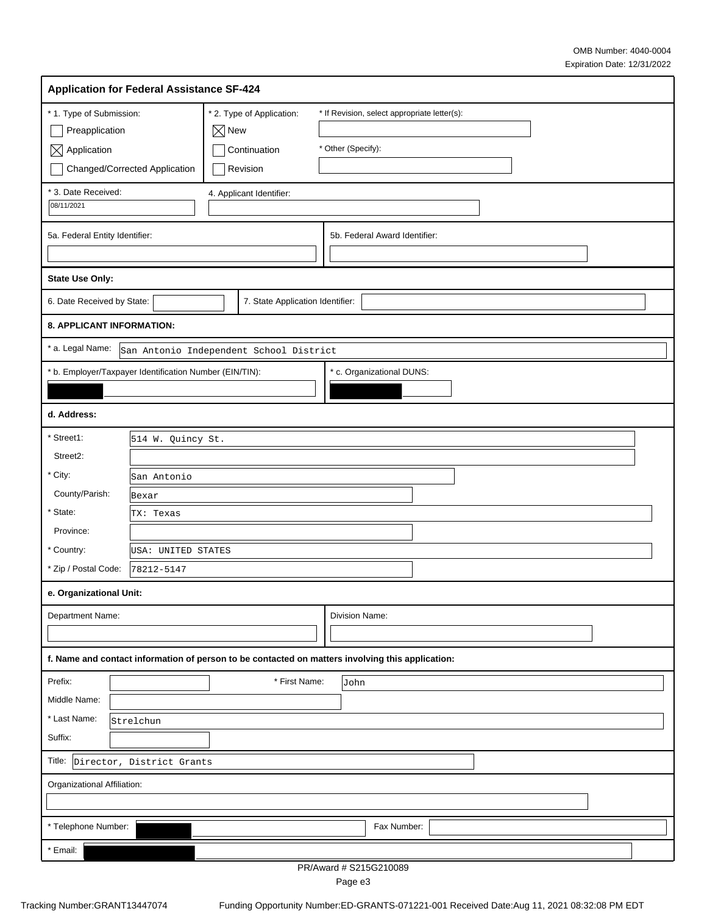OMB Number: 4040-0004
Expiration Date: 12/31/2022

## Application for Federal Assistance SF-424

**\* 1. Type of Submission:**

- ☐ Preapplication
- ☒ Application
- ☐ Changed/Corrected Application

**\* 2. Type of Application:**

- ☒ New
- ☐ Continuation
- ☐ Revision

\* If Revision, select appropriate letter(s):

\* Other (Specify):

\* 3. Date Received: 08/11/2021

4. Applicant Identifier:

5a. Federal Entity Identifier:

5b. Federal Award Identifier:

**State Use Only:**

6. Date Received by State:

7. State Application Identifier:

**8. APPLICANT INFORMATION:**

\* a. Legal Name: San Antonio Independent School District

\* b. Employer/Taxpayer Identification Number (EIN/TIN): [redacted]

\* c. Organizational DUNS: [redacted]

**d. Address:**

| | |
|---|---|
| \* Street1: | 514 W. Quincy St. |
| Street2: | |
| \* City: | San Antonio |
| County/Parish: | Bexar |
| \* State: | TX: Texas |
| Province: | |
| \* Country: | USA: UNITED STATES |
| \* Zip / Postal Code: | 78212-5147 |

**e. Organizational Unit:**

Department Name:

Division Name:

**f. Name and contact information of person to be contacted on matters involving this application:**

| | |
|---|---|
| Prefix: | |
| \* First Name: | John |
| Middle Name: | |
| \* Last Name: | Strelchun |
| Suffix: | |

Title: Director, District Grants

Organizational Affiliation:

\* Telephone Number: [redacted]

Fax Number:

\* Email: [redacted]

PR/Award # S215G210089

Tracking Number:GRANT13447074 Funding Opportunity Number:ED-GRANTS-071221-001 Received Date:Aug 11, 2021 08:32:08 PM EDT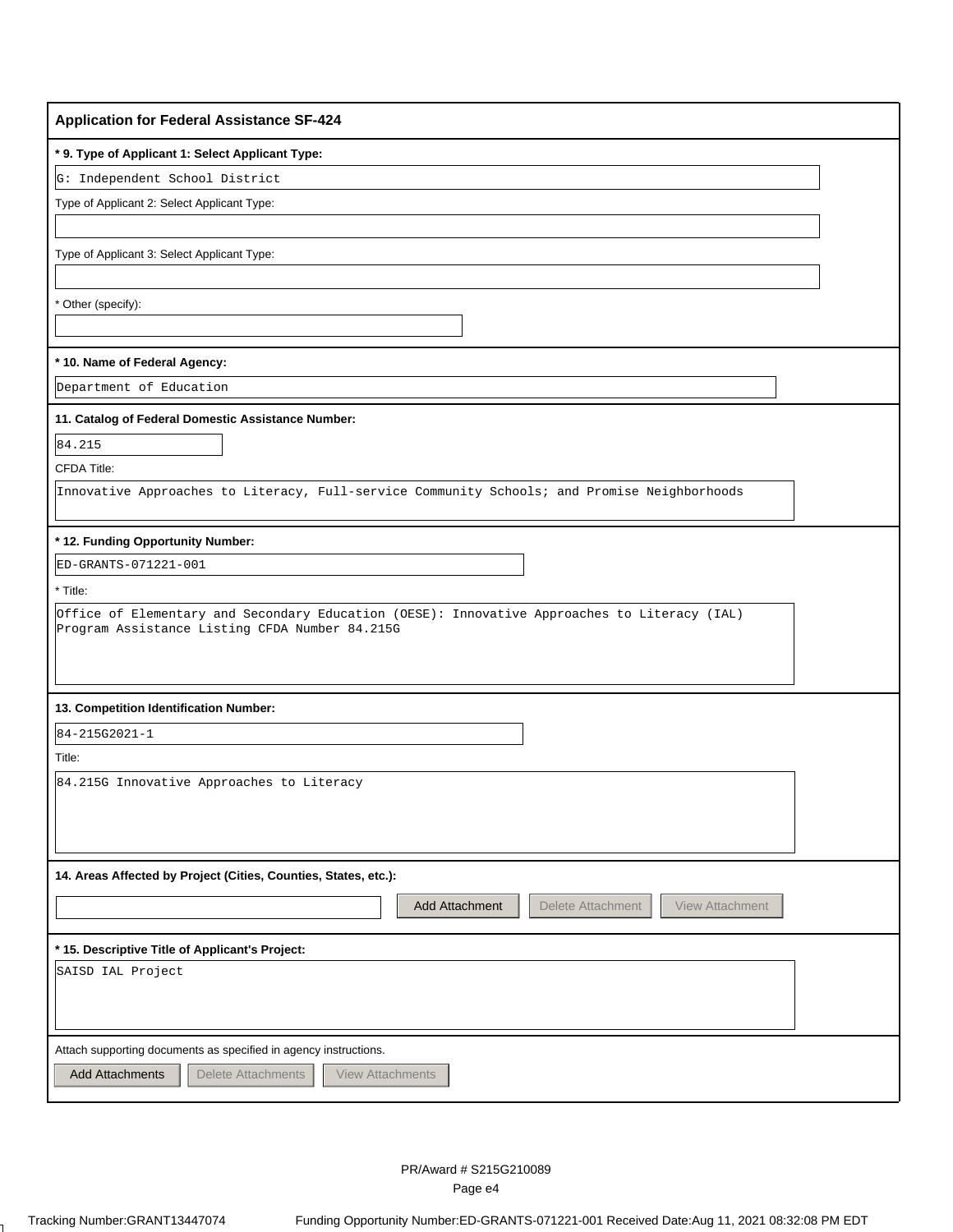## Application for Federal Assistance SF-424

**\* 9. Type of Applicant 1: Select Applicant Type:**

G: Independent School District

Type of Applicant 2: Select Applicant Type:

Type of Applicant 3: Select Applicant Type:

\* Other (specify):

**\* 10. Name of Federal Agency:**

Department of Education

**11. Catalog of Federal Domestic Assistance Number:**

84.215

CFDA Title:

Innovative Approaches to Literacy, Full-service Community Schools; and Promise Neighborhoods

**\* 12. Funding Opportunity Number:**

ED-GRANTS-071221-001

\* Title:

Office of Elementary and Secondary Education (OESE): Innovative Approaches to Literacy (IAL) Program Assistance Listing CFDA Number 84.215G

**13. Competition Identification Number:**

84-215G2021-1

Title:

84.215G Innovative Approaches to Literacy

**14. Areas Affected by Project (Cities, Counties, States, etc.):**

Add Attachment | Delete Attachment | View Attachment

**\* 15. Descriptive Title of Applicant's Project:**

SAISD IAL Project

Attach supporting documents as specified in agency instructions.

Add Attachments | Delete Attachments | View Attachments

PR/Award # S215G210089

Tracking Number:GRANT13447074 Funding Opportunity Number:ED-GRANTS-071221-001 Received Date:Aug 11, 2021 08:32:08 PM EDT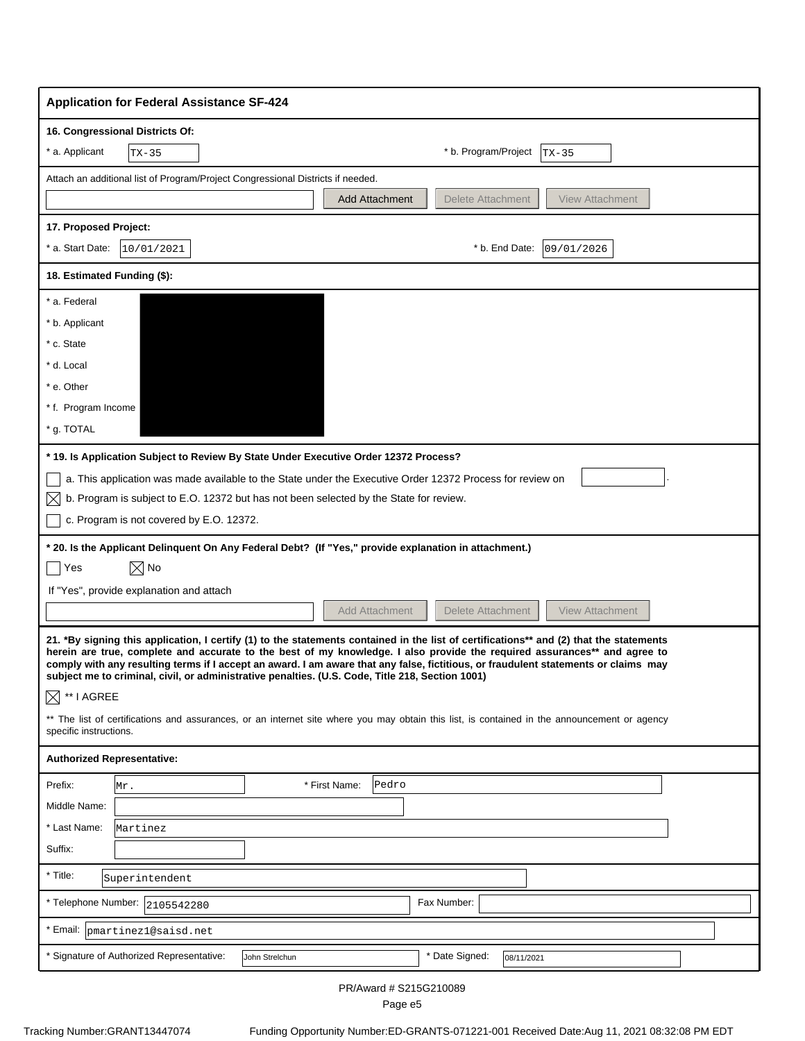## Application for Federal Assistance SF-424

**16. Congressional Districts Of:**

* a. Applicant: TX-35

* b. Program/Project: TX-35

Attach an additional list of Program/Project Congressional Districts if needed.

Add Attachment | Delete Attachment | View Attachment

**17. Proposed Project:**

* a. Start Date: 10/01/2021

* b. End Date: 09/01/2026

**18. Estimated Funding ($):**

* a. Federal
* b. Applicant
* c. State
* d. Local
* e. Other
* f. Program Income
* g. TOTAL

**\* 19. Is Application Subject to Review By State Under Executive Order 12372 Process?**

☐ a. This application was made available to the State under the Executive Order 12372 Process for review on

☒ b. Program is subject to E.O. 12372 but has not been selected by the State for review.

☐ c. Program is not covered by E.O. 12372.

**\* 20. Is the Applicant Delinquent On Any Federal Debt? (If "Yes," provide explanation in attachment.)**

☐ Yes ☒ No

If "Yes", provide explanation and attach

Add Attachment | Delete Attachment | View Attachment

**21. \*By signing this application, I certify (1) to the statements contained in the list of certifications\*\* and (2) that the statements herein are true, complete and accurate to the best of my knowledge. I also provide the required assurances\*\* and agree to comply with any resulting terms if I accept an award. I am aware that any false, fictitious, or fraudulent statements or claims may subject me to criminal, civil, or administrative penalties. (U.S. Code, Title 218, Section 1001)**

☒ \*\* I AGREE

\*\* The list of certifications and assurances, or an internet site where you may obtain this list, is contained in the announcement or agency specific instructions.

**Authorized Representative:**

Prefix: Mr.

\* First Name: Pedro

Middle Name:

\* Last Name: Martinez

Suffix:

\* Title: Superintendent

\* Telephone Number: 2105542280

Fax Number:

\* Email: pmartinez1@saisd.net

\* Signature of Authorized Representative: John Strelchun

\* Date Signed: 08/11/2021

PR/Award # S215G210089

Tracking Number:GRANT13447074 Funding Opportunity Number:ED-GRANTS-071221-001 Received Date:Aug 11, 2021 08:32:08 PM EDT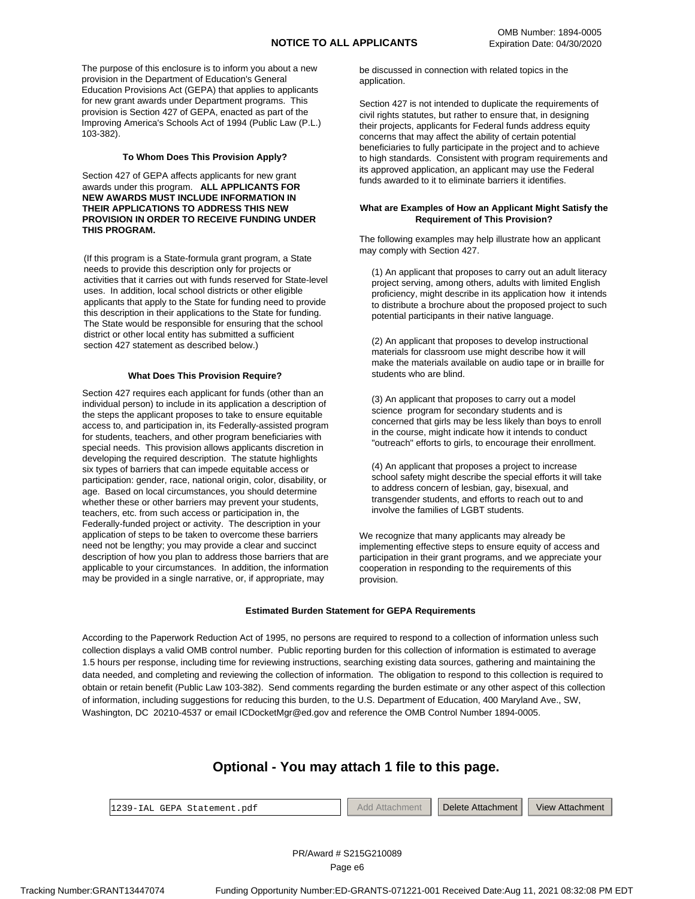OMB Number: 1894-0005
Expiration Date: 04/30/2020

# NOTICE TO ALL APPLICANTS

The purpose of this enclosure is to inform you about a new provision in the Department of Education's General Education Provisions Act (GEPA) that applies to applicants for new grant awards under Department programs. This provision is Section 427 of GEPA, enacted as part of the Improving America's Schools Act of 1994 (Public Law (P.L.) 103-382).

### To Whom Does This Provision Apply?

Section 427 of GEPA affects applicants for new grant awards under this program. **ALL APPLICANTS FOR NEW AWARDS MUST INCLUDE INFORMATION IN THEIR APPLICATIONS TO ADDRESS THIS NEW PROVISION IN ORDER TO RECEIVE FUNDING UNDER THIS PROGRAM.**

(If this program is a State-formula grant program, a State needs to provide this description only for projects or activities that it carries out with funds reserved for State-level uses. In addition, local school districts or other eligible applicants that apply to the State for funding need to provide this description in their applications to the State for funding. The State would be responsible for ensuring that the school district or other local entity has submitted a sufficient section 427 statement as described below.)

### What Does This Provision Require?

Section 427 requires each applicant for funds (other than an individual person) to include in its application a description of the steps the applicant proposes to take to ensure equitable access to, and participation in, its Federally-assisted program for students, teachers, and other program beneficiaries with special needs. This provision allows applicants discretion in developing the required description. The statute highlights six types of barriers that can impede equitable access or participation: gender, race, national origin, color, disability, or age. Based on local circumstances, you should determine whether these or other barriers may prevent your students, teachers, etc. from such access or participation in, the Federally-funded project or activity. The description in your application of steps to be taken to overcome these barriers need not be lengthy; you may provide a clear and succinct description of how you plan to address those barriers that are applicable to your circumstances. In addition, the information may be provided in a single narrative, or, if appropriate, may be discussed in connection with related topics in the application.

Section 427 is not intended to duplicate the requirements of civil rights statutes, but rather to ensure that, in designing their projects, applicants for Federal funds address equity concerns that may affect the ability of certain potential beneficiaries to fully participate in the project and to achieve to high standards. Consistent with program requirements and its approved application, an applicant may use the Federal funds awarded to it to eliminate barriers it identifies.

### What are Examples of How an Applicant Might Satisfy the Requirement of This Provision?

The following examples may help illustrate how an applicant may comply with Section 427.

(1) An applicant that proposes to carry out an adult literacy project serving, among others, adults with limited English proficiency, might describe in its application how it intends to distribute a brochure about the proposed project to such potential participants in their native language.

(2) An applicant that proposes to develop instructional materials for classroom use might describe how it will make the materials available on audio tape or in braille for students who are blind.

(3) An applicant that proposes to carry out a model science program for secondary students and is concerned that girls may be less likely than boys to enroll in the course, might indicate how it intends to conduct "outreach" efforts to girls, to encourage their enrollment.

(4) An applicant that proposes a project to increase school safety might describe the special efforts it will take to address concern of lesbian, gay, bisexual, and transgender students, and efforts to reach out to and involve the families of LGBT students.

We recognize that many applicants may already be implementing effective steps to ensure equity of access and participation in their grant programs, and we appreciate your cooperation in responding to the requirements of this provision.

### Estimated Burden Statement for GEPA Requirements

According to the Paperwork Reduction Act of 1995, no persons are required to respond to a collection of information unless such collection displays a valid OMB control number. Public reporting burden for this collection of information is estimated to average 1.5 hours per response, including time for reviewing instructions, searching existing data sources, gathering and maintaining the data needed, and completing and reviewing the collection of information. The obligation to respond to this collection is required to obtain or retain benefit (Public Law 103-382). Send comments regarding the burden estimate or any other aspect of this collection of information, including suggestions for reducing this burden, to the U.S. Department of Education, 400 Maryland Ave., SW, Washington, DC 20210-4537 or email ICDocketMgr@ed.gov and reference the OMB Control Number 1894-0005.

## Optional - You may attach 1 file to this page.

1239-IAL GEPA Statement.pdf

Add Attachment | Delete Attachment | View Attachment

PR/Award # S215G210089

Tracking Number:GRANT13447074 Funding Opportunity Number:ED-GRANTS-071221-001 Received Date:Aug 11, 2021 08:32:08 PM EDT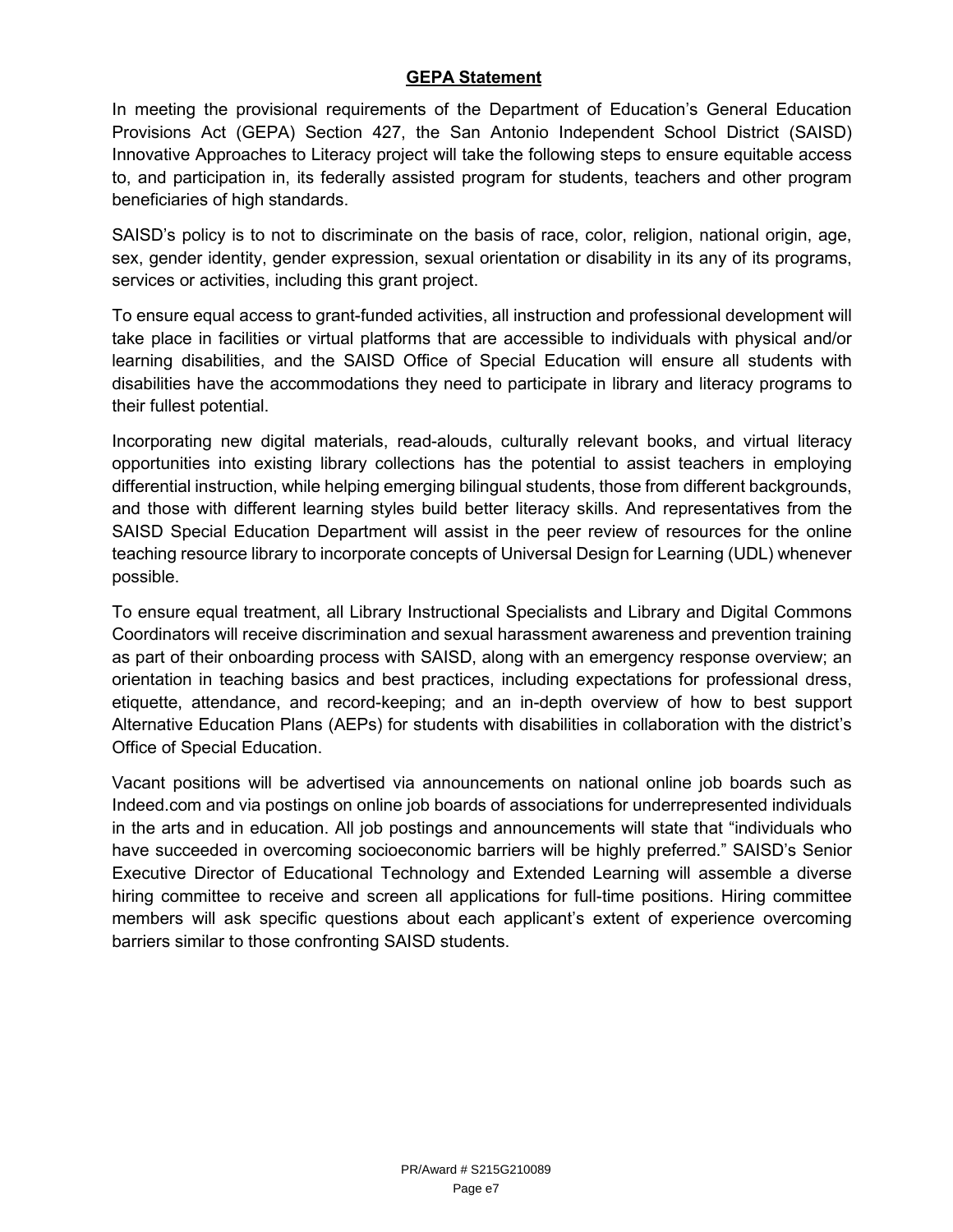**GEPA Statement**

In meeting the provisional requirements of the Department of Education's General Education Provisions Act (GEPA) Section 427, the San Antonio Independent School District (SAISD) Innovative Approaches to Literacy project will take the following steps to ensure equitable access to, and participation in, its federally assisted program for students, teachers and other program beneficiaries of high standards.

SAISD's policy is to not to discriminate on the basis of race, color, religion, national origin, age, sex, gender identity, gender expression, sexual orientation or disability in its any of its programs, services or activities, including this grant project.

To ensure equal access to grant-funded activities, all instruction and professional development will take place in facilities or virtual platforms that are accessible to individuals with physical and/or learning disabilities, and the SAISD Office of Special Education will ensure all students with disabilities have the accommodations they need to participate in library and literacy programs to their fullest potential.

Incorporating new digital materials, read-alouds, culturally relevant books, and virtual literacy opportunities into existing library collections has the potential to assist teachers in employing differential instruction, while helping emerging bilingual students, those from different backgrounds, and those with different learning styles build better literacy skills. And representatives from the SAISD Special Education Department will assist in the peer review of resources for the online teaching resource library to incorporate concepts of Universal Design for Learning (UDL) whenever possible.

To ensure equal treatment, all Library Instructional Specialists and Library and Digital Commons Coordinators will receive discrimination and sexual harassment awareness and prevention training as part of their onboarding process with SAISD, along with an emergency response overview; an orientation in teaching basics and best practices, including expectations for professional dress, etiquette, attendance, and record-keeping; and an in-depth overview of how to best support Alternative Education Plans (AEPs) for students with disabilities in collaboration with the district's Office of Special Education.

Vacant positions will be advertised via announcements on national online job boards such as Indeed.com and via postings on online job boards of associations for underrepresented individuals in the arts and in education. All job postings and announcements will state that "individuals who have succeeded in overcoming socioeconomic barriers will be highly preferred." SAISD's Senior Executive Director of Educational Technology and Extended Learning will assemble a diverse hiring committee to receive and screen all applications for full-time positions. Hiring committee members will ask specific questions about each applicant's extent of experience overcoming barriers similar to those confronting SAISD students.

PR/Award # S215G210089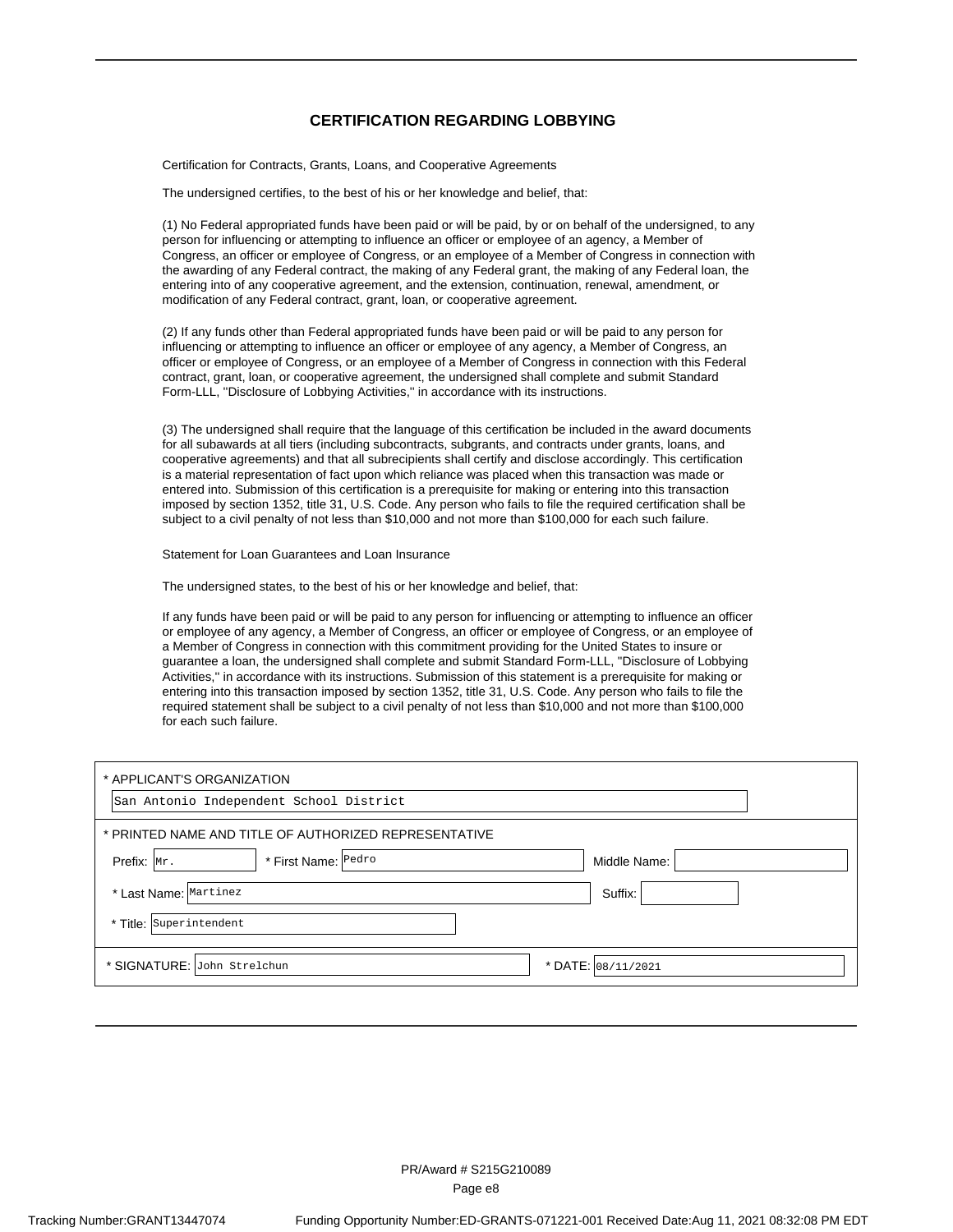# CERTIFICATION REGARDING LOBBYING

Certification for Contracts, Grants, Loans, and Cooperative Agreements

The undersigned certifies, to the best of his or her knowledge and belief, that:

(1) No Federal appropriated funds have been paid or will be paid, by or on behalf of the undersigned, to any person for influencing or attempting to influence an officer or employee of an agency, a Member of Congress, an officer or employee of Congress, or an employee of a Member of Congress in connection with the awarding of any Federal contract, the making of any Federal grant, the making of any Federal loan, the entering into of any cooperative agreement, and the extension, continuation, renewal, amendment, or modification of any Federal contract, grant, loan, or cooperative agreement.

(2) If any funds other than Federal appropriated funds have been paid or will be paid to any person for influencing or attempting to influence an officer or employee of any agency, a Member of Congress, an officer or employee of Congress, or an employee of a Member of Congress in connection with this Federal contract, grant, loan, or cooperative agreement, the undersigned shall complete and submit Standard Form-LLL, ''Disclosure of Lobbying Activities,'' in accordance with its instructions.

(3) The undersigned shall require that the language of this certification be included in the award documents for all subawards at all tiers (including subcontracts, subgrants, and contracts under grants, loans, and cooperative agreements) and that all subrecipients shall certify and disclose accordingly. This certification is a material representation of fact upon which reliance was placed when this transaction was made or entered into. Submission of this certification is a prerequisite for making or entering into this transaction imposed by section 1352, title 31, U.S. Code. Any person who fails to file the required certification shall be subject to a civil penalty of not less than $10,000 and not more than $100,000 for each such failure.

Statement for Loan Guarantees and Loan Insurance

The undersigned states, to the best of his or her knowledge and belief, that:

If any funds have been paid or will be paid to any person for influencing or attempting to influence an officer or employee of any agency, a Member of Congress, an officer or employee of Congress, or an employee of a Member of Congress in connection with this commitment providing for the United States to insure or guarantee a loan, the undersigned shall complete and submit Standard Form-LLL, ''Disclosure of Lobbying Activities,'' in accordance with its instructions. Submission of this statement is a prerequisite for making or entering into this transaction imposed by section 1352, title 31, U.S. Code. Any person who fails to file the required statement shall be subject to a civil penalty of not less than $10,000 and not more than $100,000 for each such failure.

\* APPLICANT'S ORGANIZATION

San Antonio Independent School District

\* PRINTED NAME AND TITLE OF AUTHORIZED REPRESENTATIVE

Prefix: Mr. * First Name: Pedro Middle Name:

\* Last Name: Martinez Suffix:

\* Title: Superintendent

\* SIGNATURE: John Strelchun * DATE: 08/11/2021

PR/Award # S215G210089

Tracking Number:GRANT13447074 Funding Opportunity Number:ED-GRANTS-071221-001 Received Date:Aug 11, 2021 08:32:08 PM EDT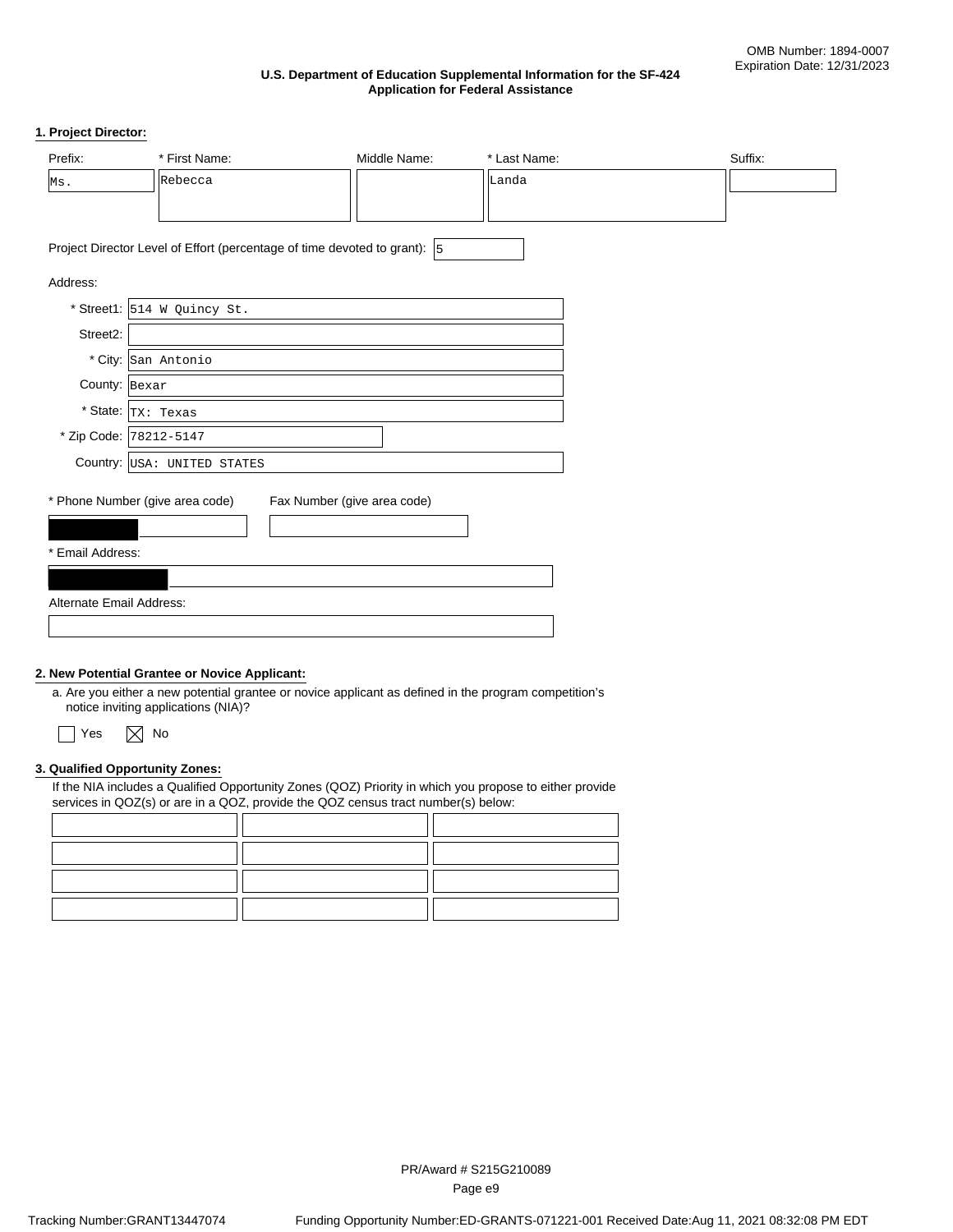OMB Number: 1894-0007
Expiration Date: 12/31/2023

**U.S. Department of Education Supplemental Information for the SF-424**
**Application for Federal Assistance**

**1. Project Director:**

| Prefix: | * First Name: | Middle Name: | * Last Name: | Suffix: |
|---|---|---|---|---|
| Ms. | Rebecca | | Landa | |

Project Director Level of Effort (percentage of time devoted to grant): 5

Address:

* Street1: 514 W Quincy St.
Street2:
* City: San Antonio
County: Bexar
* State: TX: Texas
* Zip Code: 78212-5147
Country: USA: UNITED STATES

* Phone Number (give area code)

Fax Number (give area code)

* Email Address:

Alternate Email Address:

**2. New Potential Grantee or Novice Applicant:**

a. Are you either a new potential grantee or novice applicant as defined in the program competition's notice inviting applications (NIA)?

☐ Yes ☒ No

**3. Qualified Opportunity Zones:**

If the NIA includes a Qualified Opportunity Zones (QOZ) Priority in which you propose to either provide services in QOZ(s) or are in a QOZ, provide the QOZ census tract number(s) below:

| | | |
|---|---|---|
| | | |
| | | |
| | | |
| | | |

PR/Award # S215G210089

Tracking Number:GRANT13447074 Funding Opportunity Number:ED-GRANTS-071221-001 Received Date:Aug 11, 2021 08:32:08 PM EDT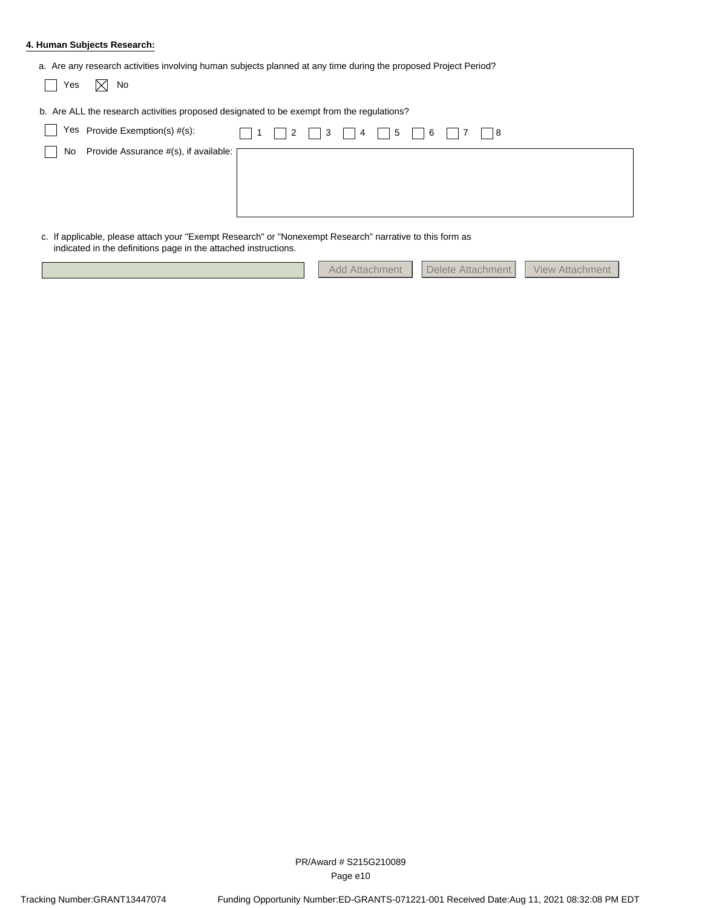**4. Human Subjects Research:**

a. Are any research activities involving human subjects planned at any time during the proposed Project Period?

☐ Yes ☒ No

b. Are ALL the research activities proposed designated to be exempt from the regulations?

☐ Yes Provide Exemption(s) #(s): ☐ 1 ☐ 2 ☐ 3 ☐ 4 ☐ 5 ☐ 6 ☐ 7 ☐ 8

☐ No Provide Assurance #(s), if available:

c. If applicable, please attach your "Exempt Research" or "Nonexempt Research" narrative to this form as indicated in the definitions page in the attached instructions.

Add Attachment | Delete Attachment | View Attachment

PR/Award # S215G210089

Tracking Number:GRANT13447074 Funding Opportunity Number:ED-GRANTS-071221-001 Received Date:Aug 11, 2021 08:32:08 PM EDT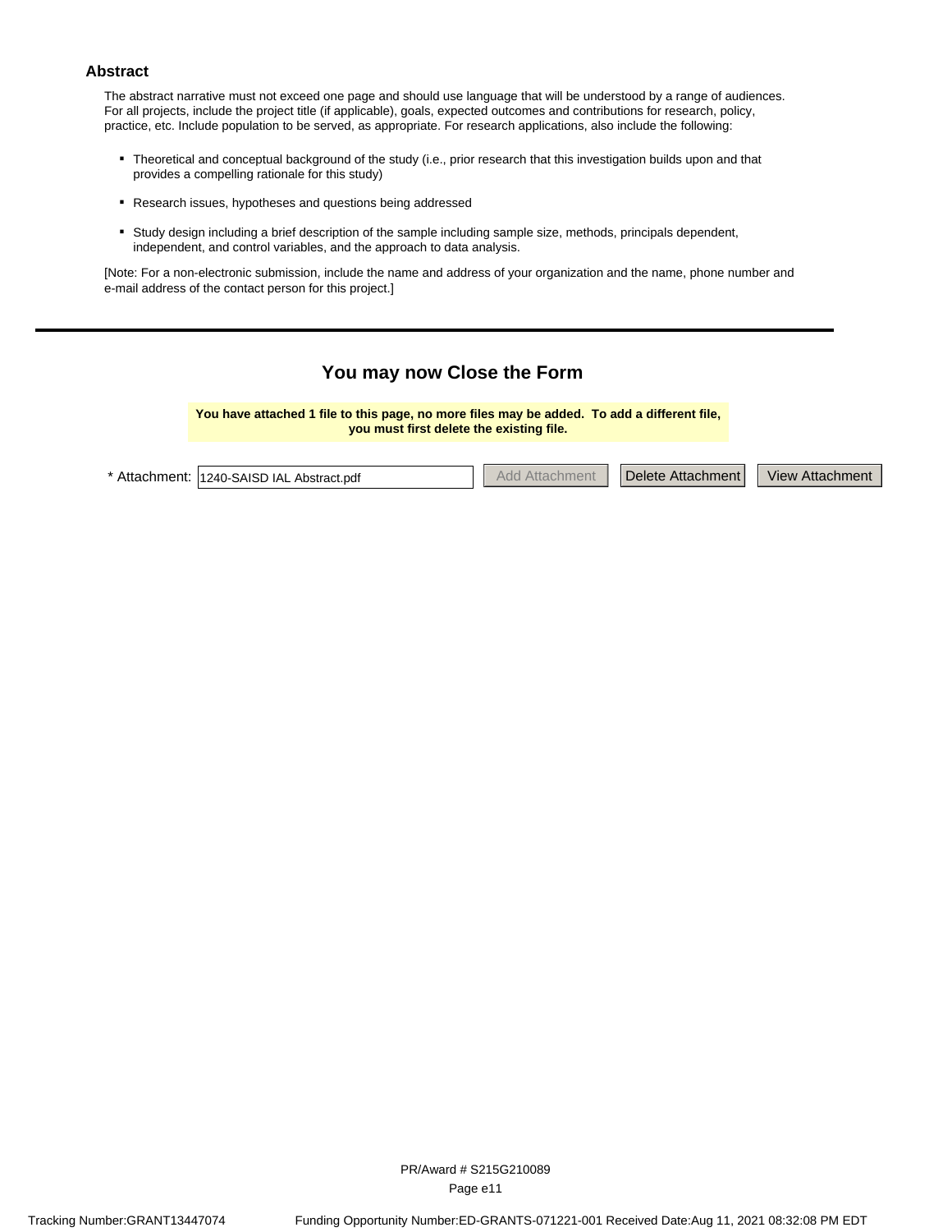## Abstract

The abstract narrative must not exceed one page and should use language that will be understood by a range of audiences. For all projects, include the project title (if applicable), goals, expected outcomes and contributions for research, policy, practice, etc. Include population to be served, as appropriate. For research applications, also include the following:

- Theoretical and conceptual background of the study (i.e., prior research that this investigation builds upon and that provides a compelling rationale for this study)
- Research issues, hypotheses and questions being addressed
- Study design including a brief description of the sample including sample size, methods, principals dependent, independent, and control variables, and the approach to data analysis.

[Note: For a non-electronic submission, include the name and address of your organization and the name, phone number and e-mail address of the contact person for this project.]

---

### You may now Close the Form

**You have attached 1 file to this page, no more files may be added. To add a different file, you must first delete the existing file.**

* Attachment: 1240-SAISD IAL Abstract.pdf

Add Attachment | Delete Attachment | View Attachment

PR/Award # S215G210089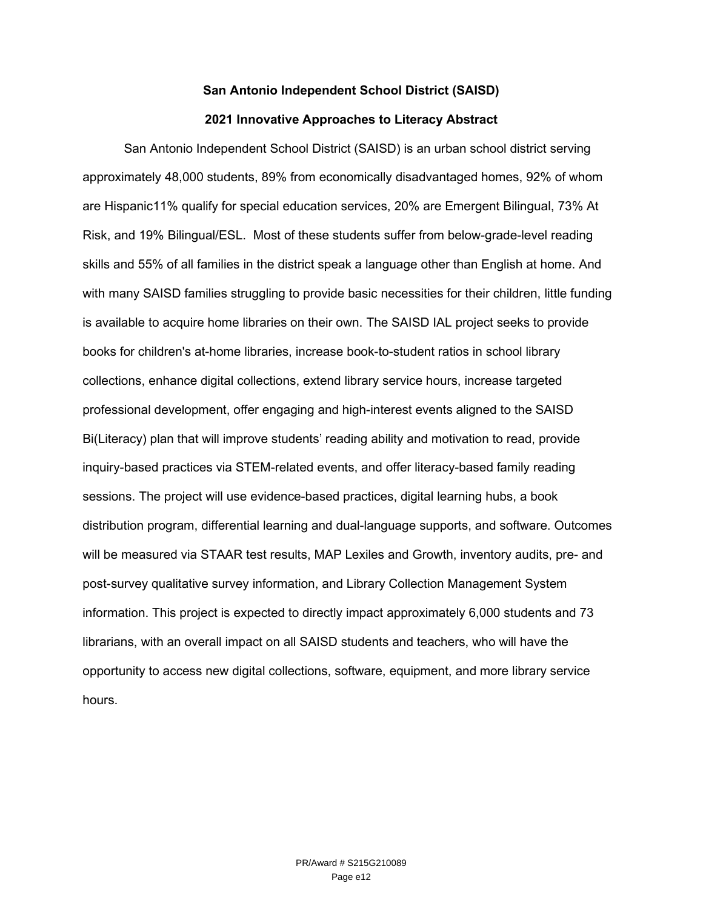**San Antonio Independent School District (SAISD)**

**2021 Innovative Approaches to Literacy Abstract**

San Antonio Independent School District (SAISD) is an urban school district serving approximately 48,000 students, 89% from economically disadvantaged homes, 92% of whom are Hispanic11% qualify for special education services, 20% are Emergent Bilingual, 73% At Risk, and 19% Bilingual/ESL. Most of these students suffer from below-grade-level reading skills and 55% of all families in the district speak a language other than English at home. And with many SAISD families struggling to provide basic necessities for their children, little funding is available to acquire home libraries on their own. The SAISD IAL project seeks to provide books for children's at-home libraries, increase book-to-student ratios in school library collections, enhance digital collections, extend library service hours, increase targeted professional development, offer engaging and high-interest events aligned to the SAISD Bi(Literacy) plan that will improve students' reading ability and motivation to read, provide inquiry-based practices via STEM-related events, and offer literacy-based family reading sessions. The project will use evidence-based practices, digital learning hubs, a book distribution program, differential learning and dual-language supports, and software. Outcomes will be measured via STAAR test results, MAP Lexiles and Growth, inventory audits, pre- and post-survey qualitative survey information, and Library Collection Management System information. This project is expected to directly impact approximately 6,000 students and 73 librarians, with an overall impact on all SAISD students and teachers, who will have the opportunity to access new digital collections, software, equipment, and more library service hours.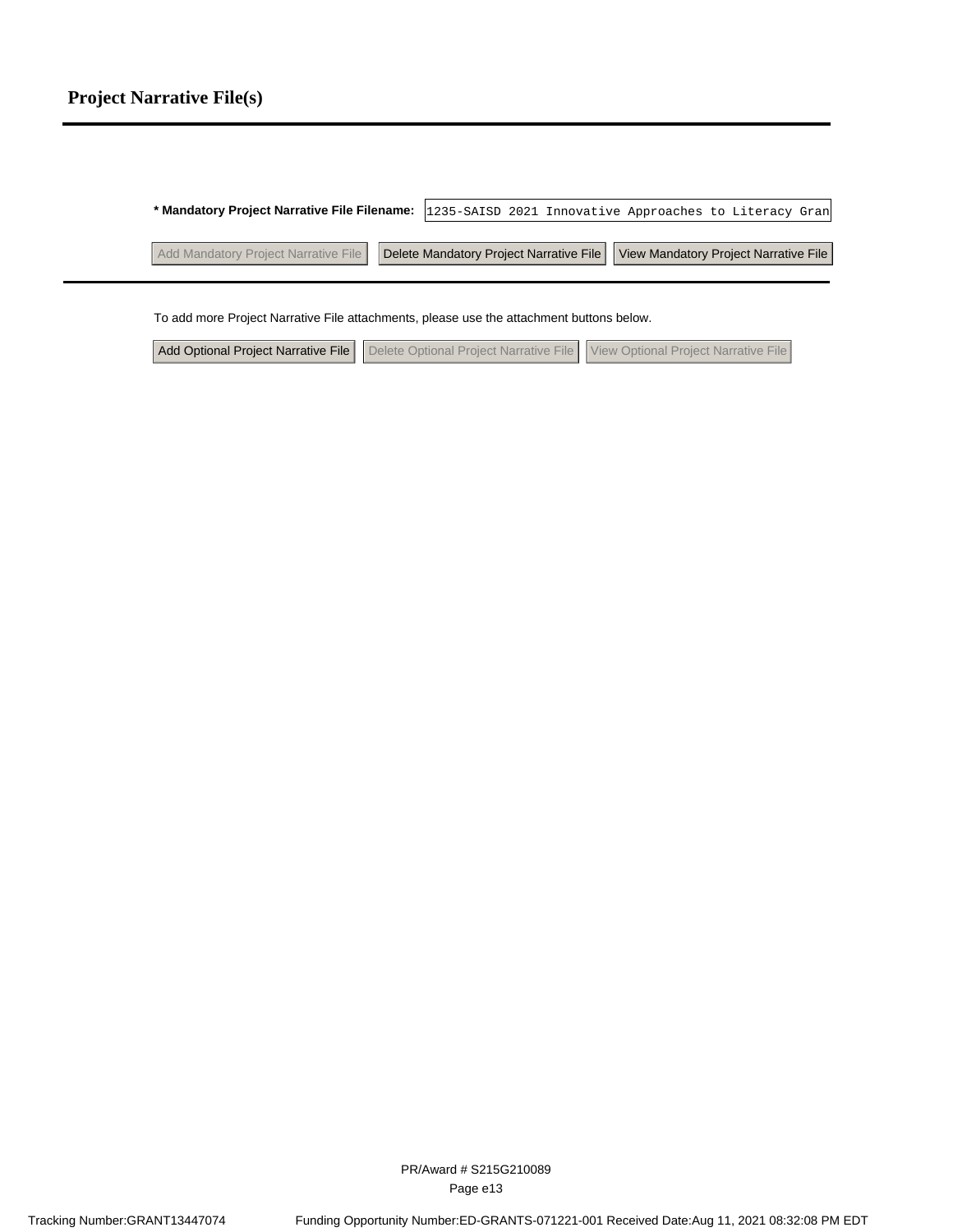# Project Narrative File(s)

**\* Mandatory Project Narrative File Filename:** 1235-SAISD 2021 Innovative Approaches to Literacy Gran

Add Mandatory Project Narrative File | Delete Mandatory Project Narrative File | View Mandatory Project Narrative File

To add more Project Narrative File attachments, please use the attachment buttons below.

Add Optional Project Narrative File | Delete Optional Project Narrative File | View Optional Project Narrative File

PR/Award # S215G210089

Tracking Number:GRANT13447074 Funding Opportunity Number:ED-GRANTS-071221-001 Received Date:Aug 11, 2021 08:32:08 PM EDT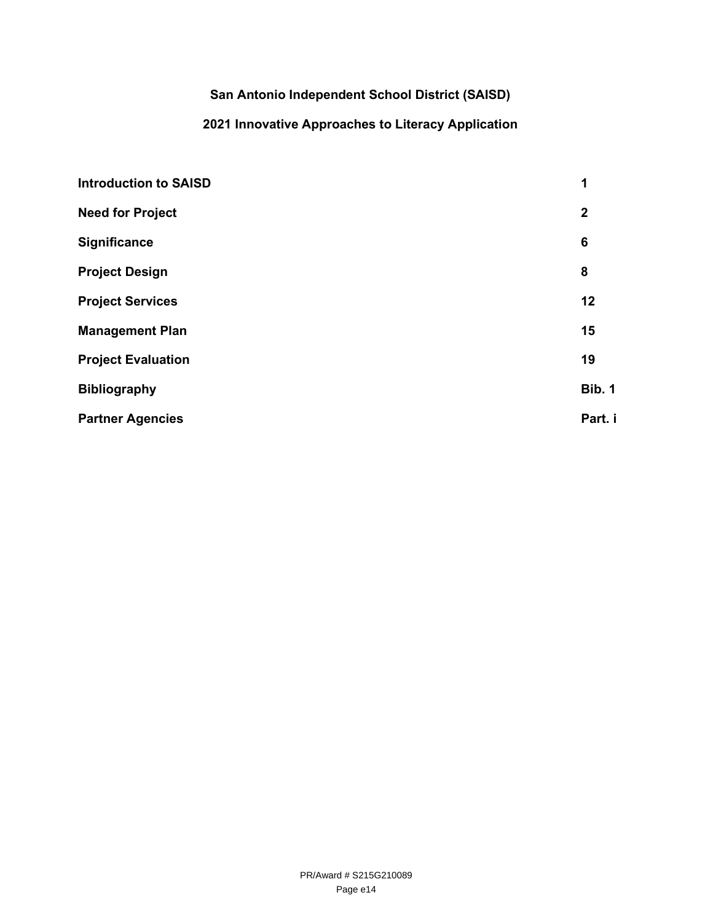# San Antonio Independent School District (SAISD)

## 2021 Innovative Approaches to Literacy Application

| | |
|---|---|
| **Introduction to SAISD** | **1** |
| **Need for Project** | **2** |
| **Significance** | **6** |
| **Project Design** | **8** |
| **Project Services** | **12** |
| **Management Plan** | **15** |
| **Project Evaluation** | **19** |
| **Bibliography** | **Bib. 1** |
| **Partner Agencies** | **Part. i** |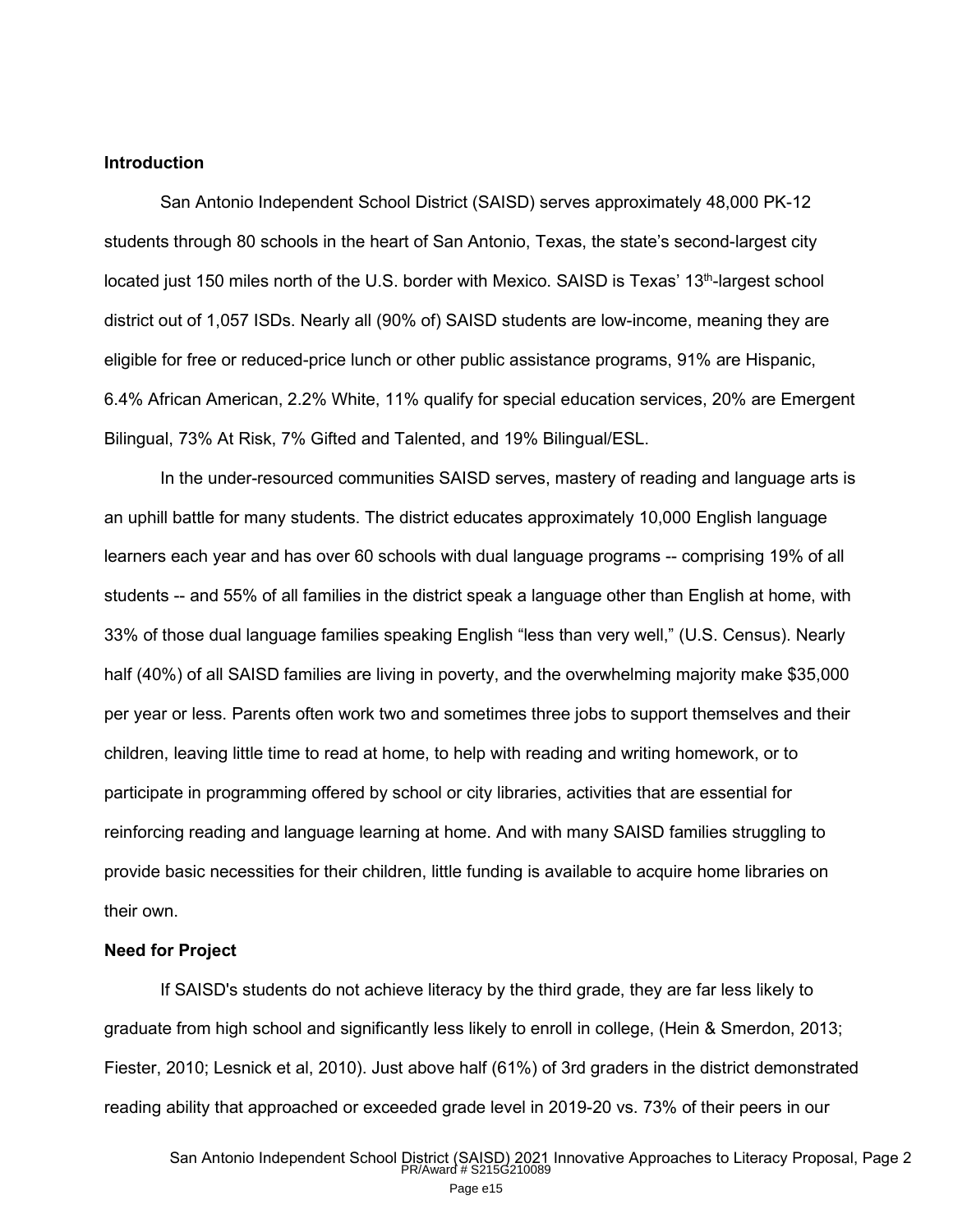**Introduction**

San Antonio Independent School District (SAISD) serves approximately 48,000 PK-12 students through 80 schools in the heart of San Antonio, Texas, the state's second-largest city located just 150 miles north of the U.S. border with Mexico. SAISD is Texas' 13th-largest school district out of 1,057 ISDs. Nearly all (90% of) SAISD students are low-income, meaning they are eligible for free or reduced-price lunch or other public assistance programs, 91% are Hispanic, 6.4% African American, 2.2% White, 11% qualify for special education services, 20% are Emergent Bilingual, 73% At Risk, 7% Gifted and Talented, and 19% Bilingual/ESL.

In the under-resourced communities SAISD serves, mastery of reading and language arts is an uphill battle for many students. The district educates approximately 10,000 English language learners each year and has over 60 schools with dual language programs -- comprising 19% of all students -- and 55% of all families in the district speak a language other than English at home, with 33% of those dual language families speaking English "less than very well," (U.S. Census). Nearly half (40%) of all SAISD families are living in poverty, and the overwhelming majority make $35,000 per year or less. Parents often work two and sometimes three jobs to support themselves and their children, leaving little time to read at home, to help with reading and writing homework, or to participate in programming offered by school or city libraries, activities that are essential for reinforcing reading and language learning at home. And with many SAISD families struggling to provide basic necessities for their children, little funding is available to acquire home libraries on their own.

**Need for Project**

If SAISD's students do not achieve literacy by the third grade, they are far less likely to graduate from high school and significantly less likely to enroll in college, (Hein & Smerdon, 2013; Fiester, 2010; Lesnick et al, 2010). Just above half (61%) of 3rd graders in the district demonstrated reading ability that approached or exceeded grade level in 2019-20 vs. 73% of their peers in our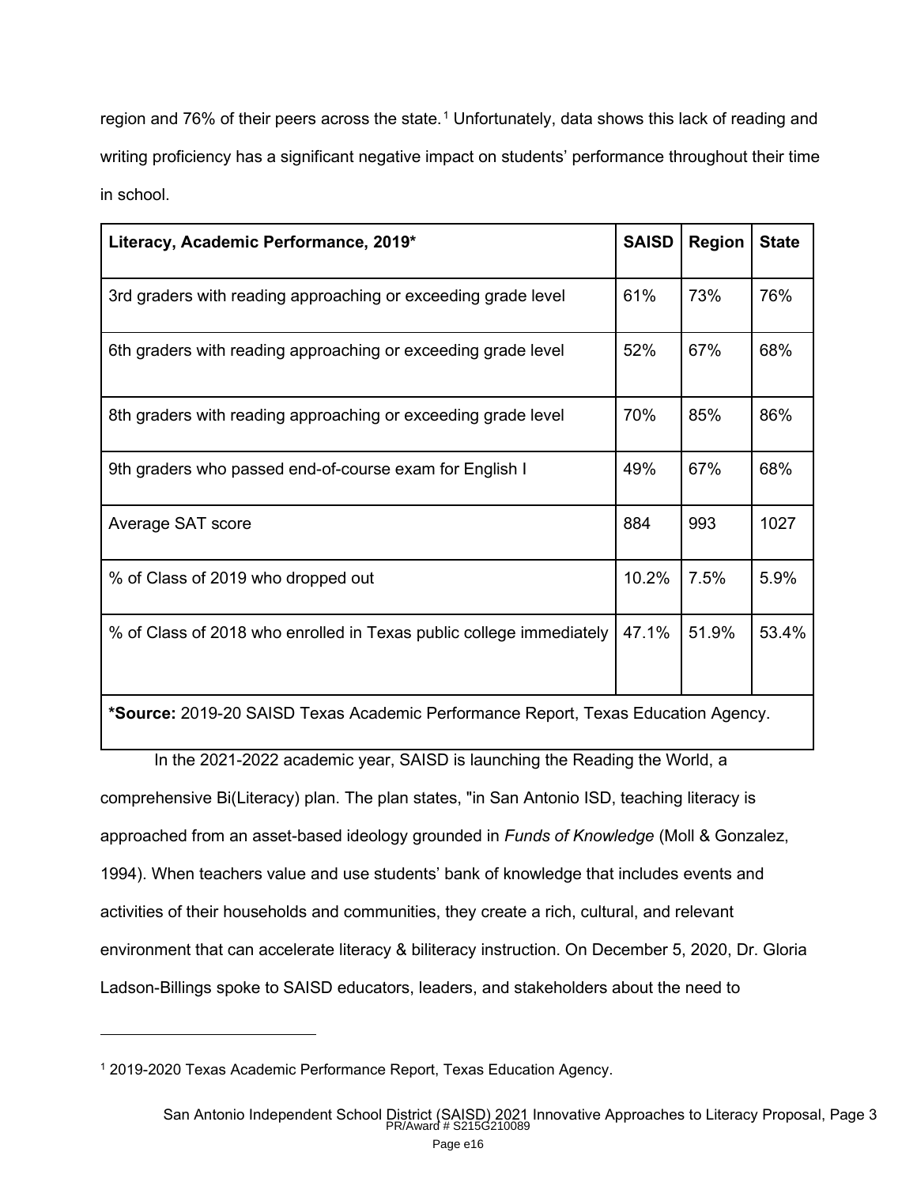region and 76% of their peers across the state.[1] Unfortunately, data shows this lack of reading and writing proficiency has a significant negative impact on students' performance throughout their time in school.

| **Literacy, Academic Performance, 2019*** | **SAISD** | **Region** | **State** |
|---|---|---|---|
| 3rd graders with reading approaching or exceeding grade level | 61% | 73% | 76% |
| 6th graders with reading approaching or exceeding grade level | 52% | 67% | 68% |
| 8th graders with reading approaching or exceeding grade level | 70% | 85% | 86% |
| 9th graders who passed end-of-course exam for English I | 49% | 67% | 68% |
| Average SAT score | 884 | 993 | 1027 |
| % of Class of 2019 who dropped out | 10.2% | 7.5% | 5.9% |
| % of Class of 2018 who enrolled in Texas public college immediately | 47.1% | 51.9% | 53.4% |
| ***Source:** 2019-20 SAISD Texas Academic Performance Report, Texas Education Agency. | | | |

In the 2021-2022 academic year, SAISD is launching the Reading the World, a comprehensive Bi(Literacy) plan. The plan states, "in San Antonio ISD, teaching literacy is approached from an asset-based ideology grounded in *Funds of Knowledge* (Moll & Gonzalez, 1994). When teachers value and use students' bank of knowledge that includes events and activities of their households and communities, they create a rich, cultural, and relevant environment that can accelerate literacy & biliteracy instruction. On December 5, 2020, Dr. Gloria Ladson-Billings spoke to SAISD educators, leaders, and stakeholders about the need to

[1] 2019-2020 Texas Academic Performance Report, Texas Education Agency.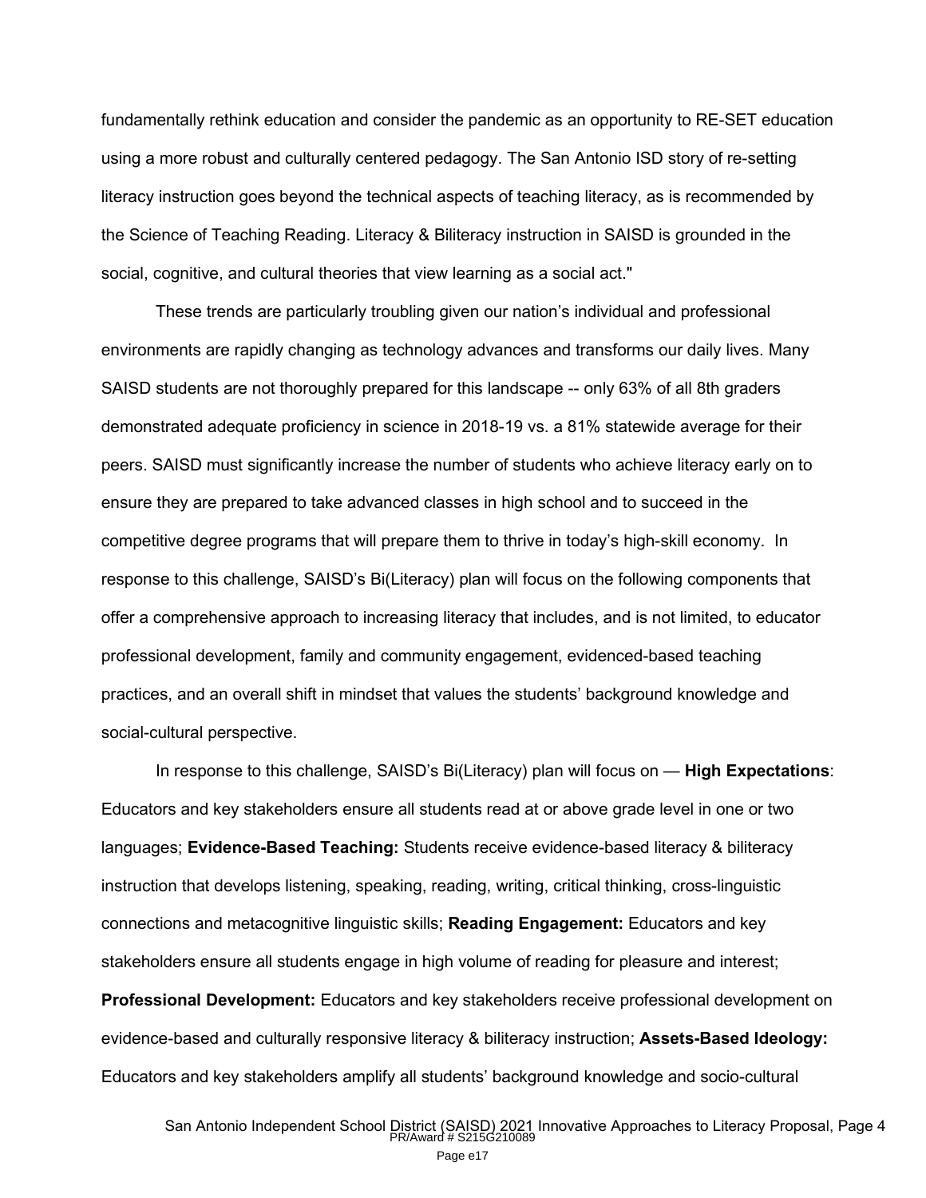fundamentally rethink education and consider the pandemic as an opportunity to RE-SET education using a more robust and culturally centered pedagogy. The San Antonio ISD story of re-setting literacy instruction goes beyond the technical aspects of teaching literacy, as is recommended by the Science of Teaching Reading. Literacy & Biliteracy instruction in SAISD is grounded in the social, cognitive, and cultural theories that view learning as a social act."

These trends are particularly troubling given our nation's individual and professional environments are rapidly changing as technology advances and transforms our daily lives. Many SAISD students are not thoroughly prepared for this landscape -- only 63% of all 8th graders demonstrated adequate proficiency in science in 2018-19 vs. a 81% statewide average for their peers. SAISD must significantly increase the number of students who achieve literacy early on to ensure they are prepared to take advanced classes in high school and to succeed in the competitive degree programs that will prepare them to thrive in today's high-skill economy. In response to this challenge, SAISD's Bi(Literacy) plan will focus on the following components that offer a comprehensive approach to increasing literacy that includes, and is not limited, to educator professional development, family and community engagement, evidenced-based teaching practices, and an overall shift in mindset that values the students' background knowledge and social-cultural perspective.

In response to this challenge, SAISD's Bi(Literacy) plan will focus on — **High Expectations**: Educators and key stakeholders ensure all students read at or above grade level in one or two languages; **Evidence-Based Teaching:** Students receive evidence-based literacy & biliteracy instruction that develops listening, speaking, reading, writing, critical thinking, cross-linguistic connections and metacognitive linguistic skills; **Reading Engagement:** Educators and key stakeholders ensure all students engage in high volume of reading for pleasure and interest; **Professional Development:** Educators and key stakeholders receive professional development on evidence-based and culturally responsive literacy & biliteracy instruction; **Assets-Based Ideology:** Educators and key stakeholders amplify all students' background knowledge and socio-cultural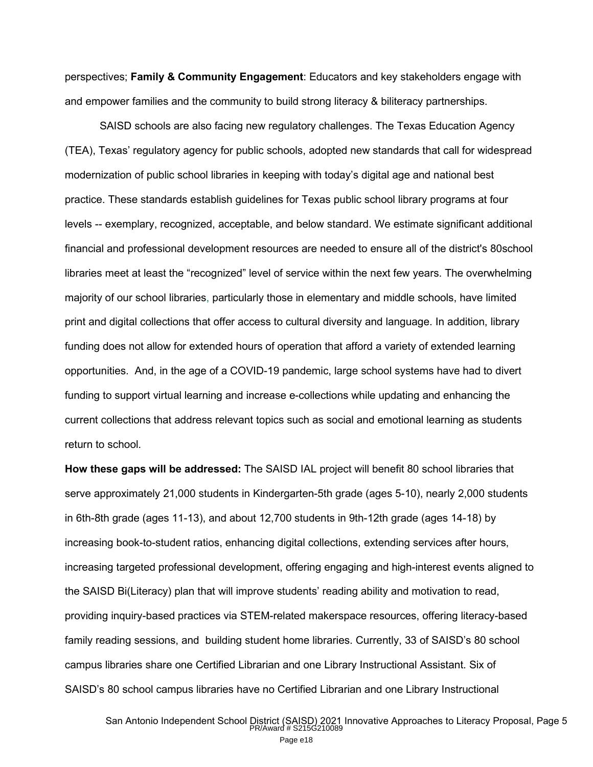perspectives; **Family & Community Engagement**: Educators and key stakeholders engage with and empower families and the community to build strong literacy & biliteracy partnerships.

SAISD schools are also facing new regulatory challenges. The Texas Education Agency (TEA), Texas' regulatory agency for public schools, adopted new standards that call for widespread modernization of public school libraries in keeping with today's digital age and national best practice. These standards establish guidelines for Texas public school library programs at four levels -- exemplary, recognized, acceptable, and below standard. We estimate significant additional financial and professional development resources are needed to ensure all of the district's 80school libraries meet at least the "recognized" level of service within the next few years. The overwhelming majority of our school libraries, particularly those in elementary and middle schools, have limited print and digital collections that offer access to cultural diversity and language. In addition, library funding does not allow for extended hours of operation that afford a variety of extended learning opportunities. And, in the age of a COVID-19 pandemic, large school systems have had to divert funding to support virtual learning and increase e-collections while updating and enhancing the current collections that address relevant topics such as social and emotional learning as students return to school.

**How these gaps will be addressed:** The SAISD IAL project will benefit 80 school libraries that serve approximately 21,000 students in Kindergarten-5th grade (ages 5-10), nearly 2,000 students in 6th-8th grade (ages 11-13), and about 12,700 students in 9th-12th grade (ages 14-18) by increasing book-to-student ratios, enhancing digital collections, extending services after hours, increasing targeted professional development, offering engaging and high-interest events aligned to the SAISD Bi(Literacy) plan that will improve students' reading ability and motivation to read, providing inquiry-based practices via STEM-related makerspace resources, offering literacy-based family reading sessions, and building student home libraries. Currently, 33 of SAISD's 80 school campus libraries share one Certified Librarian and one Library Instructional Assistant. Six of SAISD's 80 school campus libraries have no Certified Librarian and one Library Instructional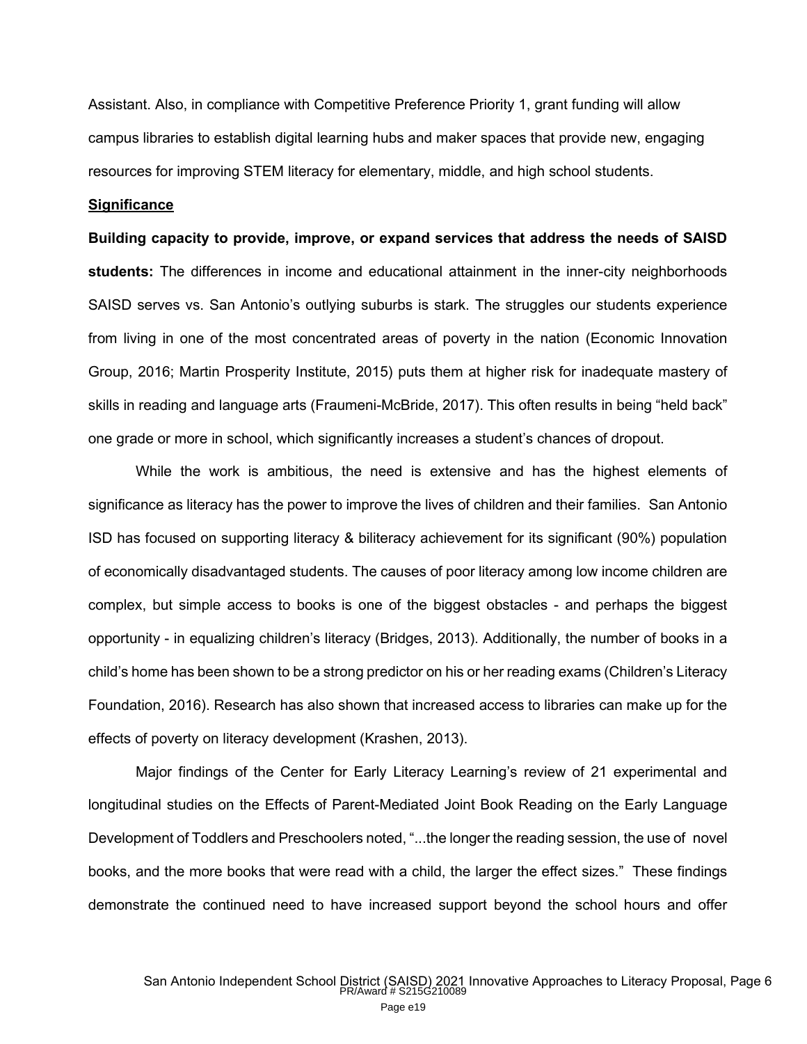Assistant. Also, in compliance with Competitive Preference Priority 1, grant funding will allow campus libraries to establish digital learning hubs and maker spaces that provide new, engaging resources for improving STEM literacy for elementary, middle, and high school students.

## Significance

**Building capacity to provide, improve, or expand services that address the needs of SAISD students:** The differences in income and educational attainment in the inner-city neighborhoods SAISD serves vs. San Antonio's outlying suburbs is stark. The struggles our students experience from living in one of the most concentrated areas of poverty in the nation (Economic Innovation Group, 2016; Martin Prosperity Institute, 2015) puts them at higher risk for inadequate mastery of skills in reading and language arts (Fraumeni-McBride, 2017). This often results in being "held back" one grade or more in school, which significantly increases a student's chances of dropout.

While the work is ambitious, the need is extensive and has the highest elements of significance as literacy has the power to improve the lives of children and their families. San Antonio ISD has focused on supporting literacy & biliteracy achievement for its significant (90%) population of economically disadvantaged students. The causes of poor literacy among low income children are complex, but simple access to books is one of the biggest obstacles - and perhaps the biggest opportunity - in equalizing children's literacy (Bridges, 2013). Additionally, the number of books in a child's home has been shown to be a strong predictor on his or her reading exams (Children's Literacy Foundation, 2016). Research has also shown that increased access to libraries can make up for the effects of poverty on literacy development (Krashen, 2013).

Major findings of the Center for Early Literacy Learning's review of 21 experimental and longitudinal studies on the Effects of Parent-Mediated Joint Book Reading on the Early Language Development of Toddlers and Preschoolers noted, "...the longer the reading session, the use of novel books, and the more books that were read with a child, the larger the effect sizes." These findings demonstrate the continued need to have increased support beyond the school hours and offer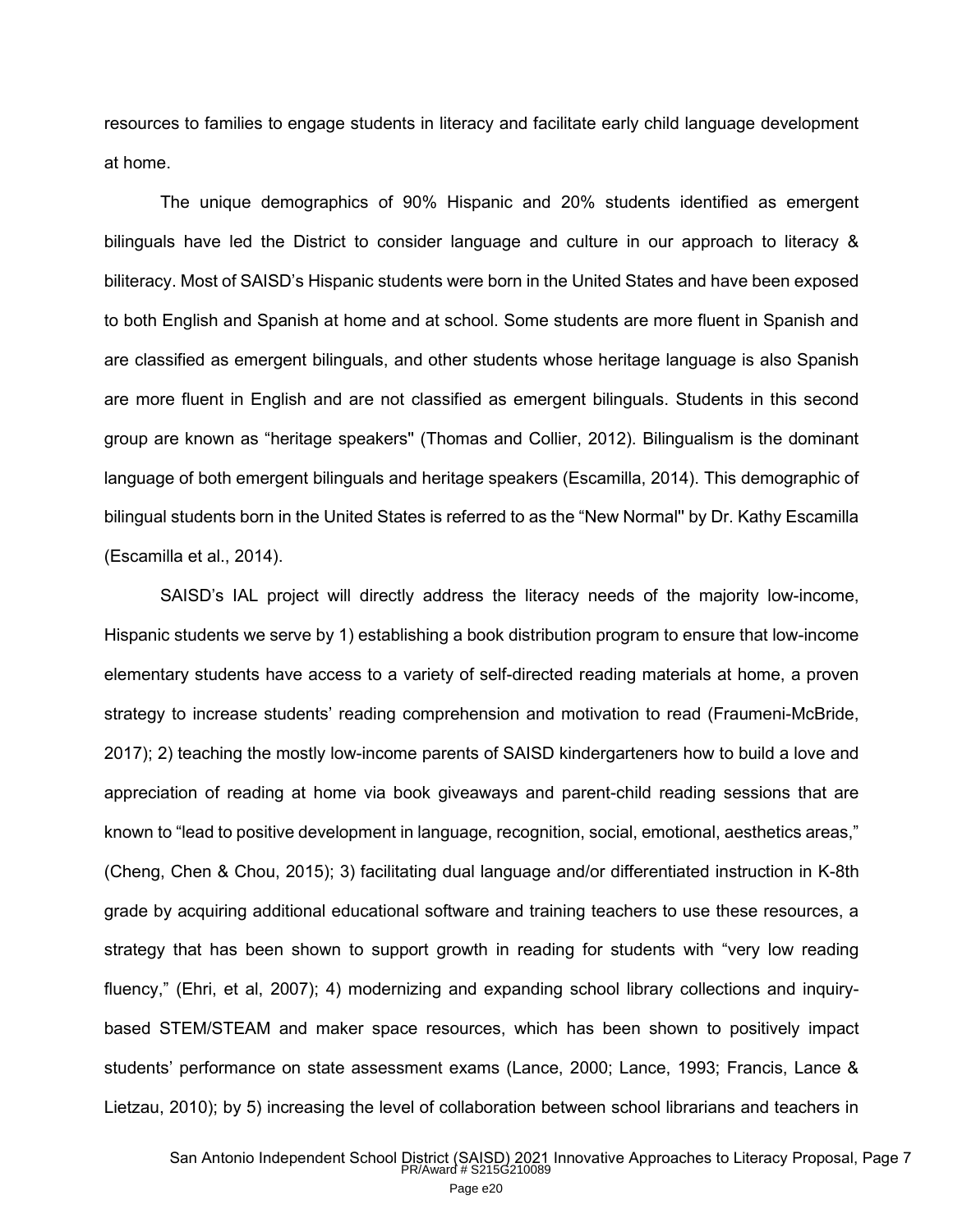resources to families to engage students in literacy and facilitate early child language development at home.

The unique demographics of 90% Hispanic and 20% students identified as emergent bilinguals have led the District to consider language and culture in our approach to literacy & biliteracy. Most of SAISD's Hispanic students were born in the United States and have been exposed to both English and Spanish at home and at school. Some students are more fluent in Spanish and are classified as emergent bilinguals, and other students whose heritage language is also Spanish are more fluent in English and are not classified as emergent bilinguals. Students in this second group are known as "heritage speakers" (Thomas and Collier, 2012). Bilingualism is the dominant language of both emergent bilinguals and heritage speakers (Escamilla, 2014). This demographic of bilingual students born in the United States is referred to as the "New Normal" by Dr. Kathy Escamilla (Escamilla et al., 2014).

SAISD's IAL project will directly address the literacy needs of the majority low-income, Hispanic students we serve by 1) establishing a book distribution program to ensure that low-income elementary students have access to a variety of self-directed reading materials at home, a proven strategy to increase students' reading comprehension and motivation to read (Fraumeni-McBride, 2017); 2) teaching the mostly low-income parents of SAISD kindergarteners how to build a love and appreciation of reading at home via book giveaways and parent-child reading sessions that are known to "lead to positive development in language, recognition, social, emotional, aesthetics areas," (Cheng, Chen & Chou, 2015); 3) facilitating dual language and/or differentiated instruction in K-8th grade by acquiring additional educational software and training teachers to use these resources, a strategy that has been shown to support growth in reading for students with "very low reading fluency," (Ehri, et al, 2007); 4) modernizing and expanding school library collections and inquiry-based STEM/STEAM and maker space resources, which has been shown to positively impact students' performance on state assessment exams (Lance, 2000; Lance, 1993; Francis, Lance & Lietzau, 2010); by 5) increasing the level of collaboration between school librarians and teachers in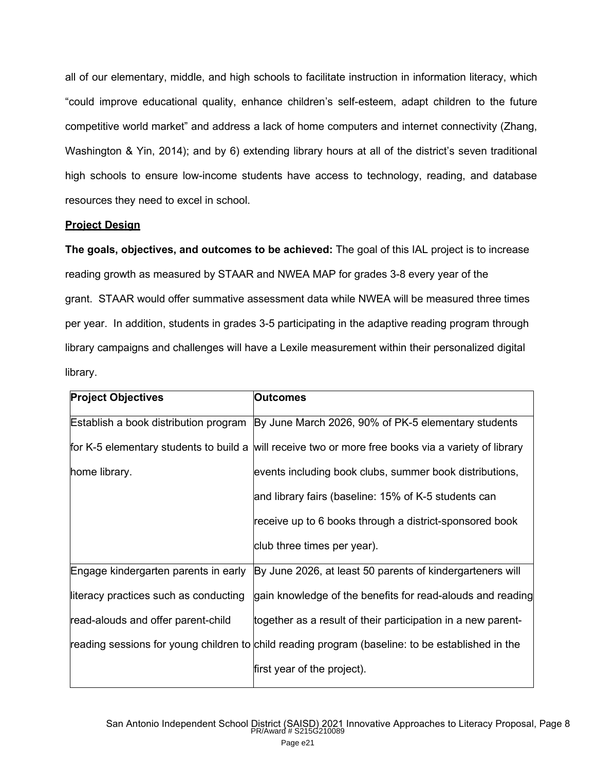all of our elementary, middle, and high schools to facilitate instruction in information literacy, which "could improve educational quality, enhance children's self-esteem, adapt children to the future competitive world market" and address a lack of home computers and internet connectivity (Zhang, Washington & Yin, 2014); and by 6) extending library hours at all of the district's seven traditional high schools to ensure low-income students have access to technology, reading, and database resources they need to excel in school.

## Project Design

**The goals, objectives, and outcomes to be achieved:** The goal of this IAL project is to increase reading growth as measured by STAAR and NWEA MAP for grades 3-8 every year of the grant. STAAR would offer summative assessment data while NWEA will be measured three times per year. In addition, students in grades 3-5 participating in the adaptive reading program through library campaigns and challenges will have a Lexile measurement within their personalized digital library.

| Project Objectives | Outcomes |
|---|---|
| Establish a book distribution program for K-5 elementary students to build a home library. | By June March 2026, 90% of PK-5 elementary students will receive two or more free books via a variety of library events including book clubs, summer book distributions, and library fairs (baseline: 15% of K-5 students can receive up to 6 books through a district-sponsored book club three times per year). |
| Engage kindergarten parents in early literacy practices such as conducting read-alouds and offer parent-child reading sessions for young children to | By June 2026, at least 50 parents of kindergarteners will gain knowledge of the benefits for read-alouds and reading together as a result of their participation in a new parent-child reading program (baseline: to be established in the first year of the project). |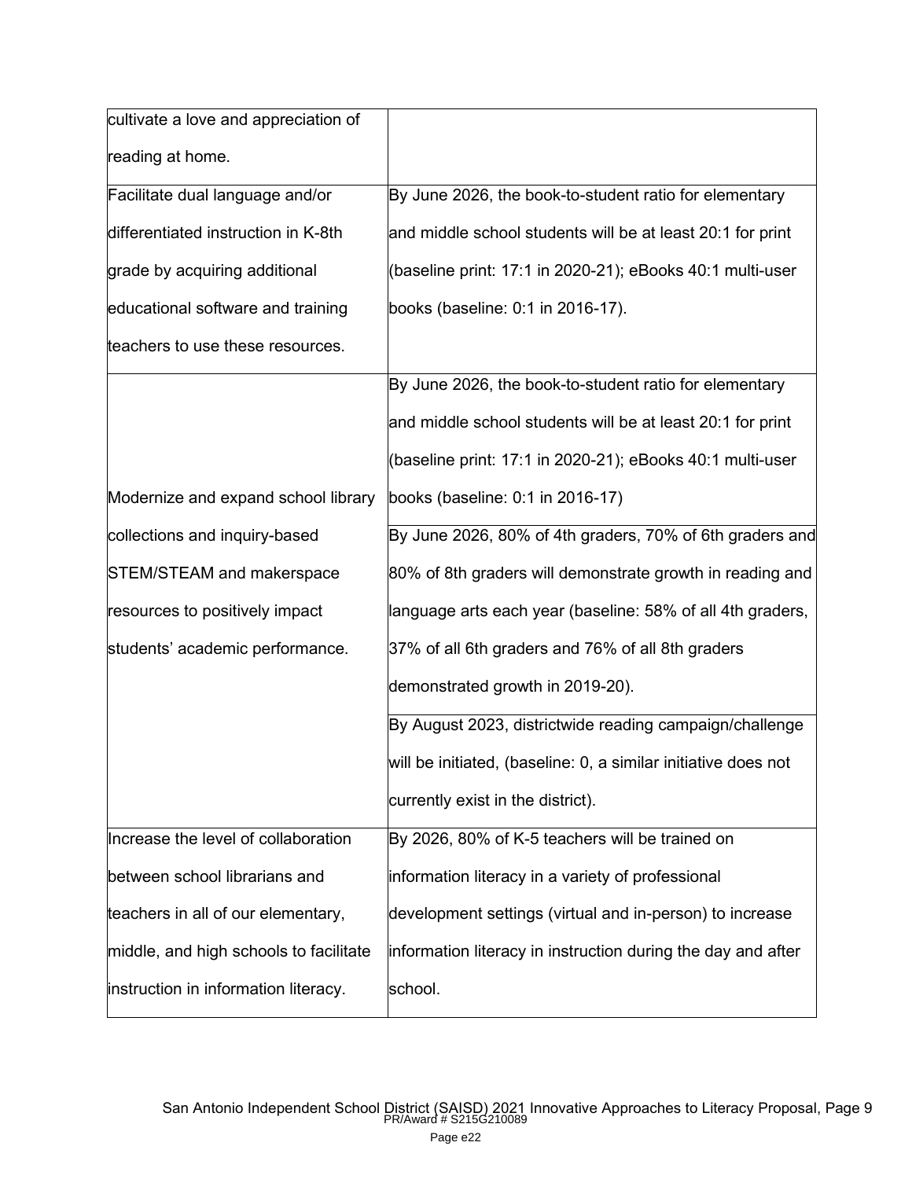| | |
|---|---|
| cultivate a love and appreciation of reading at home. | |
| Facilitate dual language and/or differentiated instruction in K-8th grade by acquiring additional educational software and training teachers to use these resources. | By June 2026, the book-to-student ratio for elementary and middle school students will be at least 20:1 for print (baseline print: 17:1 in 2020-21); eBooks 40:1 multi-user books (baseline: 0:1 in 2016-17). |
| Modernize and expand school library collections and inquiry-based STEM/STEAM and makerspace resources to positively impact students' academic performance. | By June 2026, the book-to-student ratio for elementary and middle school students will be at least 20:1 for print (baseline print: 17:1 in 2020-21); eBooks 40:1 multi-user books (baseline: 0:1 in 2016-17) |
| | By June 2026, 80% of 4th graders, 70% of 6th graders and 80% of 8th graders will demonstrate growth in reading and language arts each year (baseline: 58% of all 4th graders, 37% of all 6th graders and 76% of all 8th graders demonstrated growth in 2019-20). |
| | By August 2023, districtwide reading campaign/challenge will be initiated, (baseline: 0, a similar initiative does not currently exist in the district). |
| Increase the level of collaboration between school librarians and teachers in all of our elementary, middle, and high schools to facilitate instruction in information literacy. | By 2026, 80% of K-5 teachers will be trained on information literacy in a variety of professional development settings (virtual and in-person) to increase information literacy in instruction during the day and after school. |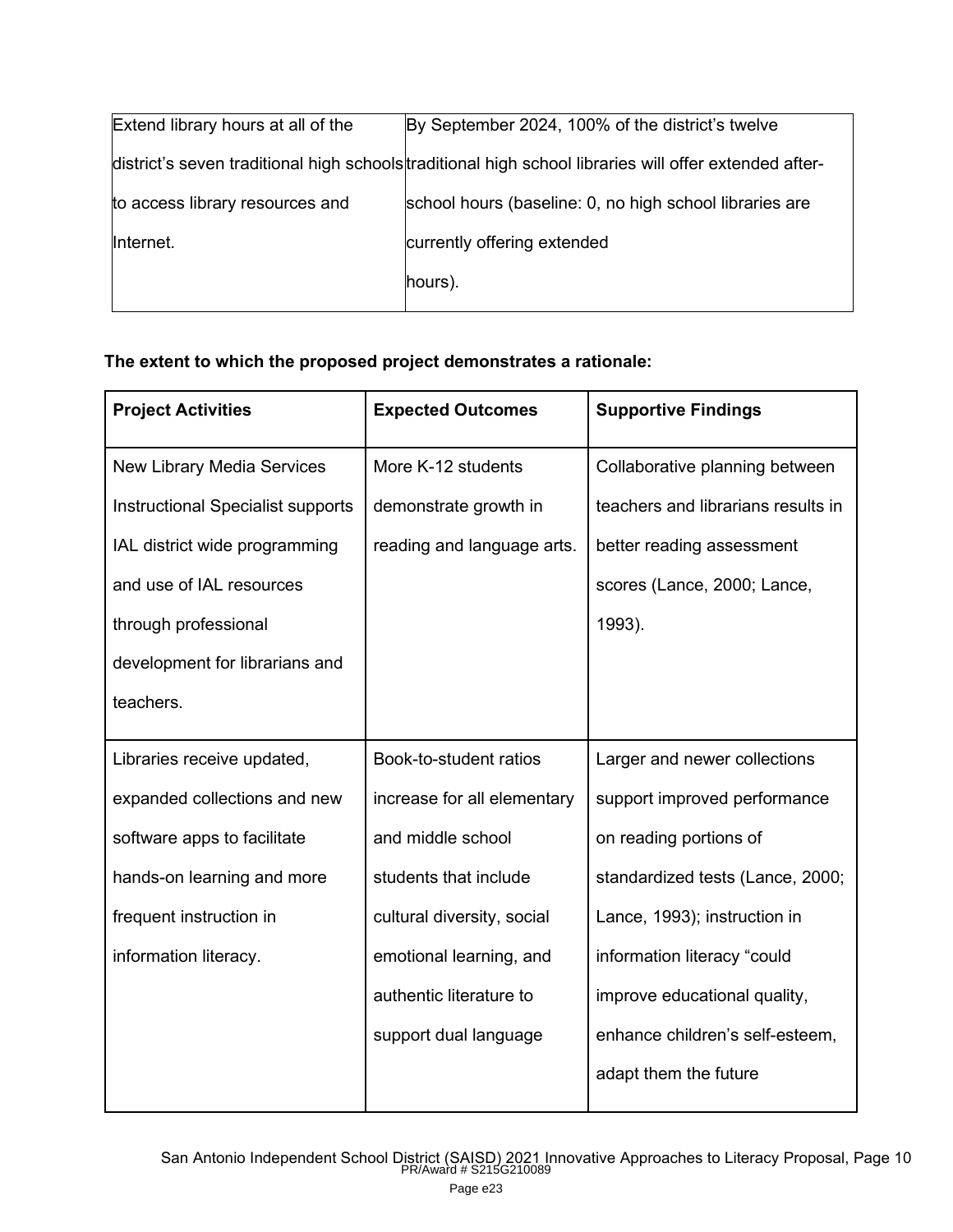| Extend library hours at all of the district's seven traditional high schools to access library resources and Internet. | By September 2024, 100% of the district's twelve traditional high school libraries will offer extended after-school hours (baseline: 0, no high school libraries are currently offering extended hours). |
|---|---|

**The extent to which the proposed project demonstrates a rationale:**

| Project Activities | Expected Outcomes | Supportive Findings |
|---|---|---|
| New Library Media Services Instructional Specialist supports IAL district wide programming and use of IAL resources through professional development for librarians and teachers. | More K-12 students demonstrate growth in reading and language arts. | Collaborative planning between teachers and librarians results in better reading assessment scores (Lance, 2000; Lance, 1993). |
| Libraries receive updated, expanded collections and new software apps to facilitate hands-on learning and more frequent instruction in information literacy. | Book-to-student ratios increase for all elementary and middle school students that include cultural diversity, social emotional learning, and authentic literature to support dual language | Larger and newer collections support improved performance on reading portions of standardized tests (Lance, 2000; Lance, 1993); instruction in information literacy "could improve educational quality, enhance children's self-esteem, adapt them the future |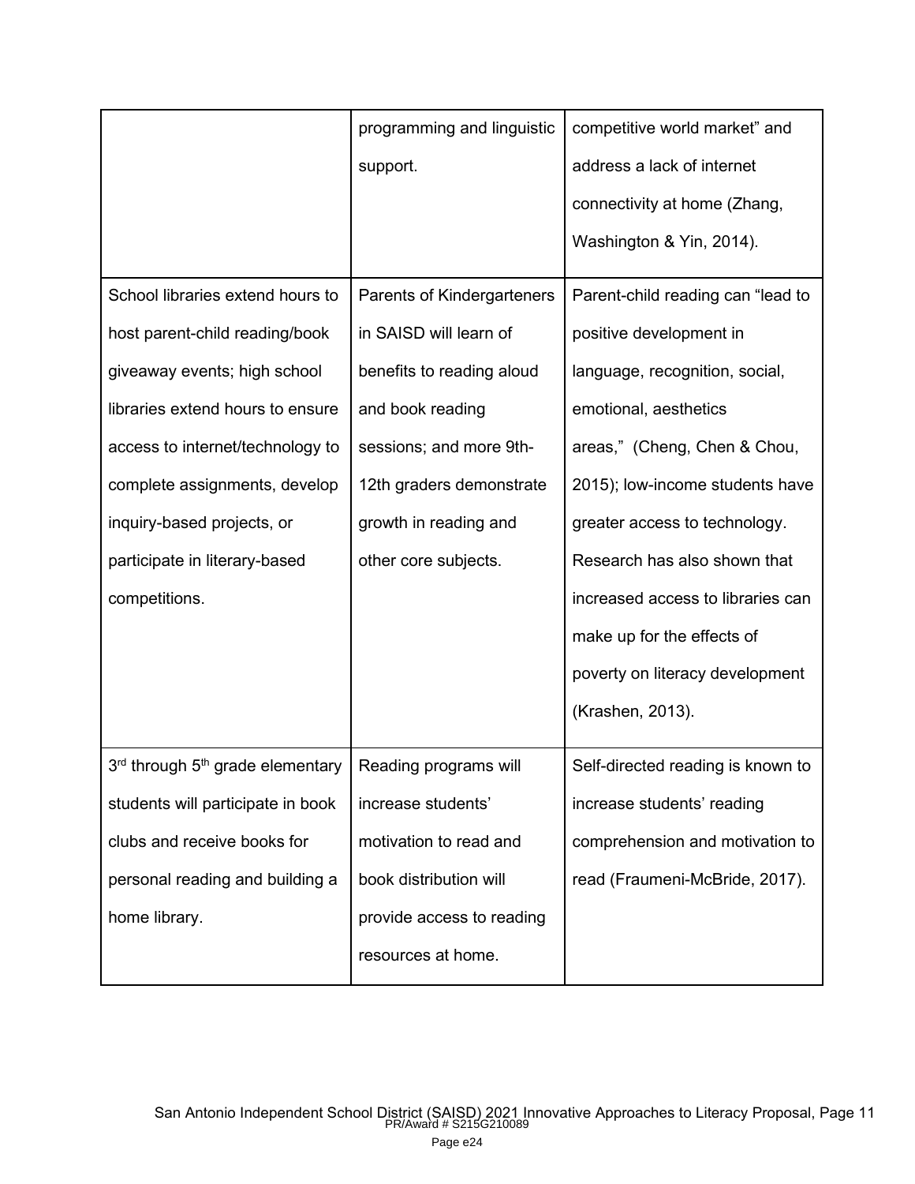| | | |
|---|---|---|
| | programming and linguistic support. | competitive world market" and address a lack of internet connectivity at home (Zhang, Washington & Yin, 2014). |
| School libraries extend hours to host parent-child reading/book giveaway events; high school libraries extend hours to ensure access to internet/technology to complete assignments, develop inquiry-based projects, or participate in literary-based competitions. | Parents of Kindergarteners in SAISD will learn of benefits to reading aloud and book reading sessions; and more 9th-12th graders demonstrate growth in reading and other core subjects. | Parent-child reading can "lead to positive development in language, recognition, social, emotional, aesthetics areas," (Cheng, Chen & Chou, 2015); low-income students have greater access to technology. Research has also shown that increased access to libraries can make up for the effects of poverty on literacy development (Krashen, 2013). |
| 3rd through 5th grade elementary students will participate in book clubs and receive books for personal reading and building a home library. | Reading programs will increase students' motivation to read and book distribution will provide access to reading resources at home. | Self-directed reading is known to increase students' reading comprehension and motivation to read (Fraumeni-McBride, 2017). |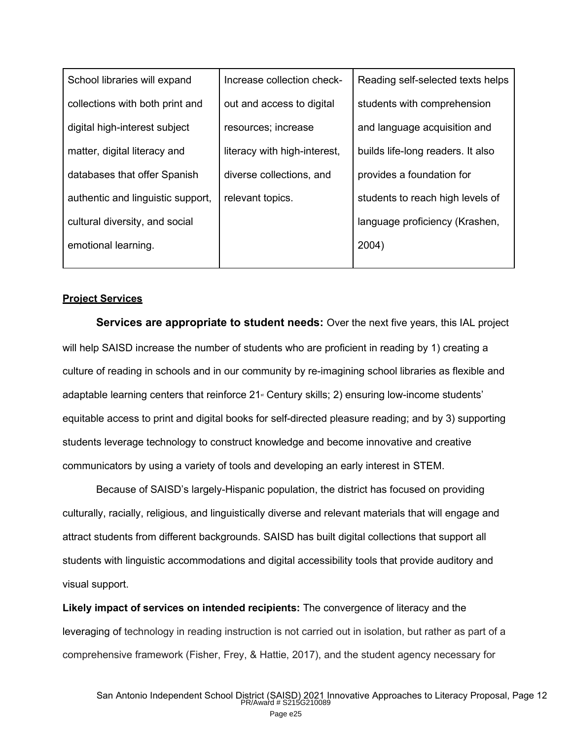| School libraries will expand collections with both print and digital high-interest subject matter, digital literacy and databases that offer Spanish authentic and linguistic support, cultural diversity, and social emotional learning. | Increase collection check-out and access to digital resources; increase literacy with high-interest, diverse collections, and relevant topics. | Reading self-selected texts helps students with comprehension and language acquisition and builds life-long readers. It also provides a foundation for students to reach high levels of language proficiency (Krashen, 2004) |
|---|---|---|

**Project Services**

**Services are appropriate to student needs:** Over the next five years, this IAL project will help SAISD increase the number of students who are proficient in reading by 1) creating a culture of reading in schools and in our community by re-imagining school libraries as flexible and adaptable learning centers that reinforce 21st Century skills; 2) ensuring low-income students' equitable access to print and digital books for self-directed pleasure reading; and by 3) supporting students leverage technology to construct knowledge and become innovative and creative communicators by using a variety of tools and developing an early interest in STEM.

Because of SAISD's largely-Hispanic population, the district has focused on providing culturally, racially, religious, and linguistically diverse and relevant materials that will engage and attract students from different backgrounds. SAISD has built digital collections that support all students with linguistic accommodations and digital accessibility tools that provide auditory and visual support.

**Likely impact of services on intended recipients:** The convergence of literacy and the leveraging of technology in reading instruction is not carried out in isolation, but rather as part of a comprehensive framework (Fisher, Frey, & Hattie, 2017), and the student agency necessary for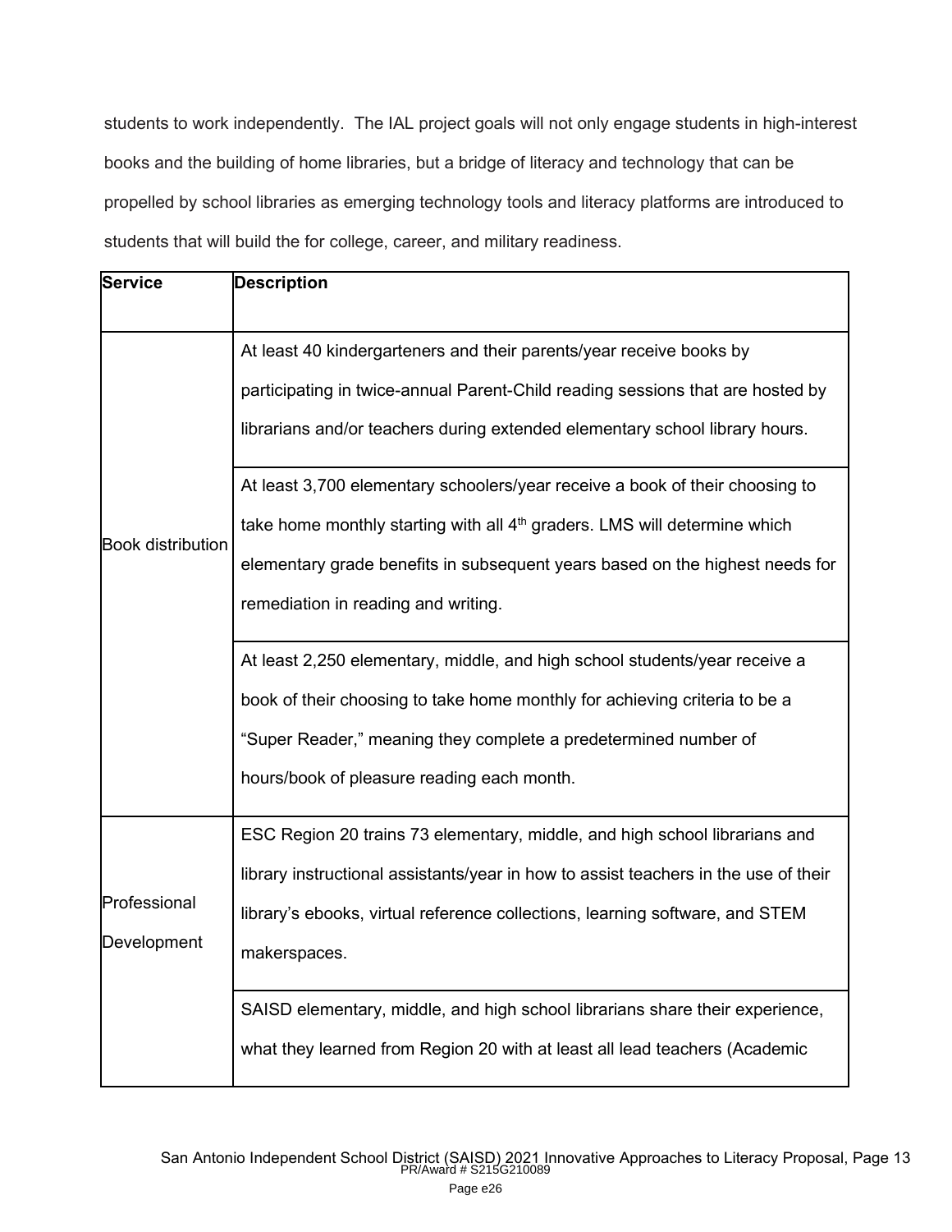students to work independently. The IAL project goals will not only engage students in high-interest books and the building of home libraries, but a bridge of literacy and technology that can be propelled by school libraries as emerging technology tools and literacy platforms are introduced to students that will build the for college, career, and military readiness.

| Service | Description |
| --- | --- |
| Book distribution | At least 40 kindergarteners and their parents/year receive books by participating in twice-annual Parent-Child reading sessions that are hosted by librarians and/or teachers during extended elementary school library hours. |
| | At least 3,700 elementary schoolers/year receive a book of their choosing to take home monthly starting with all 4th graders. LMS will determine which elementary grade benefits in subsequent years based on the highest needs for remediation in reading and writing. |
| | At least 2,250 elementary, middle, and high school students/year receive a book of their choosing to take home monthly for achieving criteria to be a "Super Reader," meaning they complete a predetermined number of hours/book of pleasure reading each month. |
| Professional Development | ESC Region 20 trains 73 elementary, middle, and high school librarians and library instructional assistants/year in how to assist teachers in the use of their library's ebooks, virtual reference collections, learning software, and STEM makerspaces. |
| | SAISD elementary, middle, and high school librarians share their experience, what they learned from Region 20 with at least all lead teachers (Academic |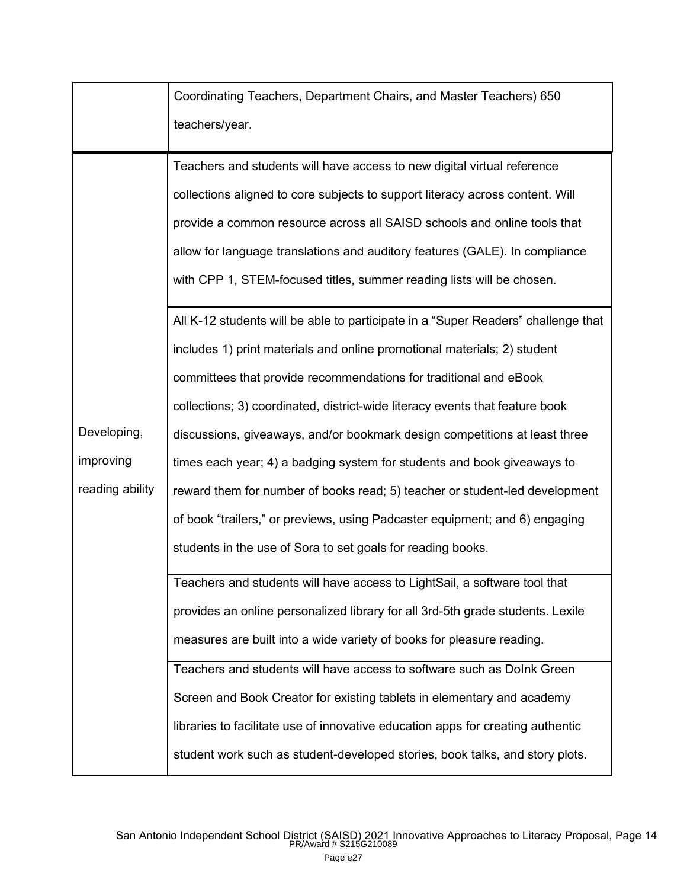| | |
|---|---|
| | Coordinating Teachers, Department Chairs, and Master Teachers) 650 teachers/year. |
| Developing, improving reading ability | Teachers and students will have access to new digital virtual reference collections aligned to core subjects to support literacy across content. Will provide a common resource across all SAISD schools and online tools that allow for language translations and auditory features (GALE). In compliance with CPP 1, STEM-focused titles, summer reading lists will be chosen. |
| | All K-12 students will be able to participate in a "Super Readers" challenge that includes 1) print materials and online promotional materials; 2) student committees that provide recommendations for traditional and eBook collections; 3) coordinated, district-wide literacy events that feature book discussions, giveaways, and/or bookmark design competitions at least three times each year; 4) a badging system for students and book giveaways to reward them for number of books read; 5) teacher or student-led development of book "trailers," or previews, using Padcaster equipment; and 6) engaging students in the use of Sora to set goals for reading books. |
| | Teachers and students will have access to LightSail, a software tool that provides an online personalized library for all 3rd-5th grade students. Lexile measures are built into a wide variety of books for pleasure reading. |
| | Teachers and students will have access to software such as DoInk Green Screen and Book Creator for existing tablets in elementary and academy libraries to facilitate use of innovative education apps for creating authentic student work such as student-developed stories, book talks, and story plots. |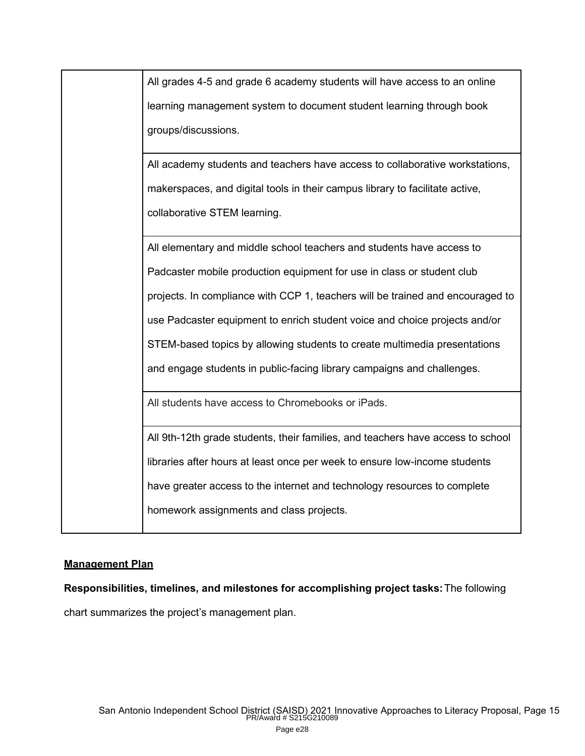| | |
|---|---|
| | All grades 4-5 and grade 6 academy students will have access to an online learning management system to document student learning through book groups/discussions. |
| | All academy students and teachers have access to collaborative workstations, makerspaces, and digital tools in their campus library to facilitate active, collaborative STEM learning. |
| | All elementary and middle school teachers and students have access to Padcaster mobile production equipment for use in class or student club projects. In compliance with CCP 1, teachers will be trained and encouraged to use Padcaster equipment to enrich student voice and choice projects and/or STEM-based topics by allowing students to create multimedia presentations and engage students in public-facing library campaigns and challenges. |
| | All students have access to Chromebooks or iPads. |
| | All 9th-12th grade students, their families, and teachers have access to school libraries after hours at least once per week to ensure low-income students have greater access to the internet and technology resources to complete homework assignments and class projects. |

## Management Plan

**Responsibilities, timelines, and milestones for accomplishing project tasks:** The following chart summarizes the project's management plan.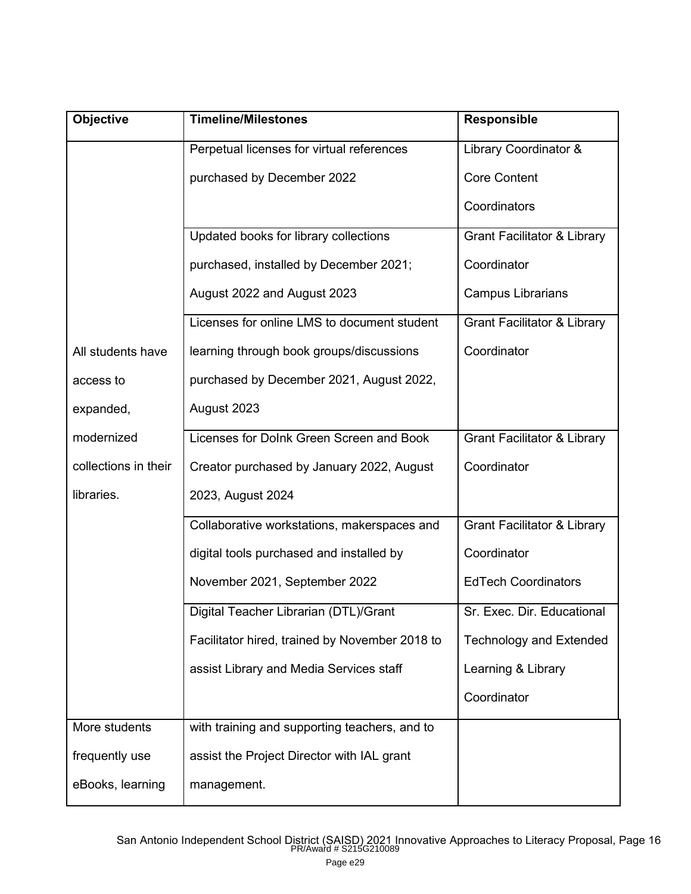| Objective | Timeline/Milestones | Responsible |
|---|---|---|
| All students have access to expanded, modernized collections in their libraries. | Perpetual licenses for virtual references purchased by December 2022 | Library Coordinator & Core Content Coordinators |
| | Updated books for library collections purchased, installed by December 2021; August 2022 and August 2023 | Grant Facilitator & Library Coordinator Campus Librarians |
| | Licenses for online LMS to document student learning through book groups/discussions purchased by December 2021, August 2022, August 2023 | Grant Facilitator & Library Coordinator |
| | Licenses for DoInk Green Screen and Book Creator purchased by January 2022, August 2023, August 2024 | Grant Facilitator & Library Coordinator |
| | Collaborative workstations, makerspaces and digital tools purchased and installed by November 2021, September 2022 | Grant Facilitator & Library Coordinator EdTech Coordinators |
| | Digital Teacher Librarian (DTL)/Grant Facilitator hired, trained by November 2018 to assist Library and Media Services staff | Sr. Exec. Dir. Educational Technology and Extended Learning & Library Coordinator |
| More students frequently use eBooks, learning | with training and supporting teachers, and to assist the Project Director with IAL grant management. | |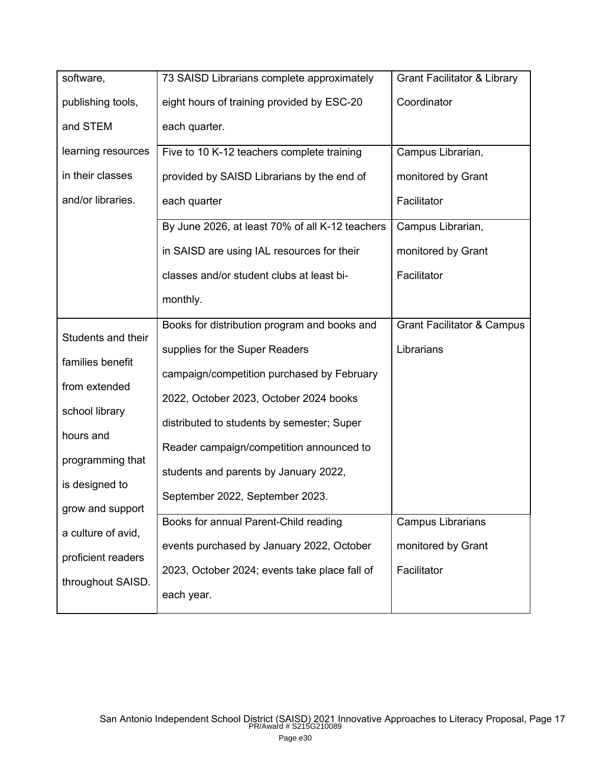| | | |
|---|---|---|
| software, publishing tools, and STEM learning resources in their classes and/or libraries. | 73 SAISD Librarians complete approximately eight hours of training provided by ESC-20 each quarter. | Grant Facilitator & Library Coordinator |
| | Five to 10 K-12 teachers complete training provided by SAISD Librarians by the end of each quarter | Campus Librarian, monitored by Grant Facilitator |
| | By June 2026, at least 70% of all K-12 teachers in SAISD are using IAL resources for their classes and/or student clubs at least bi-monthly. | Campus Librarian, monitored by Grant Facilitator |
| Students and their families benefit from extended school library hours and programming that is designed to grow and support a culture of avid, proficient readers throughout SAISD. | Books for distribution program and books and supplies for the Super Readers campaign/competition purchased by February 2022, October 2023, October 2024 books distributed to students by semester; Super Reader campaign/competition announced to students and parents by January 2022, September 2022, September 2023. | Grant Facilitator & Campus Librarians |
| | Books for annual Parent-Child reading events purchased by January 2022, October 2023, October 2024; events take place fall of each year. | Campus Librarians monitored by Grant Facilitator |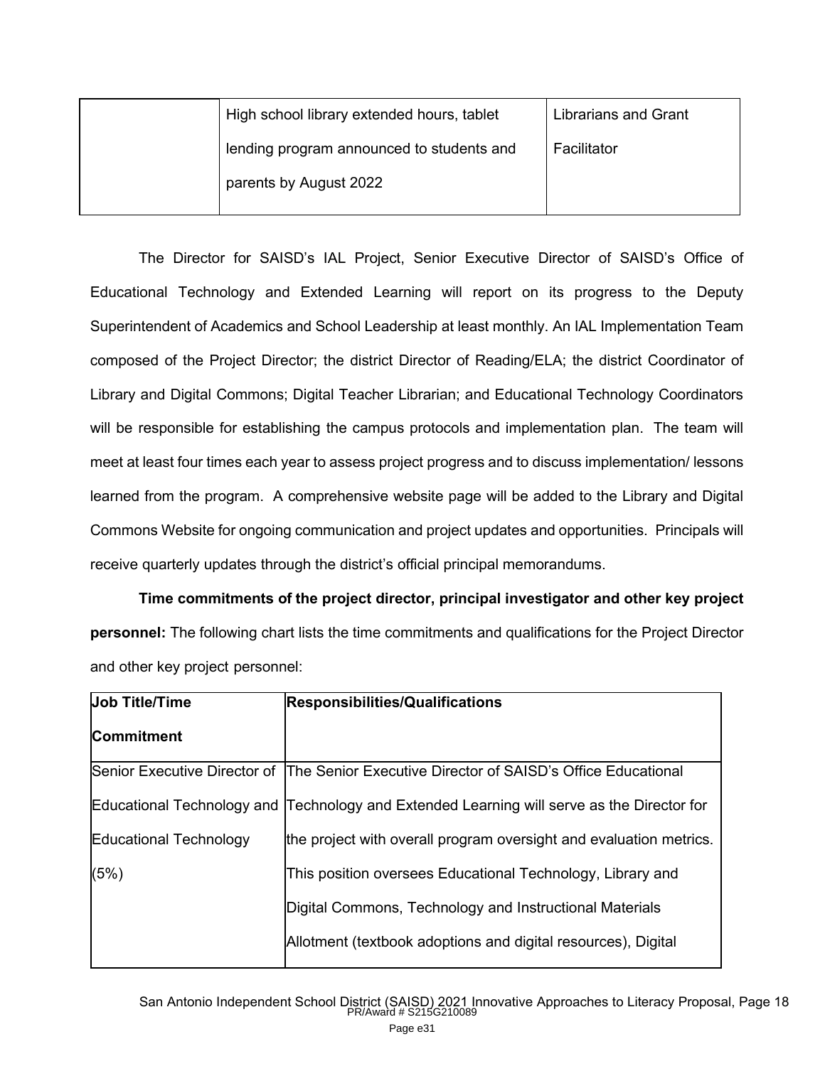| | | |
|---|---|---|
| | High school library extended hours, tablet lending program announced to students and parents by August 2022 | Librarians and Grant Facilitator |

The Director for SAISD's IAL Project, Senior Executive Director of SAISD's Office of Educational Technology and Extended Learning will report on its progress to the Deputy Superintendent of Academics and School Leadership at least monthly. An IAL Implementation Team composed of the Project Director; the district Director of Reading/ELA; the district Coordinator of Library and Digital Commons; Digital Teacher Librarian; and Educational Technology Coordinators will be responsible for establishing the campus protocols and implementation plan. The team will meet at least four times each year to assess project progress and to discuss implementation/ lessons learned from the program. A comprehensive website page will be added to the Library and Digital Commons Website for ongoing communication and project updates and opportunities. Principals will receive quarterly updates through the district's official principal memorandums.

**Time commitments of the project director, principal investigator and other key project personnel:** The following chart lists the time commitments and qualifications for the Project Director and other key project personnel:

| **Job Title/Time Commitment** | **Responsibilities/Qualifications** |
|---|---|
| Senior Executive Director of Educational Technology and Educational Technology (5%) | The Senior Executive Director of SAISD's Office Educational Technology and Extended Learning will serve as the Director for the project with overall program oversight and evaluation metrics. This position oversees Educational Technology, Library and Digital Commons, Technology and Instructional Materials Allotment (textbook adoptions and digital resources), Digital |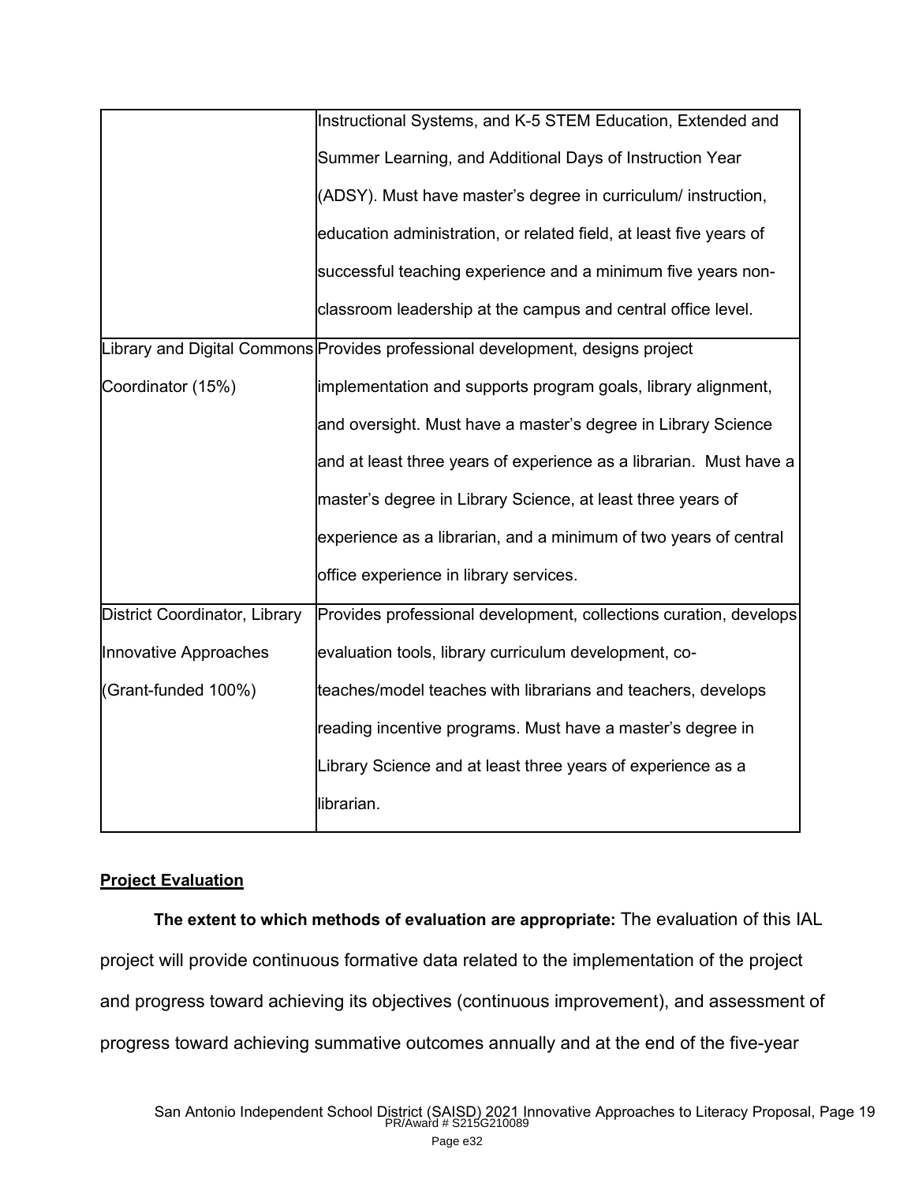| | |
|---|---|
| | Instructional Systems, and K-5 STEM Education, Extended and Summer Learning, and Additional Days of Instruction Year (ADSY). Must have master's degree in curriculum/ instruction, education administration, or related field, at least five years of successful teaching experience and a minimum five years non-classroom leadership at the campus and central office level. |
| Library and Digital Commons Coordinator (15%) | Provides professional development, designs project implementation and supports program goals, library alignment, and oversight. Must have a master's degree in Library Science and at least three years of experience as a librarian. Must have a master's degree in Library Science, at least three years of experience as a librarian, and a minimum of two years of central office experience in library services. |
| District Coordinator, Library Innovative Approaches (Grant-funded 100%) | Provides professional development, collections curation, develops evaluation tools, library curriculum development, co-teaches/model teaches with librarians and teachers, develops reading incentive programs. Must have a master's degree in Library Science and at least three years of experience as a librarian. |

## Project Evaluation

**The extent to which methods of evaluation are appropriate:** The evaluation of this IAL project will provide continuous formative data related to the implementation of the project and progress toward achieving its objectives (continuous improvement), and assessment of progress toward achieving summative outcomes annually and at the end of the five-year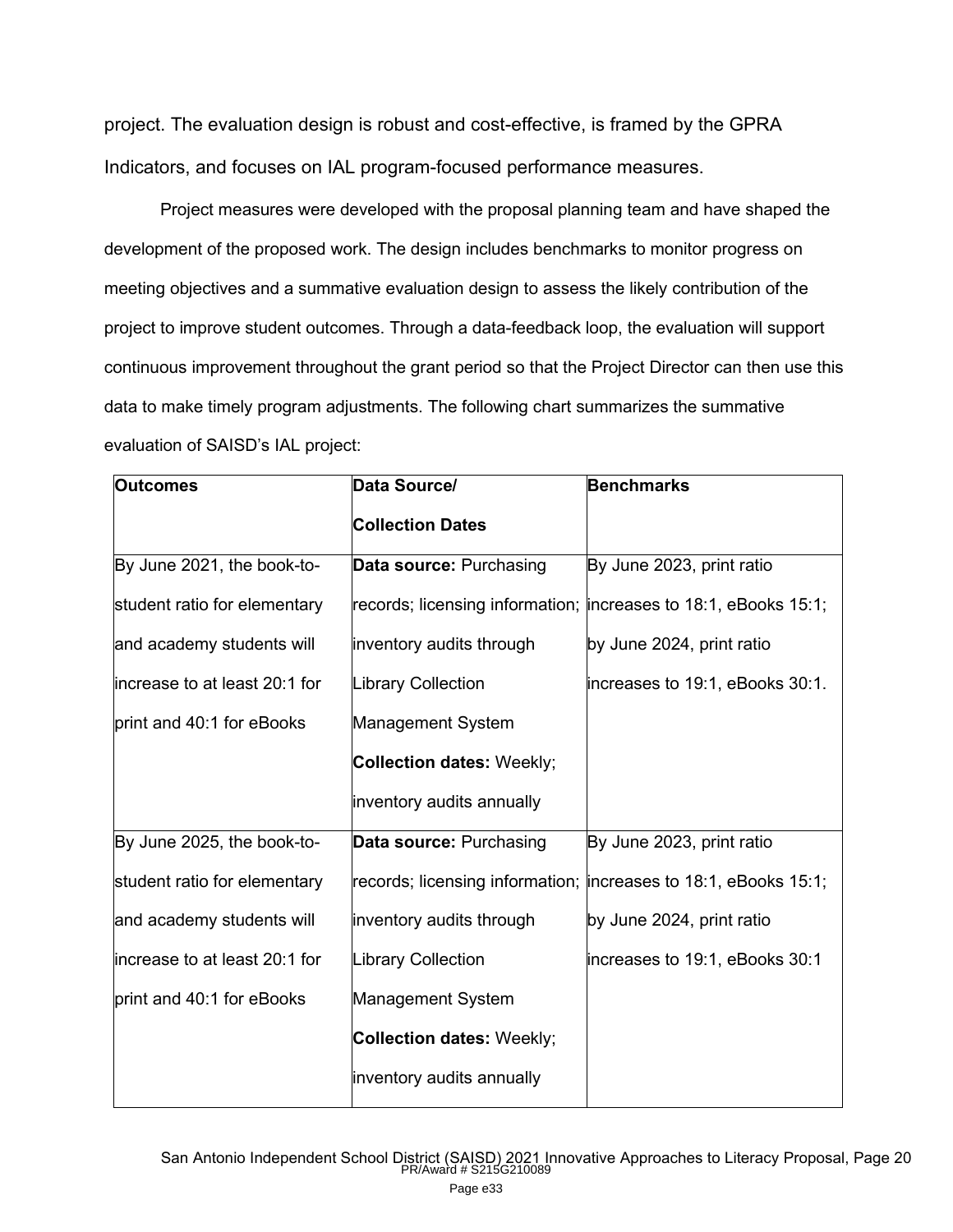project. The evaluation design is robust and cost-effective, is framed by the GPRA Indicators, and focuses on IAL program-focused performance measures.

Project measures were developed with the proposal planning team and have shaped the development of the proposed work. The design includes benchmarks to monitor progress on meeting objectives and a summative evaluation design to assess the likely contribution of the project to improve student outcomes. Through a data-feedback loop, the evaluation will support continuous improvement throughout the grant period so that the Project Director can then use this data to make timely program adjustments. The following chart summarizes the summative evaluation of SAISD's IAL project:

| **Outcomes** | **Data Source/ Collection Dates** | **Benchmarks** |
|---|---|---|
| By June 2021, the book-to-student ratio for elementary and academy students will increase to at least 20:1 for print and 40:1 for eBooks | **Data source:** Purchasing records; licensing information; inventory audits through Library Collection Management System **Collection dates:** Weekly; inventory audits annually | By June 2023, print ratio increases to 18:1, eBooks 15:1; by June 2024, print ratio increases to 19:1, eBooks 30:1. |
| By June 2025, the book-to-student ratio for elementary and academy students will increase to at least 20:1 for print and 40:1 for eBooks | **Data source:** Purchasing records; licensing information; inventory audits through Library Collection Management System **Collection dates:** Weekly; inventory audits annually | By June 2023, print ratio increases to 18:1, eBooks 15:1; by June 2024, print ratio increases to 19:1, eBooks 30:1 |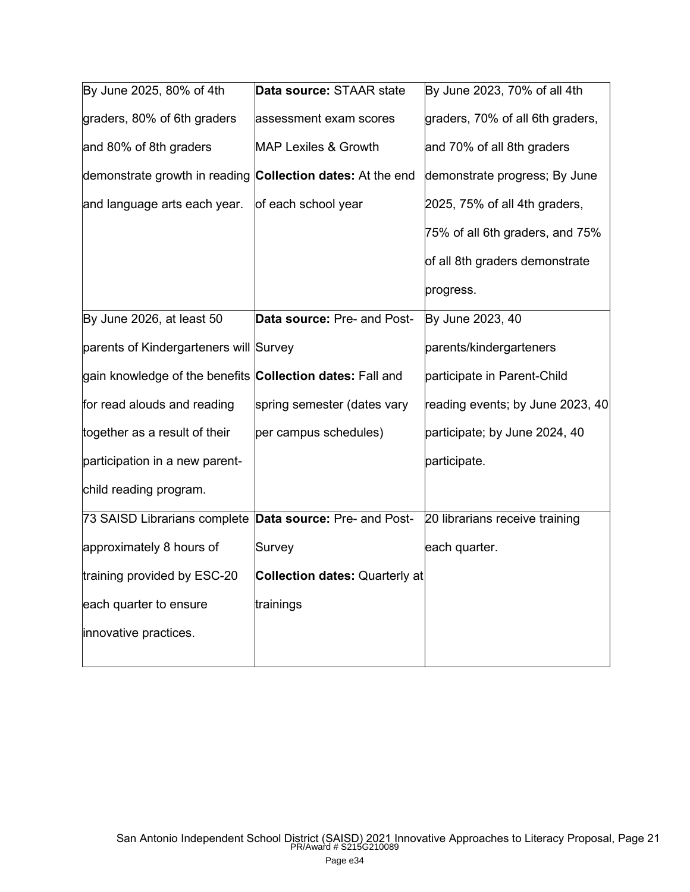| | | |
|---|---|---|
| By June 2025, 80% of 4th graders, 80% of 6th graders and 80% of 8th graders demonstrate growth in reading and language arts each year. | **Data source:** STAAR state assessment exam scores MAP Lexiles & Growth **Collection dates:** At the end of each school year | By June 2023, 70% of all 4th graders, 70% of all 6th graders, and 70% of all 8th graders demonstrate progress; By June 2025, 75% of all 4th graders, 75% of all 6th graders, and 75% of all 8th graders demonstrate progress. |
| By June 2026, at least 50 parents of Kindergarteners will gain knowledge of the benefits for read alouds and reading together as a result of their participation in a new parent-child reading program. | **Data source:** Pre- and Post-Survey **Collection dates:** Fall and spring semester (dates vary per campus schedules) | By June 2023, 40 parents/kindergarteners participate in Parent-Child reading events; by June 2023, 40 participate; by June 2024, 40 participate. |
| 73 SAISD Librarians complete approximately 8 hours of training provided by ESC-20 each quarter to ensure innovative practices. | **Data source:** Pre- and Post-Survey **Collection dates:** Quarterly at trainings | 20 librarians receive training each quarter. |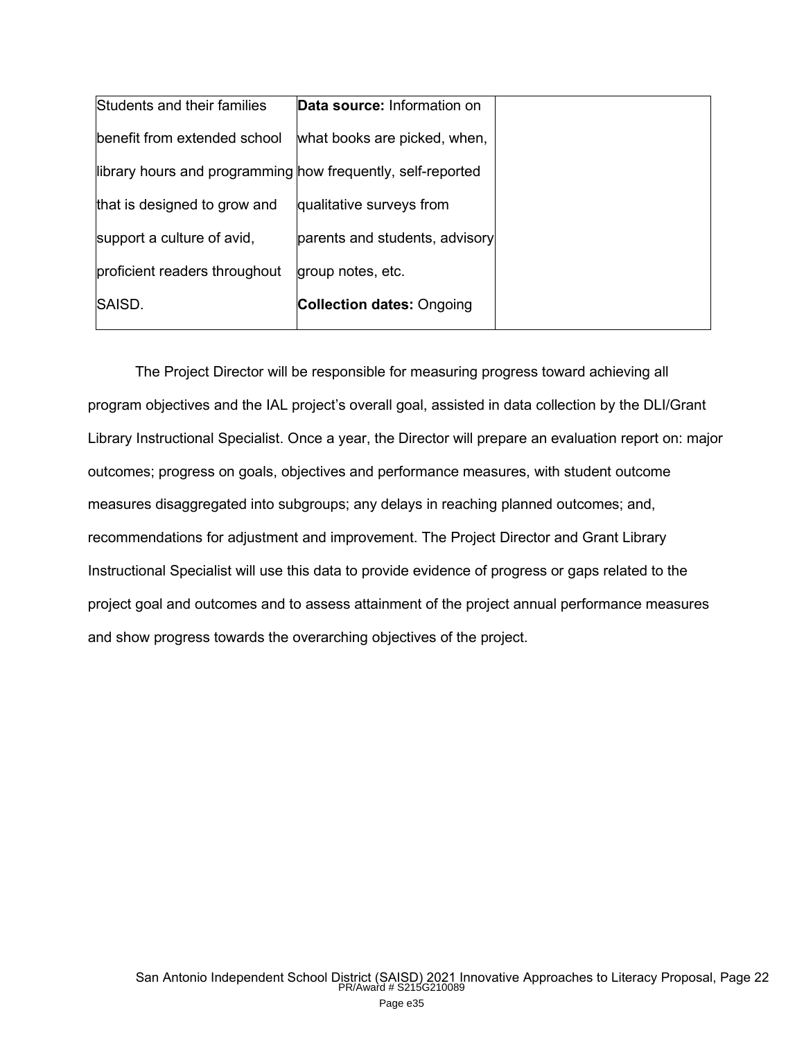| | | |
|---|---|---|
| Students and their families benefit from extended school library hours and programming that is designed to grow and support a culture of avid, proficient readers throughout SAISD. | **Data source:** Information on what books are picked, when, how frequently, self-reported qualitative surveys from parents and students, advisory group notes, etc.<br>**Collection dates:** Ongoing | |

The Project Director will be responsible for measuring progress toward achieving all program objectives and the IAL project's overall goal, assisted in data collection by the DLI/Grant Library Instructional Specialist. Once a year, the Director will prepare an evaluation report on: major outcomes; progress on goals, objectives and performance measures, with student outcome measures disaggregated into subgroups; any delays in reaching planned outcomes; and, recommendations for adjustment and improvement. The Project Director and Grant Library Instructional Specialist will use this data to provide evidence of progress or gaps related to the project goal and outcomes and to assess attainment of the project annual performance measures and show progress towards the overarching objectives of the project.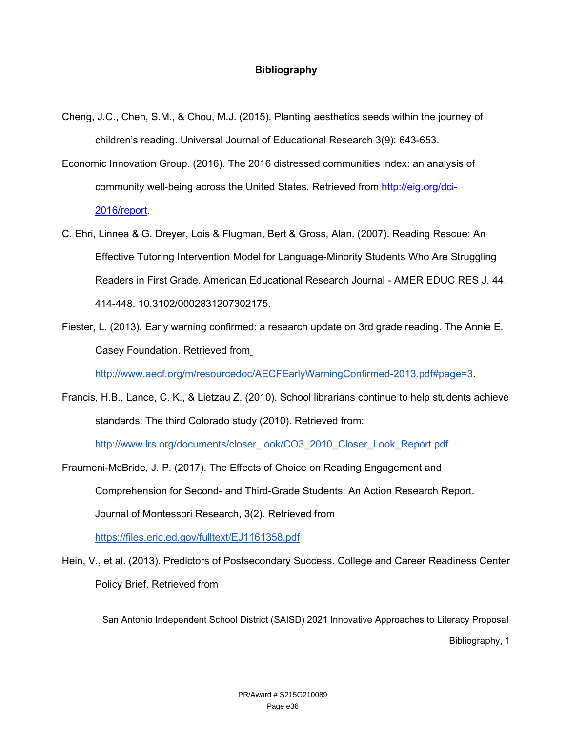# Bibliography

Cheng, J.C., Chen, S.M., & Chou, M.J. (2015). Planting aesthetics seeds within the journey of children's reading. Universal Journal of Educational Research 3(9): 643-653.

Economic Innovation Group. (2016). The 2016 distressed communities index: an analysis of community well-being across the United States. Retrieved from http://eig.org/dci-2016/report.

C. Ehri, Linnea & G. Dreyer, Lois & Flugman, Bert & Gross, Alan. (2007). Reading Rescue: An Effective Tutoring Intervention Model for Language-Minority Students Who Are Struggling Readers in First Grade. American Educational Research Journal - AMER EDUC RES J. 44. 414-448. 10.3102/0002831207302175.

Fiester, L. (2013). Early warning confirmed: a research update on 3rd grade reading. The Annie E. Casey Foundation. Retrieved from http://www.aecf.org/m/resourcedoc/AECFEarlyWarningConfirmed-2013.pdf#page=3.

Francis, H.B., Lance, C. K., & Lietzau Z. (2010). School librarians continue to help students achieve standards: The third Colorado study (2010). Retrieved from: http://www.lrs.org/documents/closer_look/CO3_2010_Closer_Look_Report.pdf

Fraumeni-McBride, J. P. (2017). The Effects of Choice on Reading Engagement and Comprehension for Second- and Third-Grade Students: An Action Research Report. Journal of Montessori Research, 3(2). Retrieved from https://files.eric.ed.gov/fulltext/EJ1161358.pdf

Hein, V., et al. (2013). Predictors of Postsecondary Success. College and Career Readiness Center Policy Brief. Retrieved from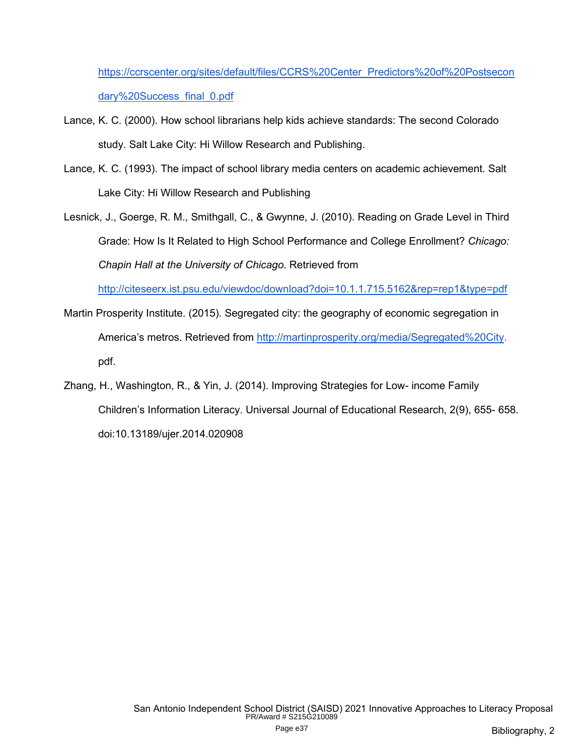https://ccrscenter.org/sites/default/files/CCRS%20Center_Predictors%20of%20Postsecondary%20Success_final_0.pdf

Lance, K. C. (2000). How school librarians help kids achieve standards: The second Colorado study. Salt Lake City: Hi Willow Research and Publishing.

Lance, K. C. (1993). The impact of school library media centers on academic achievement. Salt Lake City: Hi Willow Research and Publishing

Lesnick, J., Goerge, R. M., Smithgall, C., & Gwynne, J. (2010). Reading on Grade Level in Third Grade: How Is It Related to High School Performance and College Enrollment? *Chicago: Chapin Hall at the University of Chicago*. Retrieved from http://citeseerx.ist.psu.edu/viewdoc/download?doi=10.1.1.715.5162&rep=rep1&type=pdf

Martin Prosperity Institute. (2015). Segregated city: the geography of economic segregation in America's metros. Retrieved from http://martinprosperity.org/media/Segregated%20City.pdf.

Zhang, H., Washington, R., & Yin, J. (2014). Improving Strategies for Low- income Family Children's Information Literacy. Universal Journal of Educational Research, 2(9), 655- 658. doi:10.13189/ujer.2014.020908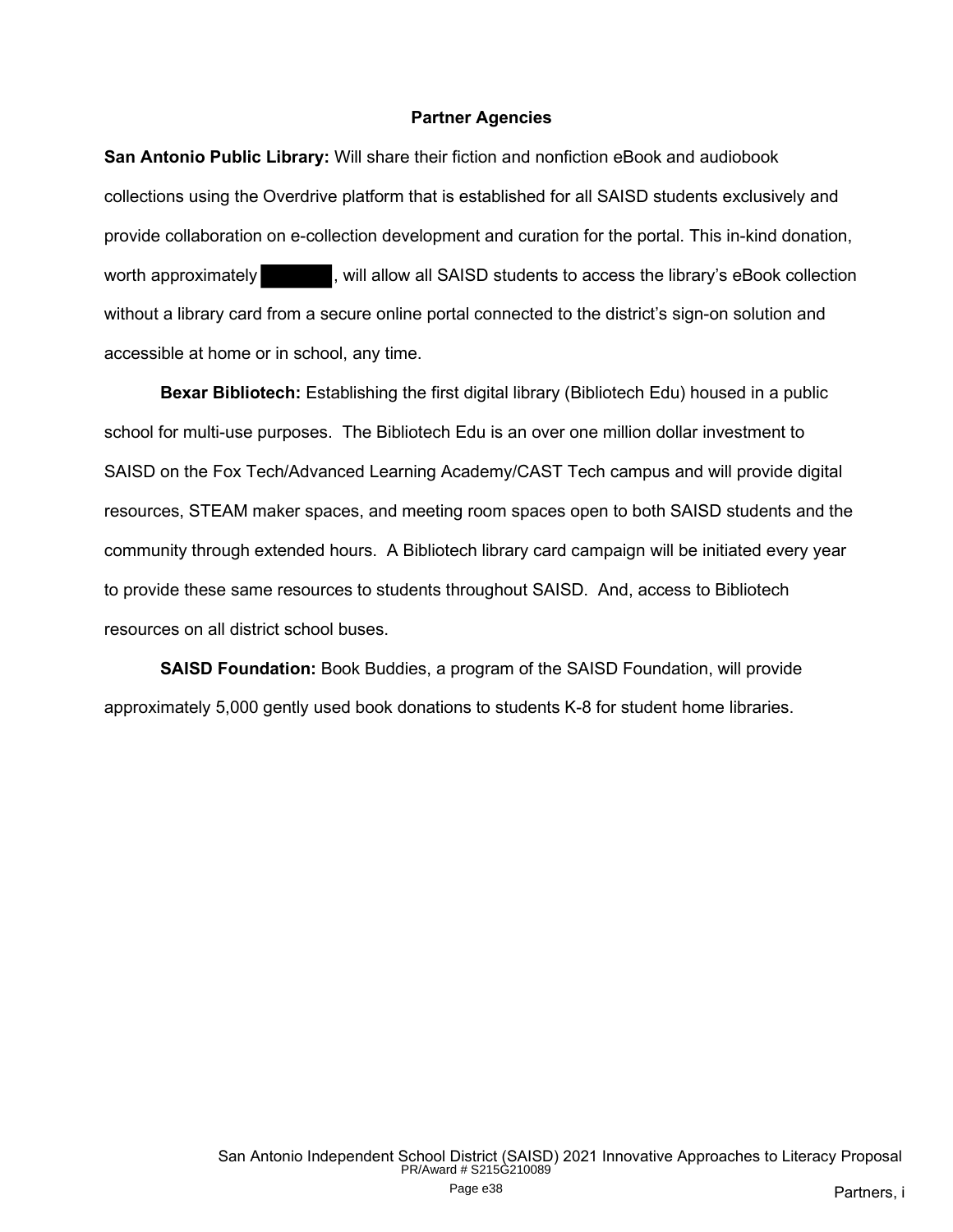## Partner Agencies

**San Antonio Public Library:** Will share their fiction and nonfiction eBook and audiobook collections using the Overdrive platform that is established for all SAISD students exclusively and provide collaboration on e-collection development and curation for the portal. This in-kind donation, worth approximately [REDACTED], will allow all SAISD students to access the library's eBook collection without a library card from a secure online portal connected to the district's sign-on solution and accessible at home or in school, any time.

**Bexar Bibliotech:** Establishing the first digital library (Bibliotech Edu) housed in a public school for multi-use purposes. The Bibliotech Edu is an over one million dollar investment to SAISD on the Fox Tech/Advanced Learning Academy/CAST Tech campus and will provide digital resources, STEAM maker spaces, and meeting room spaces open to both SAISD students and the community through extended hours. A Bibliotech library card campaign will be initiated every year to provide these same resources to students throughout SAISD. And, access to Bibliotech resources on all district school buses.

**SAISD Foundation:** Book Buddies, a program of the SAISD Foundation, will provide approximately 5,000 gently used book donations to students K-8 for student home libraries.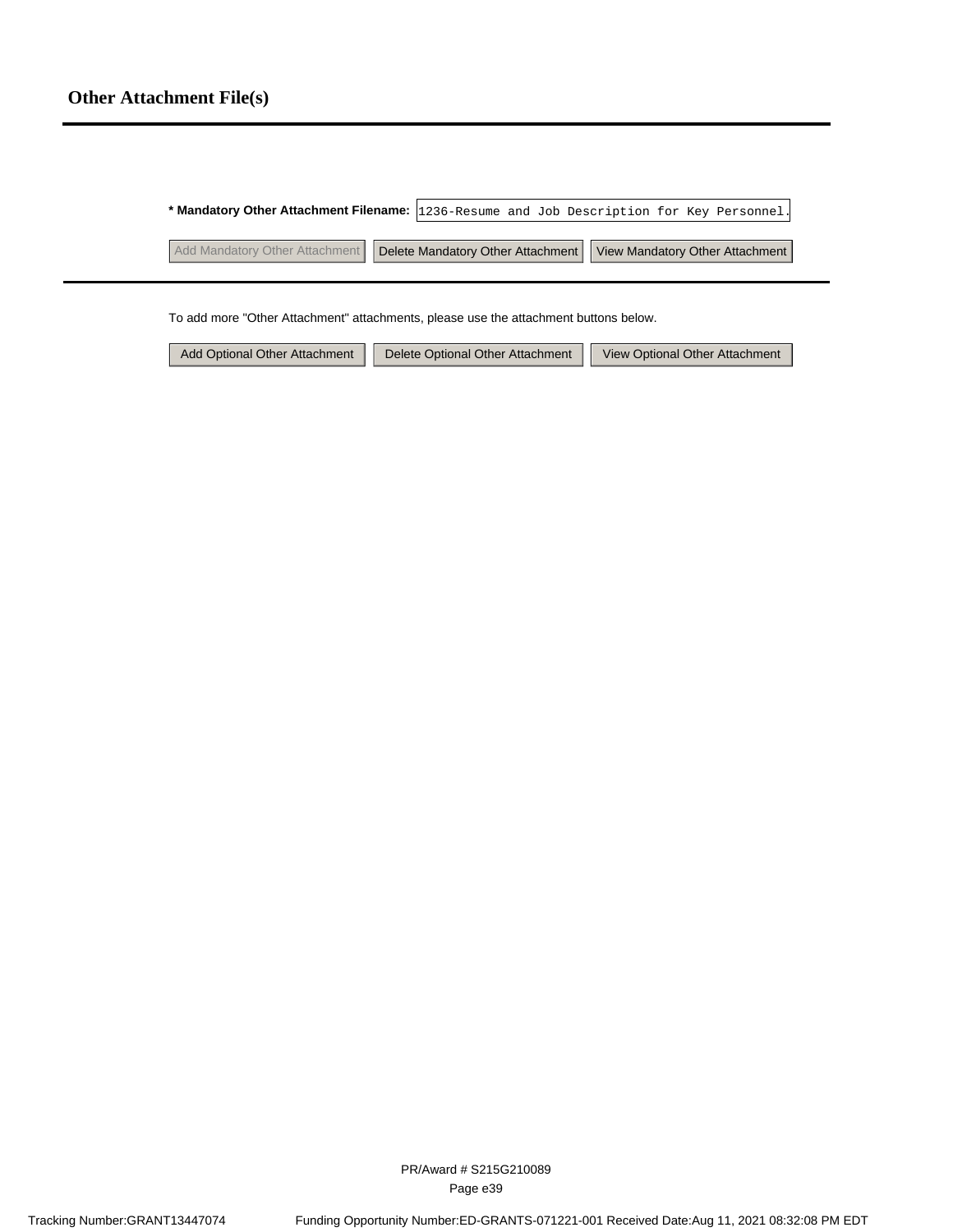# Other Attachment File(s)

**\* Mandatory Other Attachment Filename:** 1236-Resume and Job Description for Key Personnel.

Add Mandatory Other Attachment | Delete Mandatory Other Attachment | View Mandatory Other Attachment

To add more "Other Attachment" attachments, please use the attachment buttons below.

Add Optional Other Attachment | Delete Optional Other Attachment | View Optional Other Attachment

PR/Award # S215G210089

Tracking Number:GRANT13447074 Funding Opportunity Number:ED-GRANTS-071221-001 Received Date:Aug 11, 2021 08:32:08 PM EDT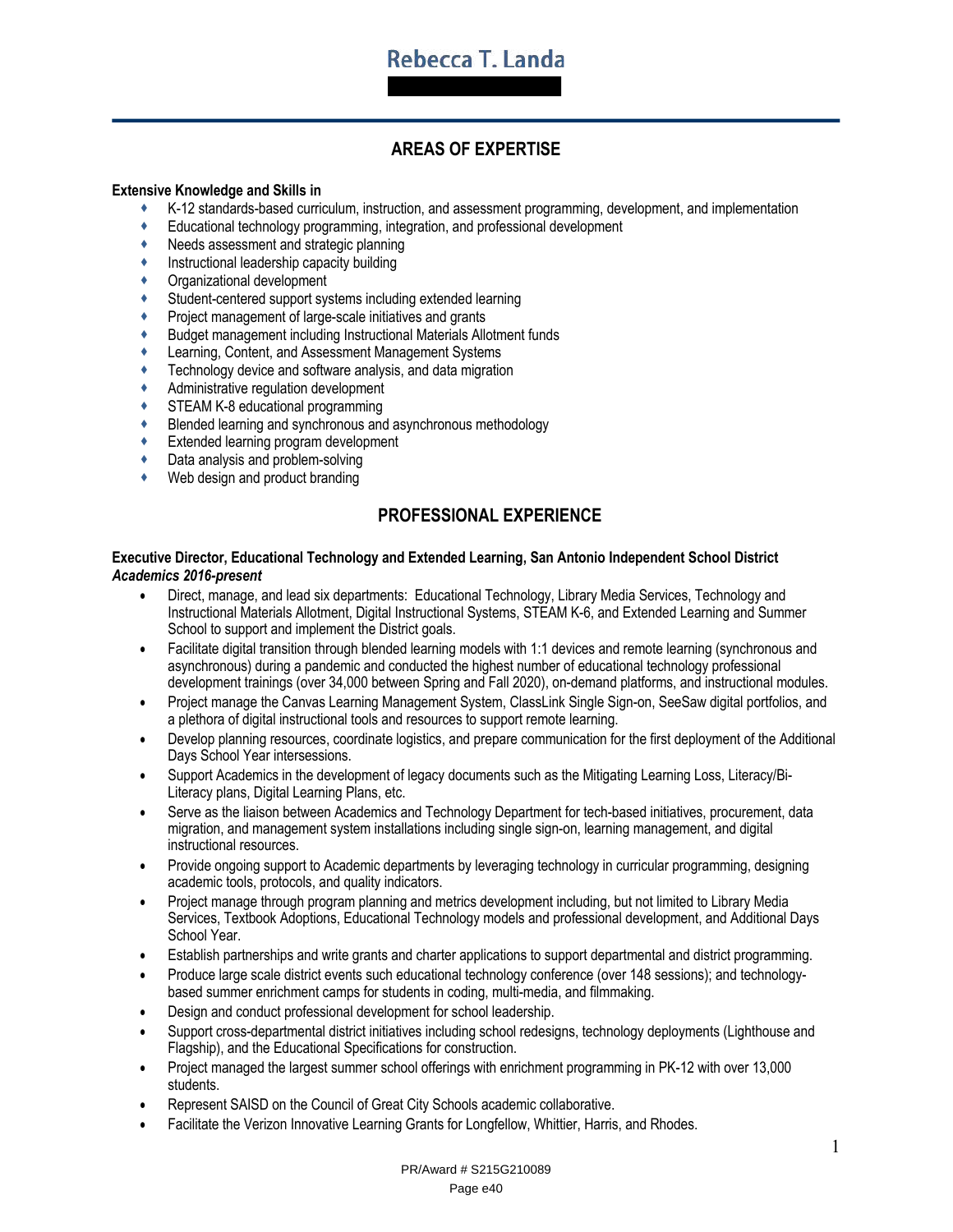# Rebecca T. Landa

## AREAS OF EXPERTISE

**Extensive Knowledge and Skills in**

- K-12 standards-based curriculum, instruction, and assessment programming, development, and implementation
- Educational technology programming, integration, and professional development
- Needs assessment and strategic planning
- Instructional leadership capacity building
- Organizational development
- Student-centered support systems including extended learning
- Project management of large-scale initiatives and grants
- Budget management including Instructional Materials Allotment funds
- Learning, Content, and Assessment Management Systems
- Technology device and software analysis, and data migration
- Administrative regulation development
- STEAM K-8 educational programming
- Blended learning and synchronous and asynchronous methodology
- Extended learning program development
- Data analysis and problem-solving
- Web design and product branding

## PROFESSIONAL EXPERIENCE

**Executive Director, Educational Technology and Extended Learning, San Antonio Independent School District**
***Academics 2016-present***

- Direct, manage, and lead six departments: Educational Technology, Library Media Services, Technology and Instructional Materials Allotment, Digital Instructional Systems, STEAM K-6, and Extended Learning and Summer School to support and implement the District goals.
- Facilitate digital transition through blended learning models with 1:1 devices and remote learning (synchronous and asynchronous) during a pandemic and conducted the highest number of educational technology professional development trainings (over 34,000 between Spring and Fall 2020), on-demand platforms, and instructional modules.
- Project manage the Canvas Learning Management System, ClassLink Single Sign-on, SeeSaw digital portfolios, and a plethora of digital instructional tools and resources to support remote learning.
- Develop planning resources, coordinate logistics, and prepare communication for the first deployment of the Additional Days School Year intersessions.
- Support Academics in the development of legacy documents such as the Mitigating Learning Loss, Literacy/Bi-Literacy plans, Digital Learning Plans, etc.
- Serve as the liaison between Academics and Technology Department for tech-based initiatives, procurement, data migration, and management system installations including single sign-on, learning management, and digital instructional resources.
- Provide ongoing support to Academic departments by leveraging technology in curricular programming, designing academic tools, protocols, and quality indicators.
- Project manage through program planning and metrics development including, but not limited to Library Media Services, Textbook Adoptions, Educational Technology models and professional development, and Additional Days School Year.
- Establish partnerships and write grants and charter applications to support departmental and district programming.
- Produce large scale district events such educational technology conference (over 148 sessions); and technology-based summer enrichment camps for students in coding, multi-media, and filmmaking.
- Design and conduct professional development for school leadership.
- Support cross-departmental district initiatives including school redesigns, technology deployments (Lighthouse and Flagship), and the Educational Specifications for construction.
- Project managed the largest summer school offerings with enrichment programming in PK-12 with over 13,000 students.
- Represent SAISD on the Council of Great City Schools academic collaborative.
- Facilitate the Verizon Innovative Learning Grants for Longfellow, Whittier, Harris, and Rhodes.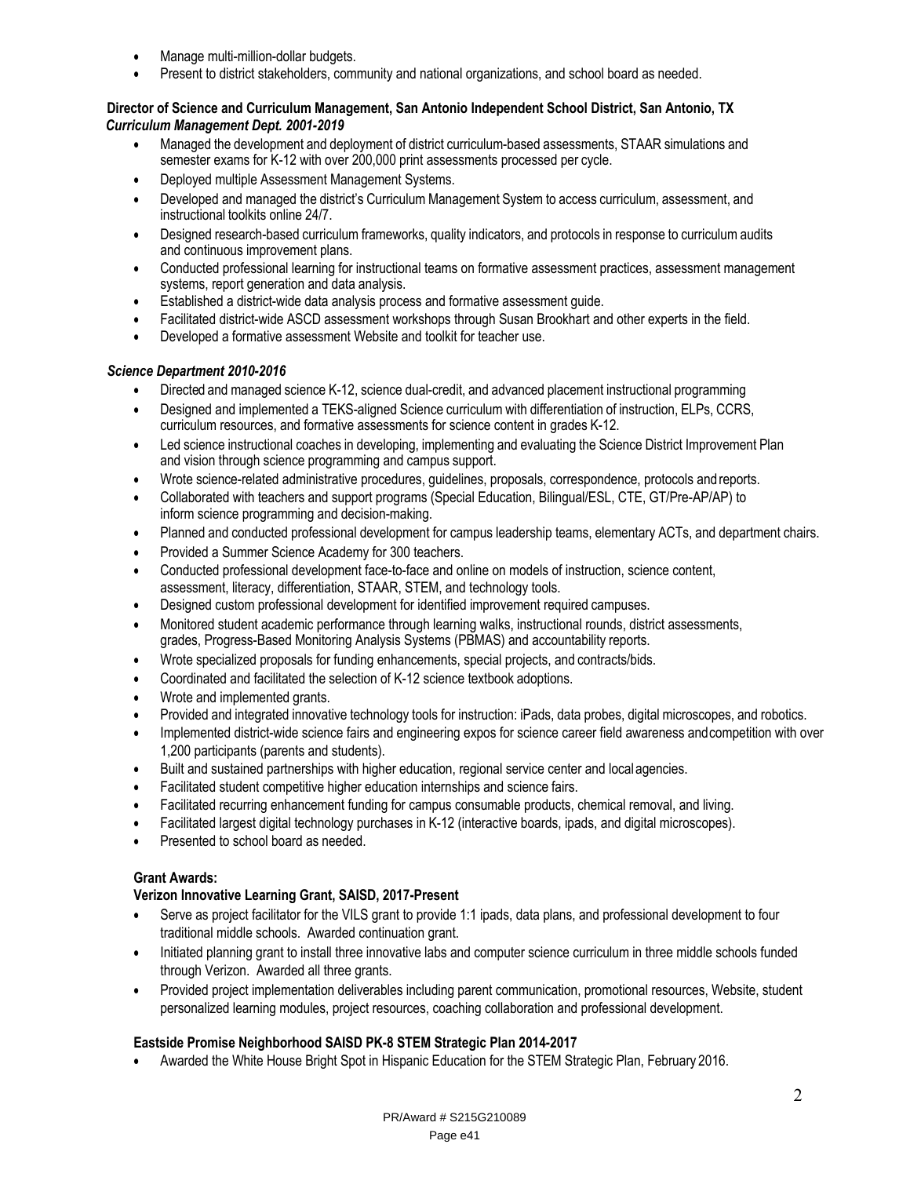- Manage multi-million-dollar budgets.
- Present to district stakeholders, community and national organizations, and school board as needed.

**Director of Science and Curriculum Management, San Antonio Independent School District, San Antonio, TX**
***Curriculum Management Dept. 2001-2019***

- Managed the development and deployment of district curriculum-based assessments, STAAR simulations and semester exams for K-12 with over 200,000 print assessments processed per cycle.
- Deployed multiple Assessment Management Systems.
- Developed and managed the district's Curriculum Management System to access curriculum, assessment, and instructional toolkits online 24/7.
- Designed research-based curriculum frameworks, quality indicators, and protocols in response to curriculum audits and continuous improvement plans.
- Conducted professional learning for instructional teams on formative assessment practices, assessment management systems, report generation and data analysis.
- Established a district-wide data analysis process and formative assessment guide.
- Facilitated district-wide ASCD assessment workshops through Susan Brookhart and other experts in the field.
- Developed a formative assessment Website and toolkit for teacher use.

***Science Department 2010-2016***

- Directed and managed science K-12, science dual-credit, and advanced placement instructional programming
- Designed and implemented a TEKS-aligned Science curriculum with differentiation of instruction, ELPs, CCRS, curriculum resources, and formative assessments for science content in grades K-12.
- Led science instructional coaches in developing, implementing and evaluating the Science District Improvement Plan and vision through science programming and campus support.
- Wrote science-related administrative procedures, guidelines, proposals, correspondence, protocols and reports.
- Collaborated with teachers and support programs (Special Education, Bilingual/ESL, CTE, GT/Pre-AP/AP) to inform science programming and decision-making.
- Planned and conducted professional development for campus leadership teams, elementary ACTs, and department chairs.
- Provided a Summer Science Academy for 300 teachers.
- Conducted professional development face-to-face and online on models of instruction, science content, assessment, literacy, differentiation, STAAR, STEM, and technology tools.
- Designed custom professional development for identified improvement required campuses.
- Monitored student academic performance through learning walks, instructional rounds, district assessments, grades, Progress-Based Monitoring Analysis Systems (PBMAS) and accountability reports.
- Wrote specialized proposals for funding enhancements, special projects, and contracts/bids.
- Coordinated and facilitated the selection of K-12 science textbook adoptions.
- Wrote and implemented grants.
- Provided and integrated innovative technology tools for instruction: iPads, data probes, digital microscopes, and robotics.
- Implemented district-wide science fairs and engineering expos for science career field awareness and competition with over 1,200 participants (parents and students).
- Built and sustained partnerships with higher education, regional service center and local agencies.
- Facilitated student competitive higher education internships and science fairs.
- Facilitated recurring enhancement funding for campus consumable products, chemical removal, and living.
- Facilitated largest digital technology purchases in K-12 (interactive boards, ipads, and digital microscopes).
- Presented to school board as needed.

**Grant Awards:**

**Verizon Innovative Learning Grant, SAISD, 2017-Present**

- Serve as project facilitator for the VILS grant to provide 1:1 ipads, data plans, and professional development to four traditional middle schools. Awarded continuation grant.
- Initiated planning grant to install three innovative labs and computer science curriculum in three middle schools funded through Verizon. Awarded all three grants.
- Provided project implementation deliverables including parent communication, promotional resources, Website, student personalized learning modules, project resources, coaching collaboration and professional development.

**Eastside Promise Neighborhood SAISD PK-8 STEM Strategic Plan 2014-2017**

- Awarded the White House Bright Spot in Hispanic Education for the STEM Strategic Plan, February 2016.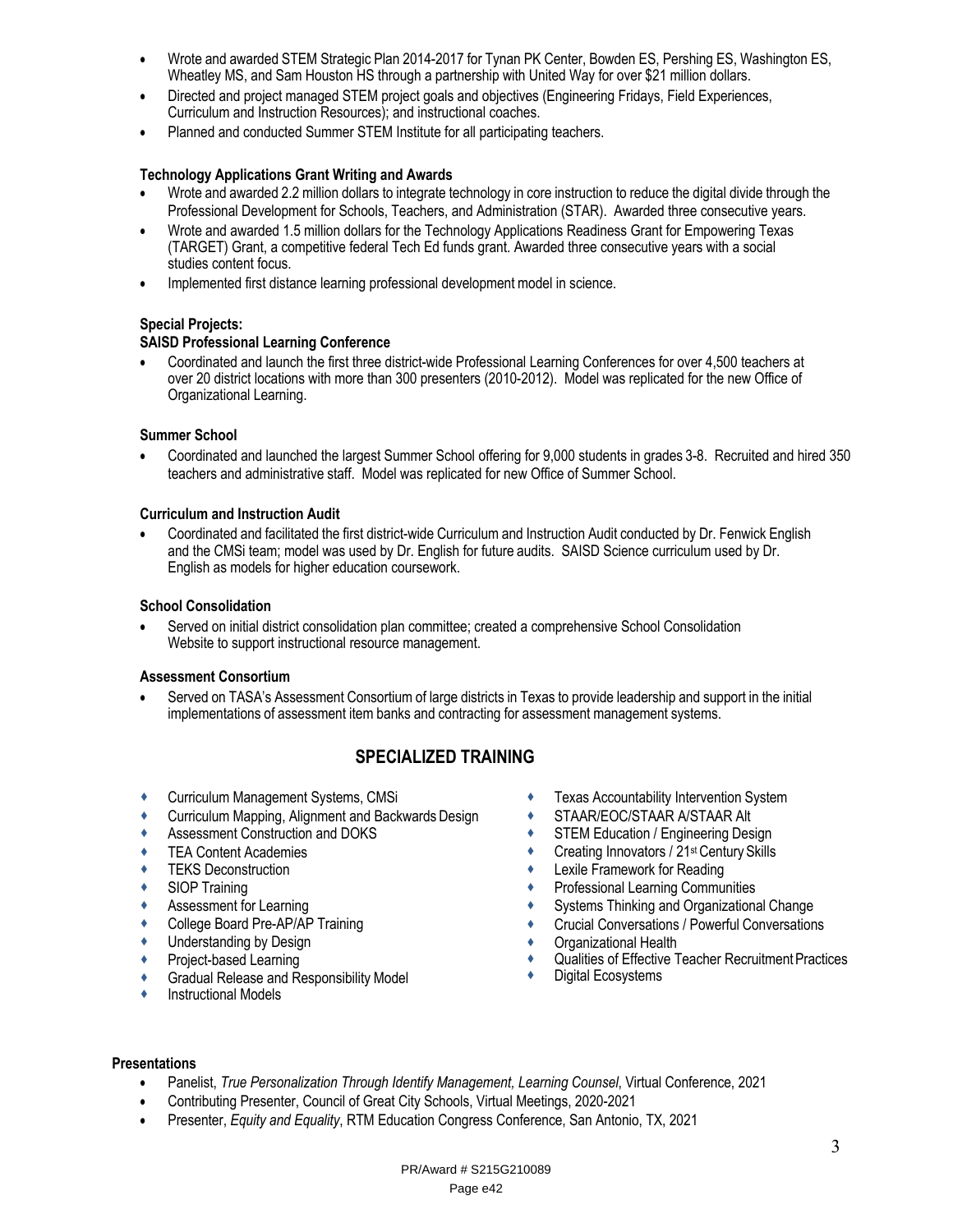- Wrote and awarded STEM Strategic Plan 2014-2017 for Tynan PK Center, Bowden ES, Pershing ES, Washington ES, Wheatley MS, and Sam Houston HS through a partnership with United Way for over $21 million dollars.
- Directed and project managed STEM project goals and objectives (Engineering Fridays, Field Experiences, Curriculum and Instruction Resources); and instructional coaches.
- Planned and conducted Summer STEM Institute for all participating teachers.

**Technology Applications Grant Writing and Awards**

- Wrote and awarded 2.2 million dollars to integrate technology in core instruction to reduce the digital divide through the Professional Development for Schools, Teachers, and Administration (STAR). Awarded three consecutive years.
- Wrote and awarded 1.5 million dollars for the Technology Applications Readiness Grant for Empowering Texas (TARGET) Grant, a competitive federal Tech Ed funds grant. Awarded three consecutive years with a social studies content focus.
- Implemented first distance learning professional development model in science.

**Special Projects:**

**SAISD Professional Learning Conference**

- Coordinated and launch the first three district-wide Professional Learning Conferences for over 4,500 teachers at over 20 district locations with more than 300 presenters (2010-2012). Model was replicated for the new Office of Organizational Learning.

**Summer School**

- Coordinated and launched the largest Summer School offering for 9,000 students in grades 3-8. Recruited and hired 350 teachers and administrative staff. Model was replicated for new Office of Summer School.

**Curriculum and Instruction Audit**

- Coordinated and facilitated the first district-wide Curriculum and Instruction Audit conducted by Dr. Fenwick English and the CMSi team; model was used by Dr. English for future audits. SAISD Science curriculum used by Dr. English as models for higher education coursework.

**School Consolidation**

- Served on initial district consolidation plan committee; created a comprehensive School Consolidation Website to support instructional resource management.

**Assessment Consortium**

- Served on TASA's Assessment Consortium of large districts in Texas to provide leadership and support in the initial implementations of assessment item banks and contracting for assessment management systems.

## SPECIALIZED TRAINING

- Curriculum Management Systems, CMSi
- Curriculum Mapping, Alignment and Backwards Design
- Assessment Construction and DOKS
- TEA Content Academies
- TEKS Deconstruction
- SIOP Training
- Assessment for Learning
- College Board Pre-AP/AP Training
- Understanding by Design
- Project-based Learning
- Gradual Release and Responsibility Model
- Instructional Models
- Texas Accountability Intervention System
- STAAR/EOC/STAAR A/STAAR Alt
- STEM Education / Engineering Design
- Creating Innovators / 21st Century Skills
- Lexile Framework for Reading
- Professional Learning Communities
- Systems Thinking and Organizational Change
- Crucial Conversations / Powerful Conversations
- Organizational Health
- Qualities of Effective Teacher Recruitment Practices
- Digital Ecosystems

**Presentations**

- Panelist, *True Personalization Through Identify Management, Learning Counsel*, Virtual Conference, 2021
- Contributing Presenter, Council of Great City Schools, Virtual Meetings, 2020-2021
- Presenter, *Equity and Equality*, RTM Education Congress Conference, San Antonio, TX, 2021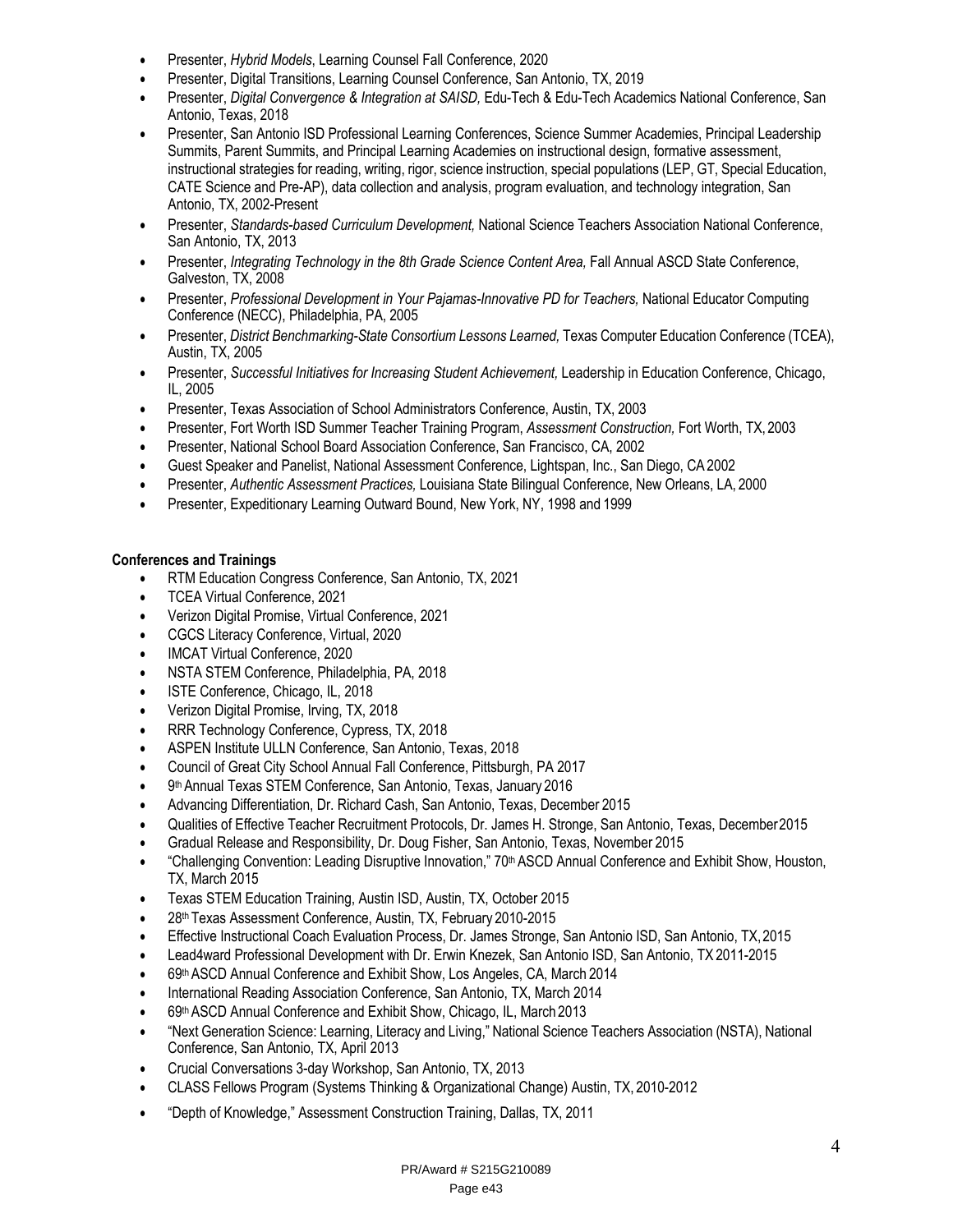- Presenter, *Hybrid Models*, Learning Counsel Fall Conference, 2020
- Presenter, Digital Transitions, Learning Counsel Conference, San Antonio, TX, 2019
- Presenter, *Digital Convergence & Integration at SAISD,* Edu-Tech & Edu-Tech Academics National Conference, San Antonio, Texas, 2018
- Presenter, San Antonio ISD Professional Learning Conferences, Science Summer Academies, Principal Leadership Summits, Parent Summits, and Principal Learning Academies on instructional design, formative assessment, instructional strategies for reading, writing, rigor, science instruction, special populations (LEP, GT, Special Education, CATE Science and Pre-AP), data collection and analysis, program evaluation, and technology integration, San Antonio, TX, 2002-Present
- Presenter, *Standards-based Curriculum Development,* National Science Teachers Association National Conference, San Antonio, TX, 2013
- Presenter, *Integrating Technology in the 8th Grade Science Content Area,* Fall Annual ASCD State Conference, Galveston, TX, 2008
- Presenter, *Professional Development in Your Pajamas-Innovative PD for Teachers,* National Educator Computing Conference (NECC), Philadelphia, PA, 2005
- Presenter, *District Benchmarking-State Consortium Lessons Learned,* Texas Computer Education Conference (TCEA), Austin, TX, 2005
- Presenter, *Successful Initiatives for Increasing Student Achievement,* Leadership in Education Conference, Chicago, IL, 2005
- Presenter, Texas Association of School Administrators Conference, Austin, TX, 2003
- Presenter, Fort Worth ISD Summer Teacher Training Program, *Assessment Construction,* Fort Worth, TX, 2003
- Presenter, National School Board Association Conference, San Francisco, CA, 2002
- Guest Speaker and Panelist, National Assessment Conference, Lightspan, Inc., San Diego, CA 2002
- Presenter, *Authentic Assessment Practices,* Louisiana State Bilingual Conference, New Orleans, LA, 2000
- Presenter, Expeditionary Learning Outward Bound, New York, NY, 1998 and 1999

**Conferences and Trainings**

- RTM Education Congress Conference, San Antonio, TX, 2021
- TCEA Virtual Conference, 2021
- Verizon Digital Promise, Virtual Conference, 2021
- CGCS Literacy Conference, Virtual, 2020
- IMCAT Virtual Conference, 2020
- NSTA STEM Conference, Philadelphia, PA, 2018
- ISTE Conference, Chicago, IL, 2018
- Verizon Digital Promise, Irving, TX, 2018
- RRR Technology Conference, Cypress, TX, 2018
- ASPEN Institute ULLN Conference, San Antonio, Texas, 2018
- Council of Great City School Annual Fall Conference, Pittsburgh, PA 2017
- 9th Annual Texas STEM Conference, San Antonio, Texas, January 2016
- Advancing Differentiation, Dr. Richard Cash, San Antonio, Texas, December 2015
- Qualities of Effective Teacher Recruitment Protocols, Dr. James H. Stronge, San Antonio, Texas, December 2015
- Gradual Release and Responsibility, Dr. Doug Fisher, San Antonio, Texas, November 2015
- "Challenging Convention: Leading Disruptive Innovation," 70th ASCD Annual Conference and Exhibit Show, Houston, TX, March 2015
- Texas STEM Education Training, Austin ISD, Austin, TX, October 2015
- 28th Texas Assessment Conference, Austin, TX, February 2010-2015
- Effective Instructional Coach Evaluation Process, Dr. James Stronge, San Antonio ISD, San Antonio, TX, 2015
- Lead4ward Professional Development with Dr. Erwin Knezek, San Antonio ISD, San Antonio, TX 2011-2015
- 69th ASCD Annual Conference and Exhibit Show, Los Angeles, CA, March 2014
- International Reading Association Conference, San Antonio, TX, March 2014
- 69th ASCD Annual Conference and Exhibit Show, Chicago, IL, March 2013
- "Next Generation Science: Learning, Literacy and Living," National Science Teachers Association (NSTA), National Conference, San Antonio, TX, April 2013
- Crucial Conversations 3-day Workshop, San Antonio, TX, 2013
- CLASS Fellows Program (Systems Thinking & Organizational Change) Austin, TX, 2010-2012
- "Depth of Knowledge," Assessment Construction Training, Dallas, TX, 2011

PR/Award # S215G210089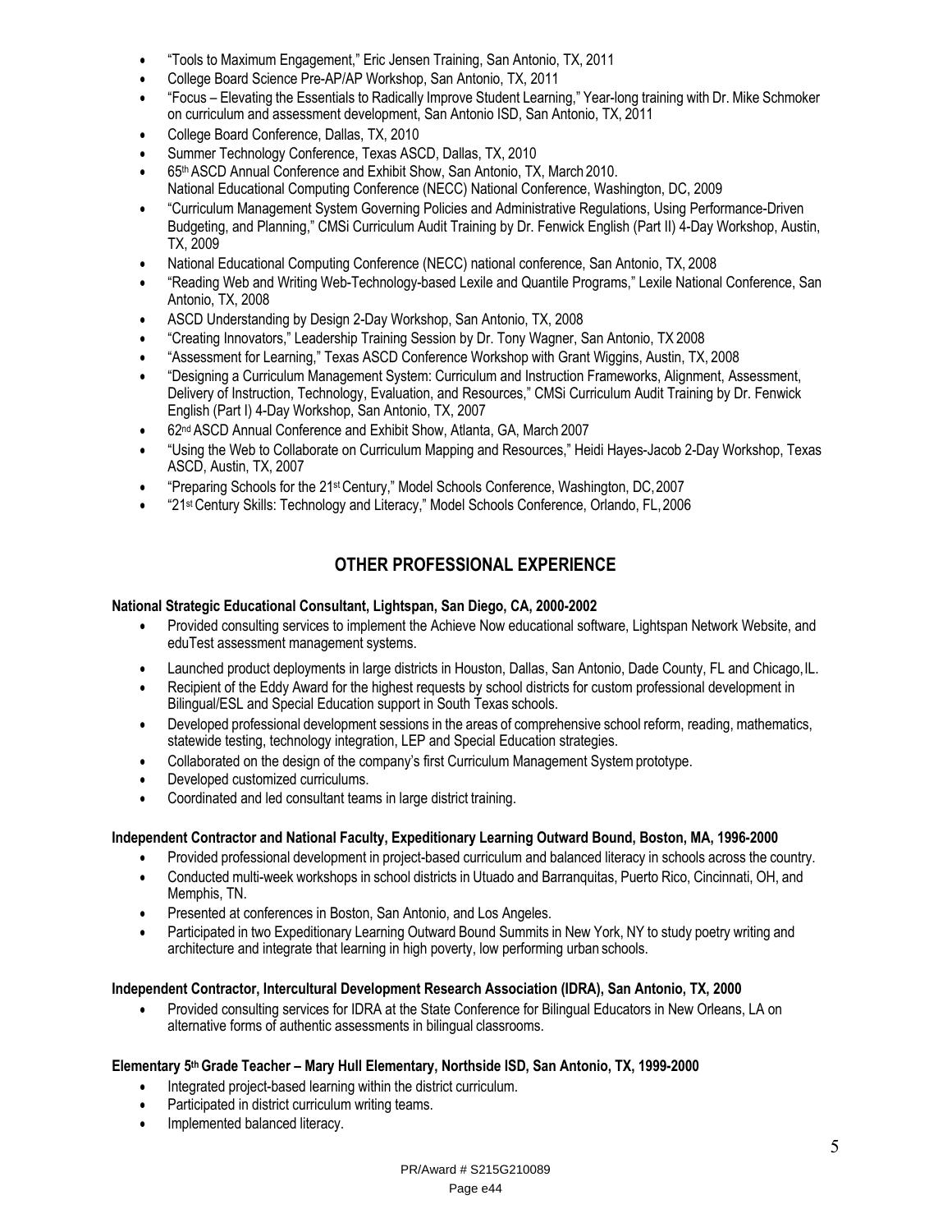- "Tools to Maximum Engagement," Eric Jensen Training, San Antonio, TX, 2011
- College Board Science Pre-AP/AP Workshop, San Antonio, TX, 2011
- "Focus – Elevating the Essentials to Radically Improve Student Learning," Year-long training with Dr. Mike Schmoker on curriculum and assessment development, San Antonio ISD, San Antonio, TX, 2011
- College Board Conference, Dallas, TX, 2010
- Summer Technology Conference, Texas ASCD, Dallas, TX, 2010
- 65th ASCD Annual Conference and Exhibit Show, San Antonio, TX, March 2010.
  National Educational Computing Conference (NECC) National Conference, Washington, DC, 2009
- "Curriculum Management System Governing Policies and Administrative Regulations, Using Performance-Driven Budgeting, and Planning," CMSi Curriculum Audit Training by Dr. Fenwick English (Part II) 4-Day Workshop, Austin, TX, 2009
- National Educational Computing Conference (NECC) national conference, San Antonio, TX, 2008
- "Reading Web and Writing Web-Technology-based Lexile and Quantile Programs," Lexile National Conference, San Antonio, TX, 2008
- ASCD Understanding by Design 2-Day Workshop, San Antonio, TX, 2008
- "Creating Innovators," Leadership Training Session by Dr. Tony Wagner, San Antonio, TX 2008
- "Assessment for Learning," Texas ASCD Conference Workshop with Grant Wiggins, Austin, TX, 2008
- "Designing a Curriculum Management System: Curriculum and Instruction Frameworks, Alignment, Assessment, Delivery of Instruction, Technology, Evaluation, and Resources," CMSi Curriculum Audit Training by Dr. Fenwick English (Part I) 4-Day Workshop, San Antonio, TX, 2007
- 62nd ASCD Annual Conference and Exhibit Show, Atlanta, GA, March 2007
- "Using the Web to Collaborate on Curriculum Mapping and Resources," Heidi Hayes-Jacob 2-Day Workshop, Texas ASCD, Austin, TX, 2007
- "Preparing Schools for the 21st Century," Model Schools Conference, Washington, DC, 2007
- "21st Century Skills: Technology and Literacy," Model Schools Conference, Orlando, FL, 2006

## OTHER PROFESSIONAL EXPERIENCE

**National Strategic Educational Consultant, Lightspan, San Diego, CA, 2000-2002**

- Provided consulting services to implement the Achieve Now educational software, Lightspan Network Website, and eduTest assessment management systems.
- Launched product deployments in large districts in Houston, Dallas, San Antonio, Dade County, FL and Chicago, IL.
- Recipient of the Eddy Award for the highest requests by school districts for custom professional development in Bilingual/ESL and Special Education support in South Texas schools.
- Developed professional development sessions in the areas of comprehensive school reform, reading, mathematics, statewide testing, technology integration, LEP and Special Education strategies.
- Collaborated on the design of the company's first Curriculum Management System prototype.
- Developed customized curriculums.
- Coordinated and led consultant teams in large district training.

**Independent Contractor and National Faculty, Expeditionary Learning Outward Bound, Boston, MA, 1996-2000**

- Provided professional development in project-based curriculum and balanced literacy in schools across the country.
- Conducted multi-week workshops in school districts in Utuado and Barranquitas, Puerto Rico, Cincinnati, OH, and Memphis, TN.
- Presented at conferences in Boston, San Antonio, and Los Angeles.
- Participated in two Expeditionary Learning Outward Bound Summits in New York, NY to study poetry writing and architecture and integrate that learning in high poverty, low performing urban schools.

**Independent Contractor, Intercultural Development Research Association (IDRA), San Antonio, TX, 2000**

- Provided consulting services for IDRA at the State Conference for Bilingual Educators in New Orleans, LA on alternative forms of authentic assessments in bilingual classrooms.

**Elementary 5th Grade Teacher – Mary Hull Elementary, Northside ISD, San Antonio, TX, 1999-2000**

- Integrated project-based learning within the district curriculum.
- Participated in district curriculum writing teams.
- Implemented balanced literacy.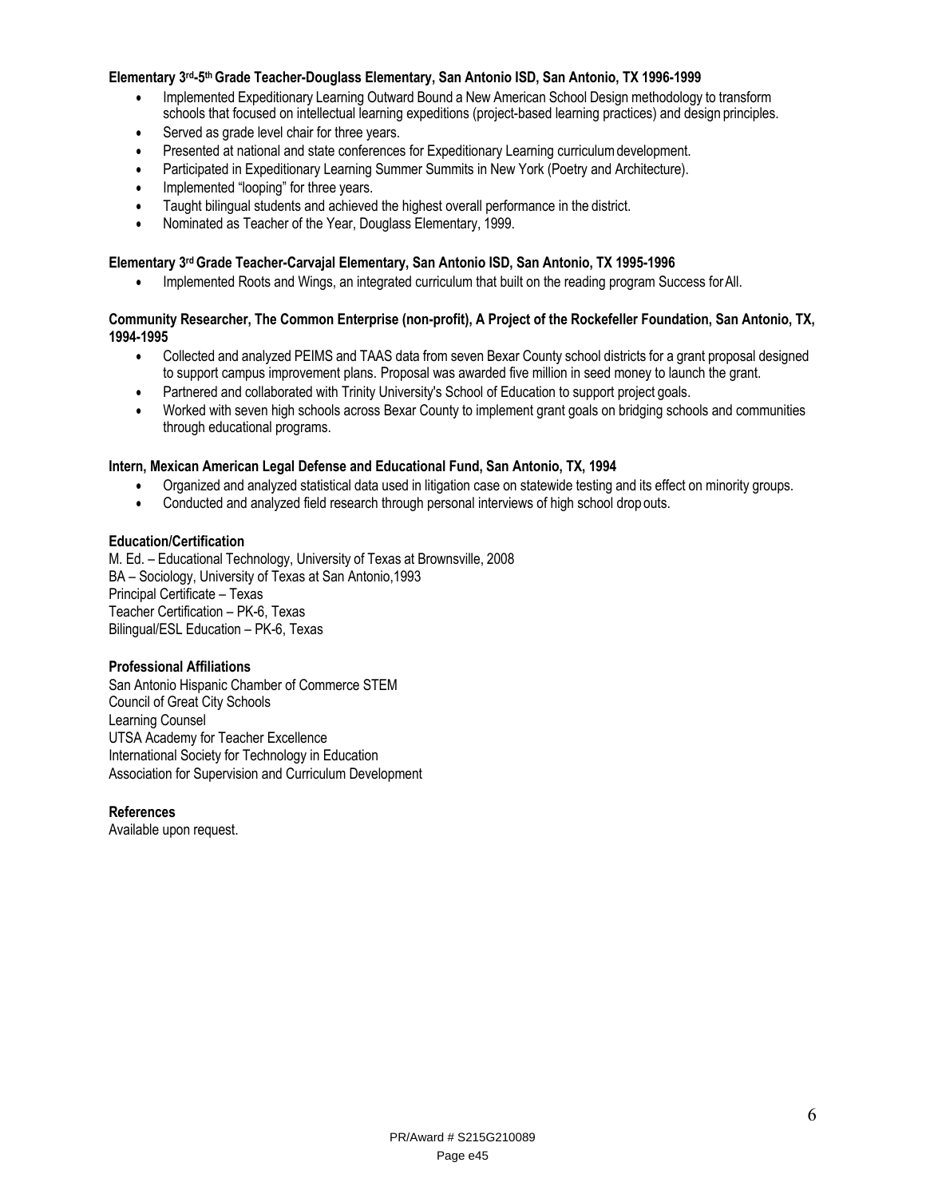**Elementary 3rd-5th Grade Teacher-Douglass Elementary, San Antonio ISD, San Antonio, TX 1996-1999**

- Implemented Expeditionary Learning Outward Bound a New American School Design methodology to transform schools that focused on intellectual learning expeditions (project-based learning practices) and design principles.
- Served as grade level chair for three years.
- Presented at national and state conferences for Expeditionary Learning curriculum development.
- Participated in Expeditionary Learning Summer Summits in New York (Poetry and Architecture).
- Implemented "looping" for three years.
- Taught bilingual students and achieved the highest overall performance in the district.
- Nominated as Teacher of the Year, Douglass Elementary, 1999.

**Elementary 3rd Grade Teacher-Carvajal Elementary, San Antonio ISD, San Antonio, TX 1995-1996**

- Implemented Roots and Wings, an integrated curriculum that built on the reading program Success for All.

**Community Researcher, The Common Enterprise (non-profit), A Project of the Rockefeller Foundation, San Antonio, TX, 1994-1995**

- Collected and analyzed PEIMS and TAAS data from seven Bexar County school districts for a grant proposal designed to support campus improvement plans. Proposal was awarded five million in seed money to launch the grant.
- Partnered and collaborated with Trinity University's School of Education to support project goals.
- Worked with seven high schools across Bexar County to implement grant goals on bridging schools and communities through educational programs.

**Intern, Mexican American Legal Defense and Educational Fund, San Antonio, TX, 1994**

- Organized and analyzed statistical data used in litigation case on statewide testing and its effect on minority groups.
- Conducted and analyzed field research through personal interviews of high school drop outs.

**Education/Certification**

M. Ed. – Educational Technology, University of Texas at Brownsville, 2008
BA – Sociology, University of Texas at San Antonio,1993
Principal Certificate – Texas
Teacher Certification – PK-6, Texas
Bilingual/ESL Education – PK-6, Texas

**Professional Affiliations**

San Antonio Hispanic Chamber of Commerce STEM
Council of Great City Schools
Learning Counsel
UTSA Academy for Teacher Excellence
International Society for Technology in Education
Association for Supervision and Curriculum Development

**References**

Available upon request.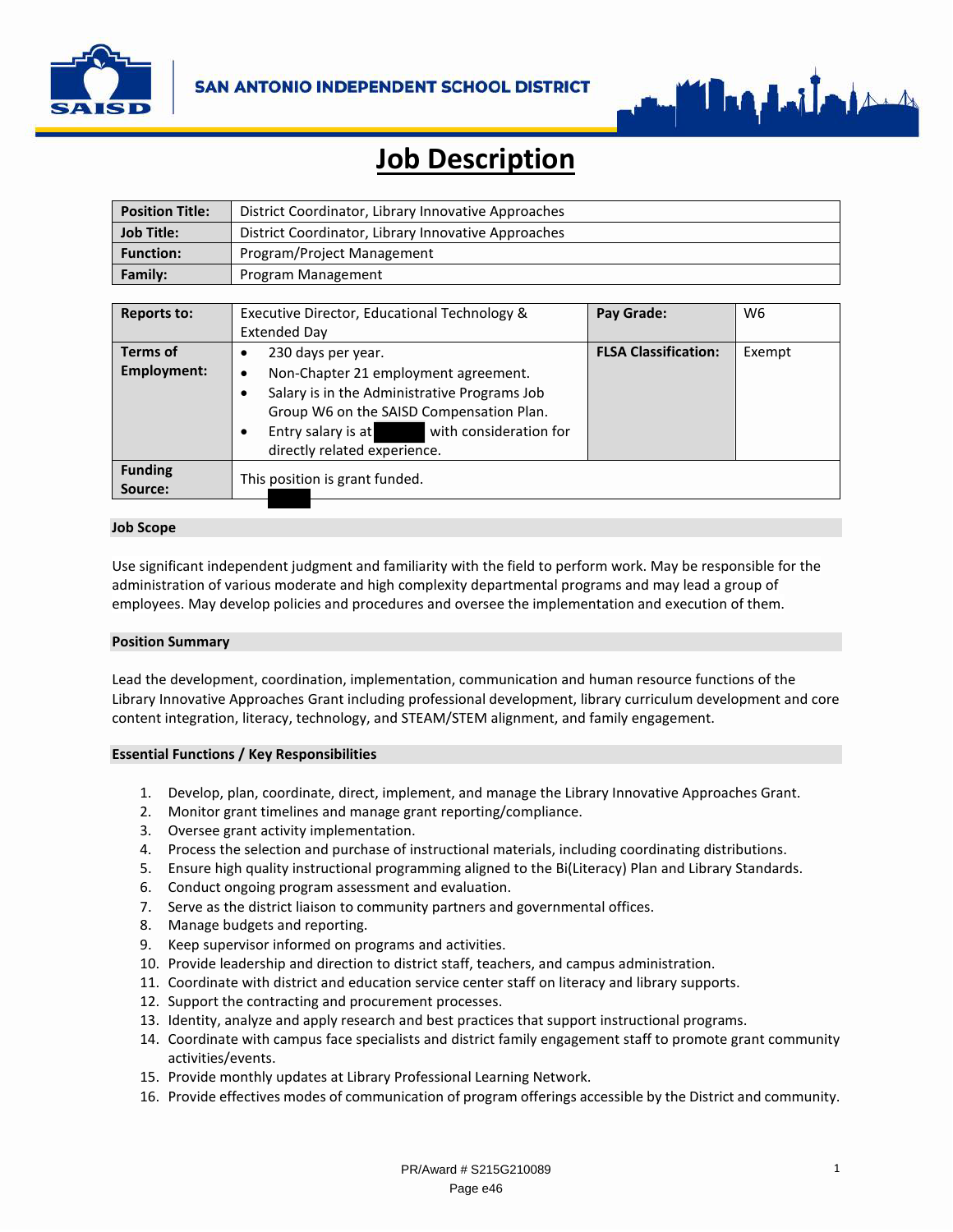SAN ANTONIO INDEPENDENT SCHOOL DISTRICT

# Job Description

| Position Title: | District Coordinator, Library Innovative Approaches |
| --- | --- |
| Job Title: | District Coordinator, Library Innovative Approaches |
| Function: | Program/Project Management |
| Family: | Program Management |

| Reports to: | Executive Director, Educational Technology & Extended Day | Pay Grade: | W6 |
| --- | --- | --- | --- |
| Terms of Employment: | • 230 days per year.<br>• Non-Chapter 21 employment agreement.<br>• Salary is in the Administrative Programs Job Group W6 on the SAISD Compensation Plan.<br>• Entry salary is at [redacted] with consideration for directly related experience. | FLSA Classification: | Exempt |
| Funding Source: | This position is grant funded. | | |

## Job Scope

Use significant independent judgment and familiarity with the field to perform work. May be responsible for the administration of various moderate and high complexity departmental programs and may lead a group of employees. May develop policies and procedures and oversee the implementation and execution of them.

## Position Summary

Lead the development, coordination, implementation, communication and human resource functions of the Library Innovative Approaches Grant including professional development, library curriculum development and core content integration, literacy, technology, and STEAM/STEM alignment, and family engagement.

## Essential Functions / Key Responsibilities

1. Develop, plan, coordinate, direct, implement, and manage the Library Innovative Approaches Grant.
2. Monitor grant timelines and manage grant reporting/compliance.
3. Oversee grant activity implementation.
4. Process the selection and purchase of instructional materials, including coordinating distributions.
5. Ensure high quality instructional programming aligned to the Bi(Literacy) Plan and Library Standards.
6. Conduct ongoing program assessment and evaluation.
7. Serve as the district liaison to community partners and governmental offices.
8. Manage budgets and reporting.
9. Keep supervisor informed on programs and activities.
10. Provide leadership and direction to district staff, teachers, and campus administration.
11. Coordinate with district and education service center staff on literacy and library supports.
12. Support the contracting and procurement processes.
13. Identity, analyze and apply research and best practices that support instructional programs.
14. Coordinate with campus face specialists and district family engagement staff to promote grant community activities/events.
15. Provide monthly updates at Library Professional Learning Network.
16. Provide effectives modes of communication of program offerings accessible by the District and community.

PR/Award # S215G210089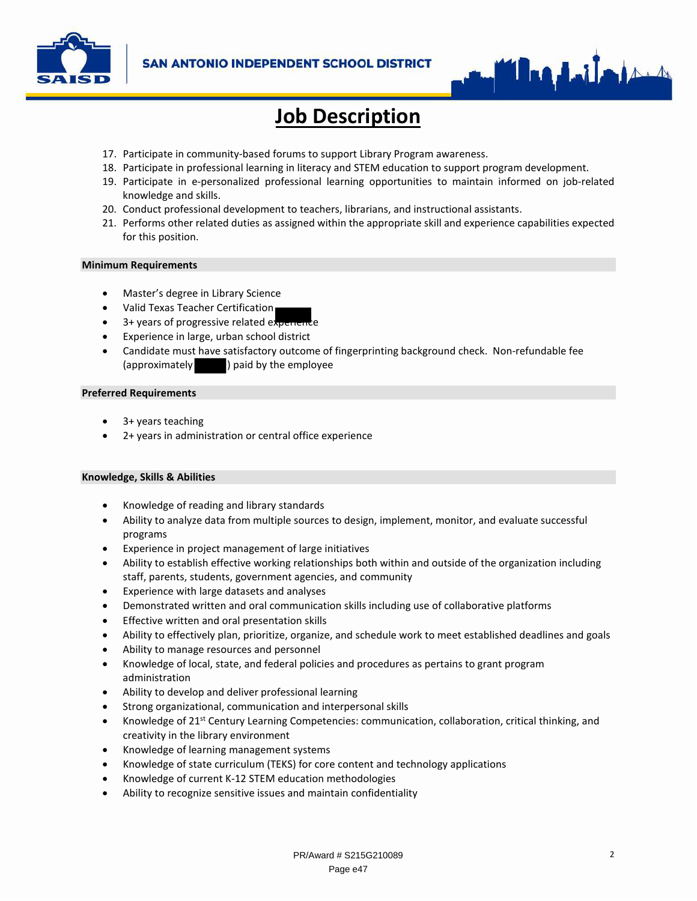# Job Description

17. Participate in community-based forums to support Library Program awareness.
18. Participate in professional learning in literacy and STEM education to support program development.
19. Participate in e-personalized professional learning opportunities to maintain informed on job-related knowledge and skills.
20. Conduct professional development to teachers, librarians, and instructional assistants.
21. Performs other related duties as assigned within the appropriate skill and experience capabilities expected for this position.

**Minimum Requirements**

- Master's degree in Library Science
- Valid Texas Teacher Certification
- 3+ years of progressive related experience
- Experience in large, urban school district
- Candidate must have satisfactory outcome of fingerprinting background check. Non-refundable fee (approximately ) paid by the employee

**Preferred Requirements**

- 3+ years teaching
- 2+ years in administration or central office experience

**Knowledge, Skills & Abilities**

- Knowledge of reading and library standards
- Ability to analyze data from multiple sources to design, implement, monitor, and evaluate successful programs
- Experience in project management of large initiatives
- Ability to establish effective working relationships both within and outside of the organization including staff, parents, students, government agencies, and community
- Experience with large datasets and analyses
- Demonstrated written and oral communication skills including use of collaborative platforms
- Effective written and oral presentation skills
- Ability to effectively plan, prioritize, organize, and schedule work to meet established deadlines and goals
- Ability to manage resources and personnel
- Knowledge of local, state, and federal policies and procedures as pertains to grant program administration
- Ability to develop and deliver professional learning
- Strong organizational, communication and interpersonal skills
- Knowledge of 21st Century Learning Competencies: communication, collaboration, critical thinking, and creativity in the library environment
- Knowledge of learning management systems
- Knowledge of state curriculum (TEKS) for core content and technology applications
- Knowledge of current K-12 STEM education methodologies
- Ability to recognize sensitive issues and maintain confidentiality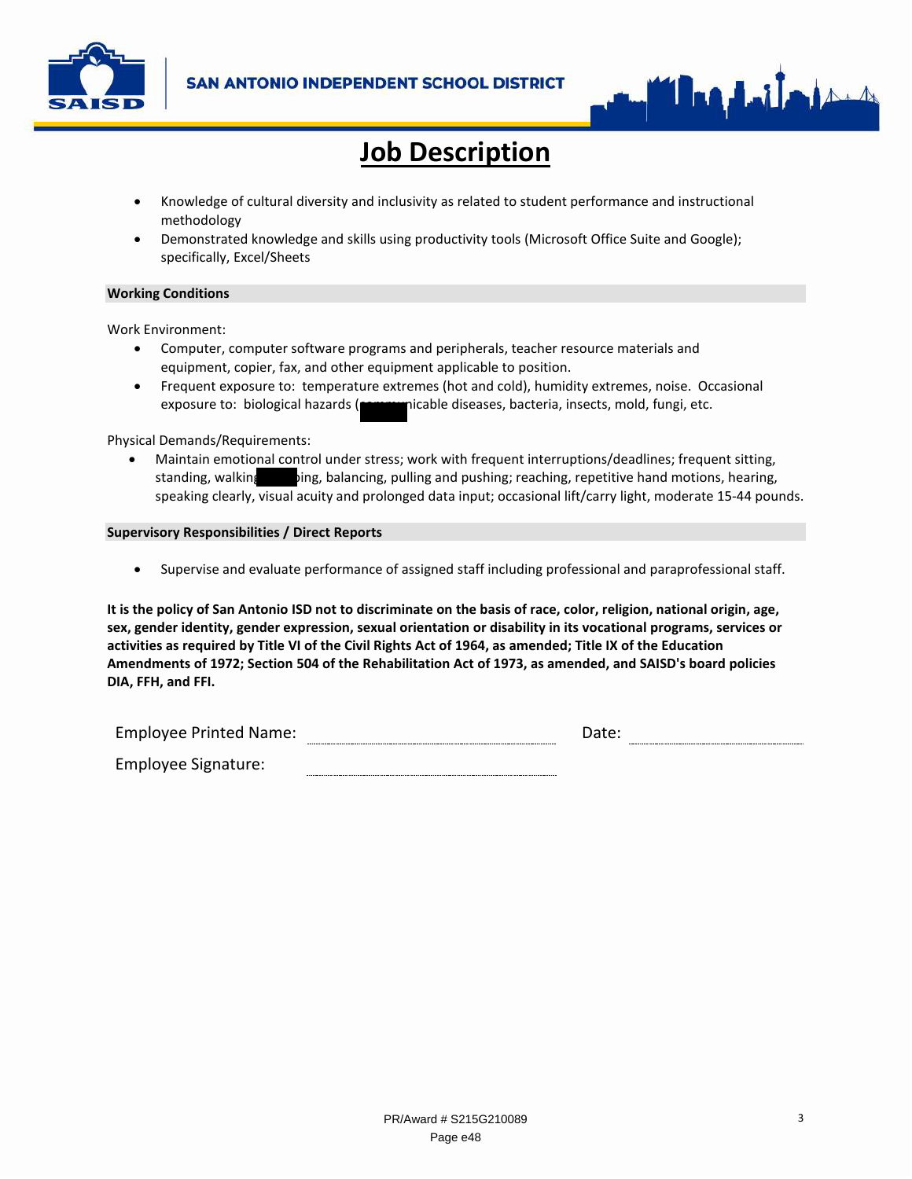# Job Description

- Knowledge of cultural diversity and inclusivity as related to student performance and instructional methodology
- Demonstrated knowledge and skills using productivity tools (Microsoft Office Suite and Google); specifically, Excel/Sheets

**Working Conditions**

Work Environment:

- Computer, computer software programs and peripherals, teacher resource materials and equipment, copier, fax, and other equipment applicable to position.
- Frequent exposure to: temperature extremes (hot and cold), humidity extremes, noise. Occasional exposure to: biological hazards (communicable diseases, bacteria, insects, mold, fungi, etc.

Physical Demands/Requirements:

- Maintain emotional control under stress; work with frequent interruptions/deadlines; frequent sitting, standing, walking, stooping, balancing, pulling and pushing; reaching, repetitive hand motions, hearing, speaking clearly, visual acuity and prolonged data input; occasional lift/carry light, moderate 15-44 pounds.

**Supervisory Responsibilities / Direct Reports**

- Supervise and evaluate performance of assigned staff including professional and paraprofessional staff.

**It is the policy of San Antonio ISD not to discriminate on the basis of race, color, religion, national origin, age, sex, gender identity, gender expression, sexual orientation or disability in its vocational programs, services or activities as required by Title VI of the Civil Rights Act of 1964, as amended; Title IX of the Education Amendments of 1972; Section 504 of the Rehabilitation Act of 1973, as amended, and SAISD's board policies DIA, FFH, and FFI.**

Employee Printed Name: ______________________ Date: ______________

Employee Signature: ______________________

PR/Award # S215G210089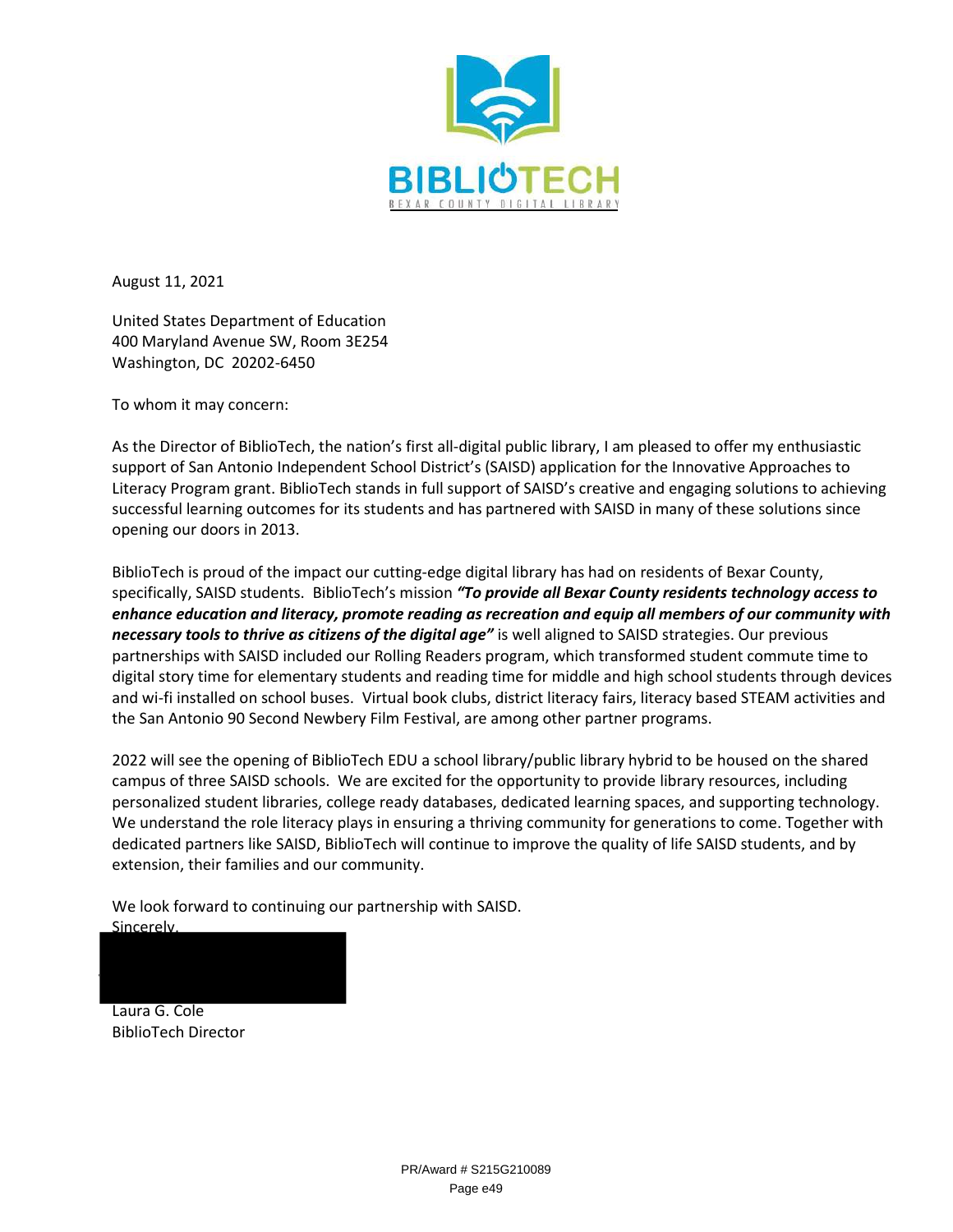**BIBLIOTECH**

BEXAR COUNTY DIGITAL LIBRARY

August 11, 2021

United States Department of Education
400 Maryland Avenue SW, Room 3E254
Washington, DC 20202-6450

To whom it may concern:

As the Director of BiblioTech, the nation's first all-digital public library, I am pleased to offer my enthusiastic support of San Antonio Independent School District's (SAISD) application for the Innovative Approaches to Literacy Program grant. BiblioTech stands in full support of SAISD's creative and engaging solutions to achieving successful learning outcomes for its students and has partnered with SAISD in many of these solutions since opening our doors in 2013.

BiblioTech is proud of the impact our cutting-edge digital library has had on residents of Bexar County, specifically, SAISD students. BiblioTech's mission ***"To provide all Bexar County residents technology access to enhance education and literacy, promote reading as recreation and equip all members of our community with necessary tools to thrive as citizens of the digital age"*** is well aligned to SAISD strategies. Our previous partnerships with SAISD included our Rolling Readers program, which transformed student commute time to digital story time for elementary students and reading time for middle and high school students through devices and wi-fi installed on school buses. Virtual book clubs, district literacy fairs, literacy based STEAM activities and the San Antonio 90 Second Newbery Film Festival, are among other partner programs.

2022 will see the opening of BiblioTech EDU a school library/public library hybrid to be housed on the shared campus of three SAISD schools. We are excited for the opportunity to provide library resources, including personalized student libraries, college ready databases, dedicated learning spaces, and supporting technology. We understand the role literacy plays in ensuring a thriving community for generations to come. Together with dedicated partners like SAISD, BiblioTech will continue to improve the quality of life SAISD students, and by extension, their families and our community.

We look forward to continuing our partnership with SAISD.

Sincerely,

Laura G. Cole
BiblioTech Director

PR/Award # S215G210089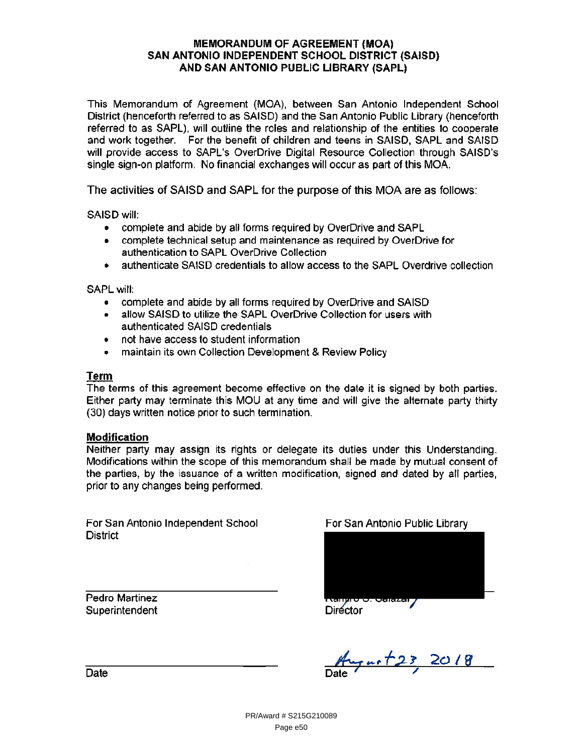# MEMORANDUM OF AGREEMENT (MOA) SAN ANTONIO INDEPENDENT SCHOOL DISTRICT (SAISD) AND SAN ANTONIO PUBLIC LIBRARY (SAPL)

This Memorandum of Agreement (MOA), between San Antonio Independent School District (henceforth referred to as SAISD) and the San Antonio Public Library (henceforth referred to as SAPL), will outline the roles and relationship of the entities to cooperate and work together. For the benefit of children and teens in SAISD, SAPL and SAISD will provide access to SAPL's OverDrive Digital Resource Collection through SAISD's single sign-on platform. No financial exchanges will occur as part of this MOA.

The activities of SAISD and SAPL for the purpose of this MOA are as follows:

SAISD will:

- complete and abide by all forms required by OverDrive and SAPL
- complete technical setup and maintenance as required by OverDrive for authentication to SAPL OverDrive Collection
- authenticate SAISD credentials to allow access to the SAPL Overdrive collection

SAPL will:

- complete and abide by all forms required by OverDrive and SAISD
- allow SAISD to utilize the SAPL OverDrive Collection for users with authenticated SAISD credentials
- not have access to student information
- maintain its own Collection Development & Review Policy

## Term

The terms of this agreement become effective on the date it is signed by both parties. Either party may terminate this MOU at any time and will give the alternate party thirty (30) days written notice prior to such termination.

## Modification

Neither party may assign its rights or delegate its duties under this Understanding. Modifications within the scope of this memorandum shall be made by mutual consent of the parties, by the issuance of a written modification, signed and dated by all parties, prior to any changes being performed.

For San Antonio Independent School District

Pedro Martinez
Superintendent

Date

For San Antonio Public Library

Ramiro S. Salazar
Director

August 23, 2018
Date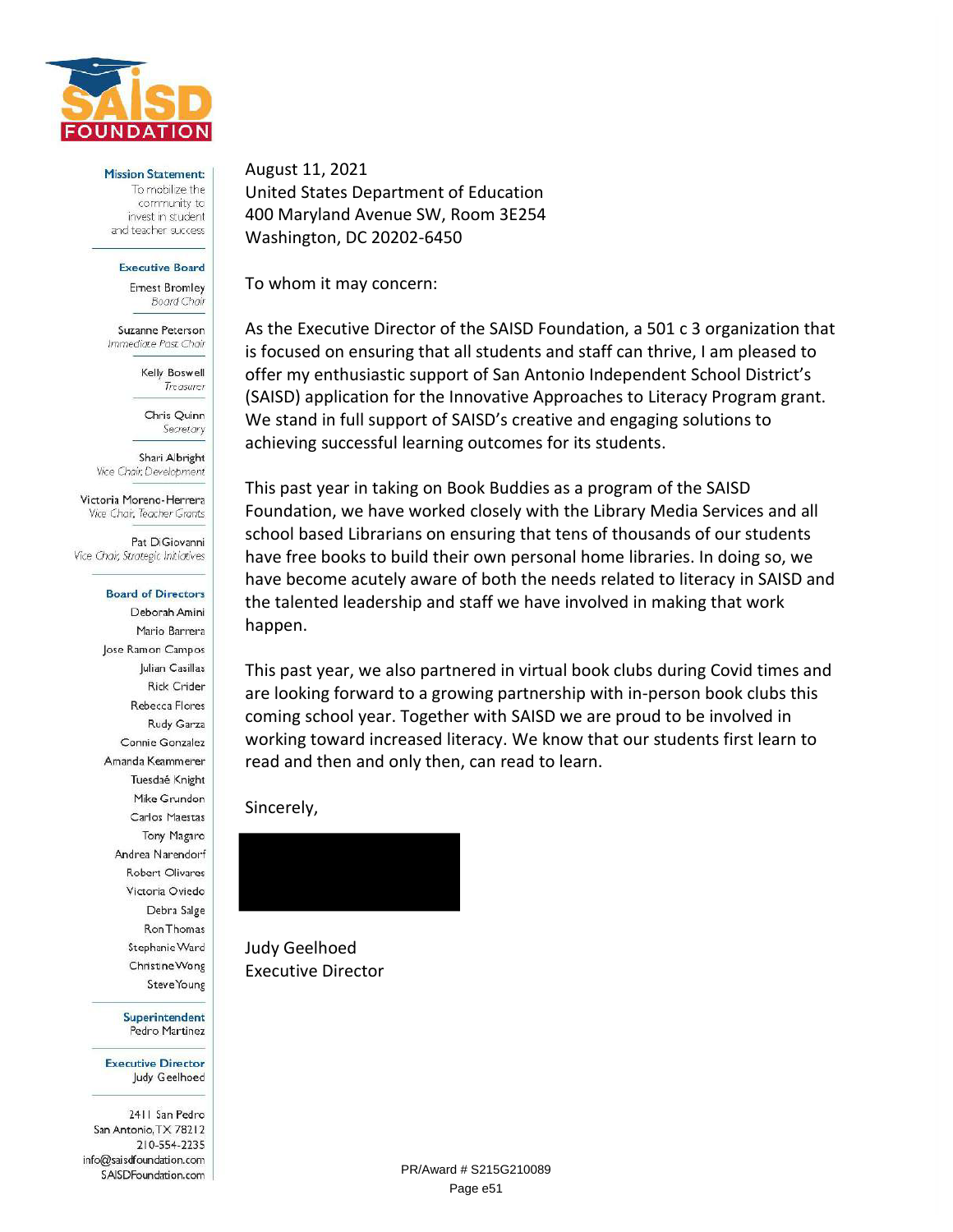**SAISD FOUNDATION**

**Mission Statement:** To mobilize the community to invest in student and teacher success

**Executive Board**
Ernest Bromley, *Board Chair*
Suzanne Peterson, *Immediate Past Chair*
Kelly Boswell, *Treasurer*
Chris Quinn, *Secretary*
Shari Albright, *Vice Chair, Development*
Victoria Moreno-Herrera, *Vice Chair, Teacher Grants*
Pat DiGiovanni, *Vice Chair, Strategic Initiatives*

**Board of Directors**
Deborah Amini
Mario Barrera
Jose Ramon Campos
Julian Casillas
Rick Crider
Rebecca Flores
Rudy Garza
Connie Gonzalez
Amanda Keammerer
Tuesdaé Knight
Mike Grundon
Carlos Maestas
Tony Magaro
Andrea Narendorf
Robert Olivares
Victoria Oviedo
Debra Salge
Ron Thomas
Stephanie Ward
Christine Wong
Steve Young

**Superintendent**
Pedro Martinez

**Executive Director**
Judy Geelhoed

2411 San Pedro
San Antonio, TX 78212
210-554-2235
info@saisdfoundation.com
SAISDFoundation.com

---

August 11, 2021
United States Department of Education
400 Maryland Avenue SW, Room 3E254
Washington, DC 20202-6450

To whom it may concern:

As the Executive Director of the SAISD Foundation, a 501 c 3 organization that is focused on ensuring that all students and staff can thrive, I am pleased to offer my enthusiastic support of San Antonio Independent School District's (SAISD) application for the Innovative Approaches to Literacy Program grant. We stand in full support of SAISD's creative and engaging solutions to achieving successful learning outcomes for its students.

This past year in taking on Book Buddies as a program of the SAISD Foundation, we have worked closely with the Library Media Services and all school based Librarians on ensuring that tens of thousands of our students have free books to build their own personal home libraries. In doing so, we have become acutely aware of both the needs related to literacy in SAISD and the talented leadership and staff we have involved in making that work happen.

This past year, we also partnered in virtual book clubs during Covid times and are looking forward to a growing partnership with in-person book clubs this coming school year. Together with SAISD we are proud to be involved in working toward increased literacy. We know that our students first learn to read and then and only then, can read to learn.

Sincerely,

Judy Geelhoed
Executive Director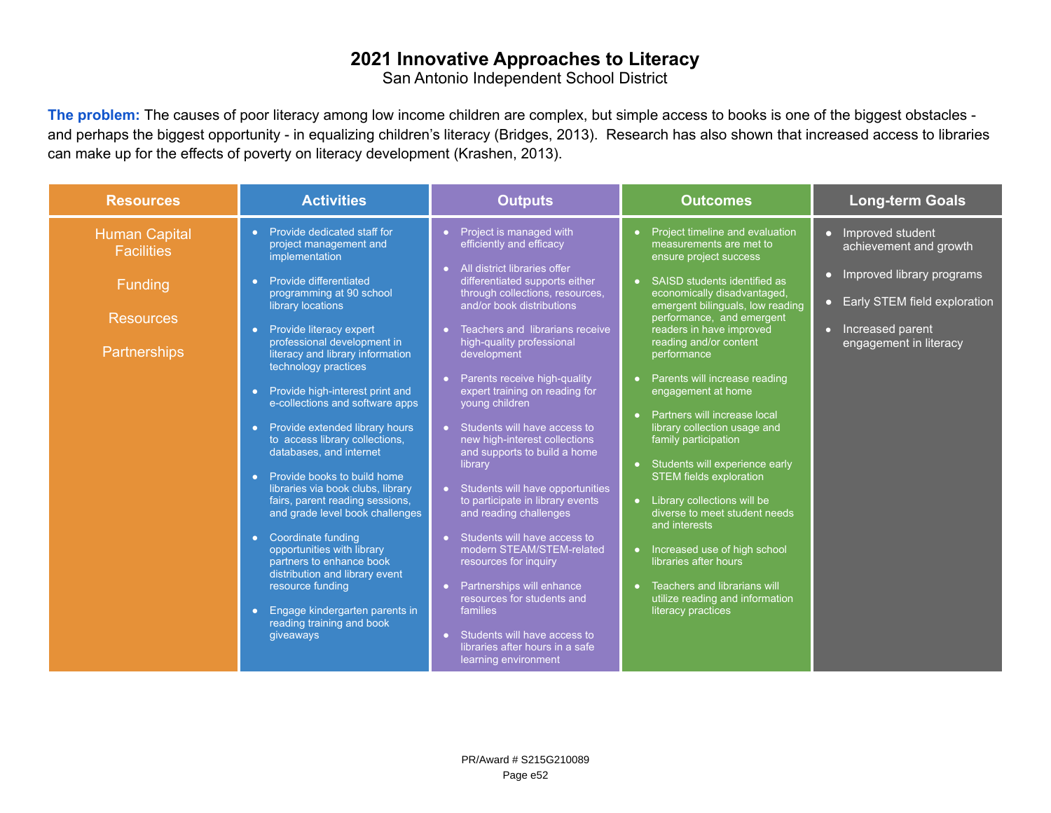# 2021 Innovative Approaches to Literacy

San Antonio Independent School District

**The problem:** The causes of poor literacy among low income children are complex, but simple access to books is one of the biggest obstacles - and perhaps the biggest opportunity - in equalizing children's literacy (Bridges, 2013). Research has also shown that increased access to libraries can make up for the effects of poverty on literacy development (Krashen, 2013).

| Resources | Activities | Outputs | Outcomes | Long-term Goals |
|---|---|---|---|---|
| Human Capital<br>Facilities<br><br>Funding<br><br>Resources<br><br>Partnerships | • Provide dedicated staff for project management and implementation<br>• Provide differentiated programming at 90 school library locations<br>• Provide literacy expert professional development in literacy and library information technology practices<br>• Provide high-interest print and e-collections and software apps<br>• Provide extended library hours to access library collections, databases, and internet<br>• Provide books to build home libraries via book clubs, library fairs, parent reading sessions, and grade level book challenges<br>• Coordinate funding opportunities with library partners to enhance book distribution and library event resource funding<br>• Engage kindergarten parents in reading training and book giveaways | • Project is managed with efficiently and efficacy<br>• All district libraries offer differentiated supports either through collections, resources, and/or book distributions<br>• Teachers and librarians receive high-quality professional development<br>• Parents receive high-quality expert training on reading for young children<br>• Students will have access to new high-interest collections and supports to build a home library<br>• Students will have opportunities to participate in library events and reading challenges<br>• Students will have access to modern STEAM/STEM-related resources for inquiry<br>• Partnerships will enhance resources for students and families<br>• Students will have access to libraries after hours in a safe learning environment | • Project timeline and evaluation measurements are met to ensure project success<br>• SAISD students identified as economically disadvantaged, emergent bilinguals, low reading performance, and emergent readers in have improved reading and/or content performance<br>• Parents will increase reading engagement at home<br>• Partners will increase local library collection usage and family participation<br>• Students will experience early STEM fields exploration<br>• Library collections will be diverse to meet student needs and interests<br>• Increased use of high school libraries after hours<br>• Teachers and librarians will utilize reading and information literacy practices | • Improved student achievement and growth<br>• Improved library programs<br>• Early STEM field exploration<br>• Increased parent engagement in literacy |

PR/Award # S215G210089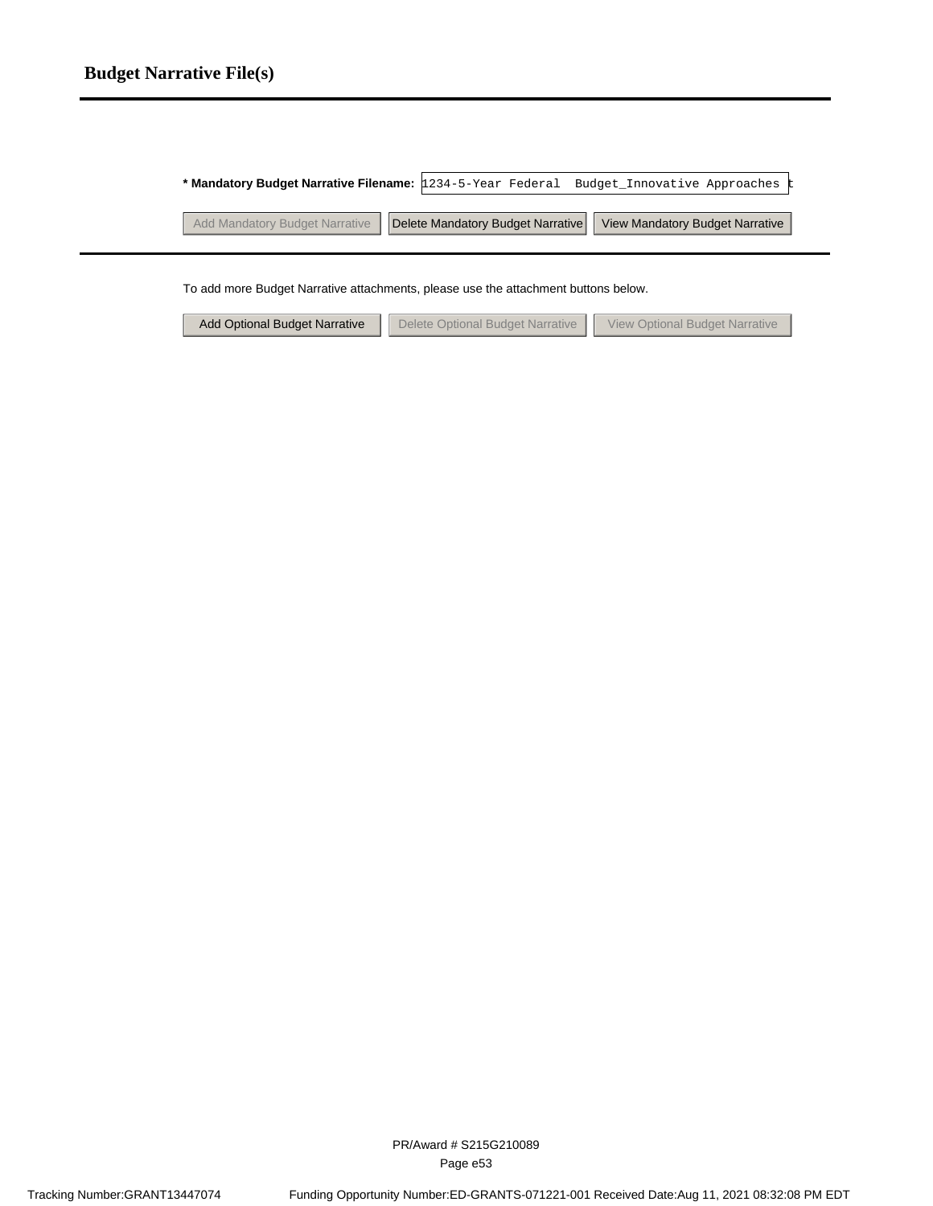## Budget Narrative File(s)

**\* Mandatory Budget Narrative Filename:** 1234-5-Year Federal  Budget_Innovative Approaches t

Add Mandatory Budget Narrative | Delete Mandatory Budget Narrative | View Mandatory Budget Narrative

To add more Budget Narrative attachments, please use the attachment buttons below.

Add Optional Budget Narrative | Delete Optional Budget Narrative | View Optional Budget Narrative

PR/Award # S215G210089

Tracking Number:GRANT13447074 Funding Opportunity Number:ED-GRANTS-071221-001 Received Date:Aug 11, 2021 08:32:08 PM EDT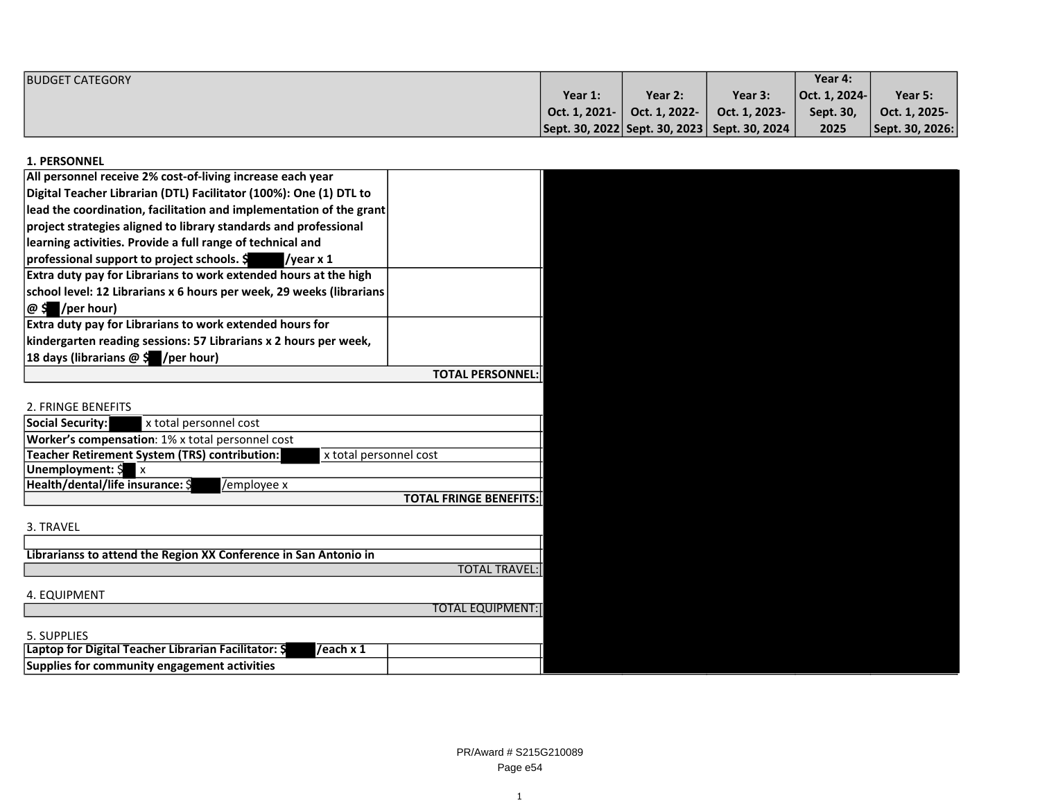| BUDGET CATEGORY | | Year 1: Oct. 1, 2021- Sept. 30, 2022 | Year 2: Oct. 1, 2022- Sept. 30, 2023 | Year 3: Oct. 1, 2023- Sept. 30, 2024 | Year 4: Oct. 1, 2024- Sept. 30, 2025 | Year 5: Oct. 1, 2025- Sept. 30, 2026: |
|---|---|---|---|---|---|---|
| **1. PERSONNEL** | | | | | | |
| **All personnel receive 2% cost-of-living increase each year Digital Teacher Librarian (DTL) Facilitator (100%): One (1) DTL to lead the coordination, facilitation and implementation of the grant project strategies aligned to library standards and professional learning activities. Provide a full range of technical and professional support to project schools. $[REDACTED]/year x 1** | | | | | | |
| **Extra duty pay for Librarians to work extended hours at the high school level: 12 Librarians x 6 hours per week, 29 weeks (librarians @ $[REDACTED]/per hour)** | | | | | | |
| **Extra duty pay for Librarians to work extended hours for kindergarten reading sessions: 57 Librarians x 2 hours per week, 18 days (librarians @ $[REDACTED]/per hour)** | | | | | | |
| | **TOTAL PERSONNEL:** | | | | | |
| 2. FRINGE BENEFITS | | | | | | |
| **Social Security:** [REDACTED] x total personnel cost | | | | | | |
| **Worker's compensation**: 1% x total personnel cost | | | | | | |
| **Teacher Retirement System (TRS) contribution:** [REDACTED] x total personnel cost | | | | | | |
| **Unemployment:** $[REDACTED] x | | | | | | |
| **Health/dental/life insurance:** $[REDACTED]/employee x | | | | | | |
| | **TOTAL FRINGE BENEFITS:** | | | | | |
| 3. TRAVEL | | | | | | |
| | | | | | | |
| **Librarianss to attend the Region XX Conference in San Antonio in** | | | | | | |
| | TOTAL TRAVEL: | | | | | |
| 4. EQUIPMENT | | | | | | |
| | TOTAL EQUIPMENT: | | | | | |
| 5. SUPPLIES | | | | | | |
| **Laptop for Digital Teacher Librarian Facilitator: $[REDACTED]/each x 1** | | | | | | |
| **Supplies for community engagement activities** | | | | | | |

PR/Award # S215G210089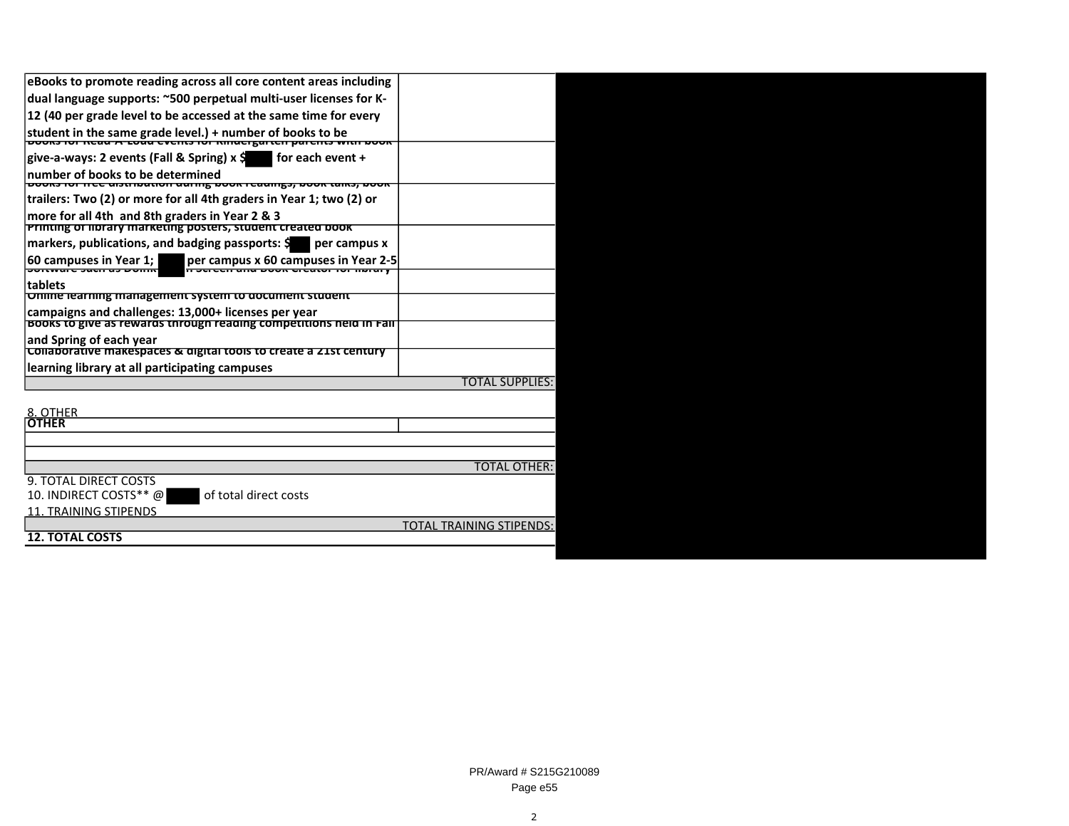| | |
|---|---|
| **eBooks to promote reading across all core content areas including dual language supports: ~500 perpetual multi-user licenses for K-12 (40 per grade level to be accessed at the same time for every student in the same grade level.) + number of books to be** | |
| **Books for Read-A-Loud events for Kindergarten parents with book give-a-ways: 2 events (Fall & Spring) x $ for each event + number of books to be determined** | |
| **Books for free distribution during book readings, book talks, book trailers: Two (2) or more for all 4th graders in Year 1; two (2) or more for all 4th and 8th graders in Year 2 & 3** | |
| **Printing of library marketing posters, student created book markers, publications, and badging passports: $ per campus x 60 campuses in Year 1; per campus x 60 campuses in Year 2-5** | |
| **Software such as Doink Green Screen and Book Creator for library tablets** | |
| **Online learning management system to document student campaigns and challenges: 13,000+ licenses per year** | |
| **Books to give as rewards through reading competitions held in Fall and Spring of each year** | |
| **Collaborative makespaces & digital tools to create a 21st century learning library at all participating campuses** | |
| TOTAL SUPPLIES: | |

8. OTHER

| | |
|---|---|
| **OTHER** | |
| | |
| | |
| TOTAL OTHER: | |

9. TOTAL DIRECT COSTS

10. INDIRECT COSTS** @ of total direct costs

11. TRAINING STIPENDS

| | |
|---|---|
| TOTAL TRAINING STIPENDS: | |

**12. TOTAL COSTS**

PR/Award # S215G210089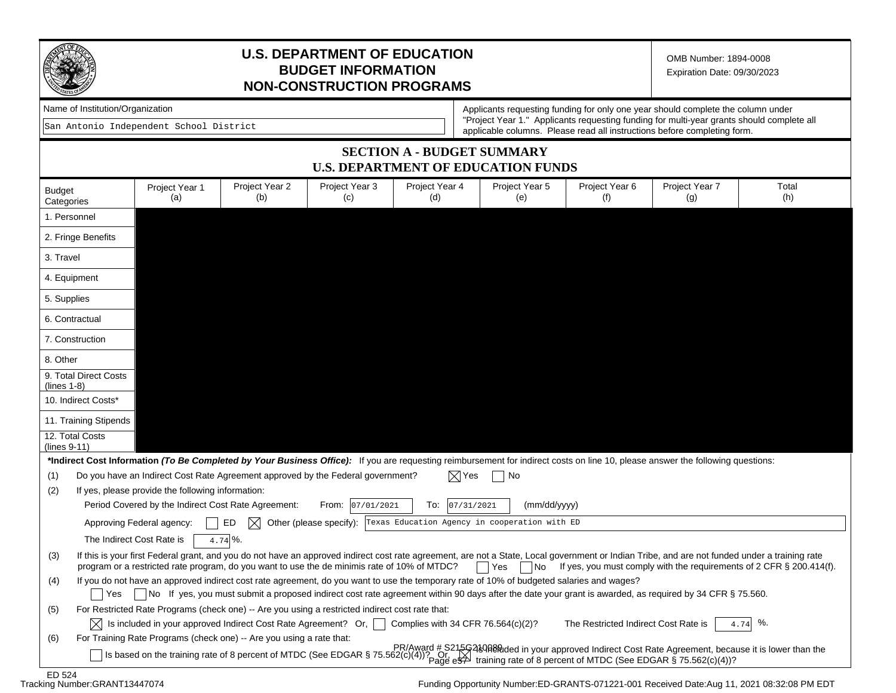# U.S. DEPARTMENT OF EDUCATION
# BUDGET INFORMATION
# NON-CONSTRUCTION PROGRAMS

OMB Number: 1894-0008
Expiration Date: 09/30/2023

Name of Institution/Organization

San Antonio Independent School District

Applicants requesting funding for only one year should complete the column under "Project Year 1." Applicants requesting funding for multi-year grants should complete all applicable columns. Please read all instructions before completing form.

## SECTION A - BUDGET SUMMARY
## U.S. DEPARTMENT OF EDUCATION FUNDS

| Budget Categories | Project Year 1 (a) | Project Year 2 (b) | Project Year 3 (c) | Project Year 4 (d) | Project Year 5 (e) | Project Year 6 (f) | Project Year 7 (g) | Total (h) |
|---|---|---|---|---|---|---|---|---|
| 1. Personnel | | | | | | | | |
| 2. Fringe Benefits | | | | | | | | |
| 3. Travel | | | | | | | | |
| 4. Equipment | | | | | | | | |
| 5. Supplies | | | | | | | | |
| 6. Contractual | | | | | | | | |
| 7. Construction | | | | | | | | |
| 8. Other | | | | | | | | |
| 9. Total Direct Costs (lines 1-8) | | | | | | | | |
| 10. Indirect Costs* | | | | | | | | |
| 11. Training Stipends | | | | | | | | |
| 12. Total Costs (lines 9-11) | | | | | | | | |

***Indirect Cost Information *(To Be Completed by Your Business Office):*** If you are requesting reimbursement for indirect costs on line 10, please answer the following questions:

(1) Do you have an Indirect Cost Rate Agreement approved by the Federal government? ☒ Yes ☐ No

(2) If yes, please provide the following information:

Period Covered by the Indirect Cost Rate Agreement: From: 07/01/2021 To: 07/31/2021 (mm/dd/yyyy)

Approving Federal agency: ☐ ED ☒ Other (please specify): Texas Education Agency in cooperation with ED

The Indirect Cost Rate is 4.74 %.

(3) If this is your first Federal grant, and you do not have an approved indirect cost rate agreement, are not a State, Local government or Indian Tribe, and are not funded under a training rate program or a restricted rate program, do you want to use the de minimis rate of 10% of MTDC? ☐ Yes ☐ No If yes, you must comply with the requirements of 2 CFR § 200.414(f).

(4) If you do not have an approved indirect cost rate agreement, do you want to use the temporary rate of 10% of budgeted salaries and wages?

☐ Yes ☐ No If yes, you must submit a proposed indirect cost rate agreement within 90 days after the date your grant is awarded, as required by 34 CFR § 75.560.

(5) For Restricted Rate Programs (check one) -- Are you using a restricted indirect cost rate that:

☒ Is included in your approved Indirect Cost Rate Agreement? Or, ☐ Complies with 34 CFR 76.564(c)(2)? The Restricted Indirect Cost Rate is 4.74 %.

(6) For Training Rate Programs (check one) -- Are you using a rate that:

☐ Is based on the training rate of 8 percent of MTDC (See EDGAR § 75.562(c)(4))? Or, ☒ Is included in your approved Indirect Cost Rate Agreement, because it is lower than the training rate of 8 percent of MTDC (See EDGAR § 75.562(c)(4))?

ED 524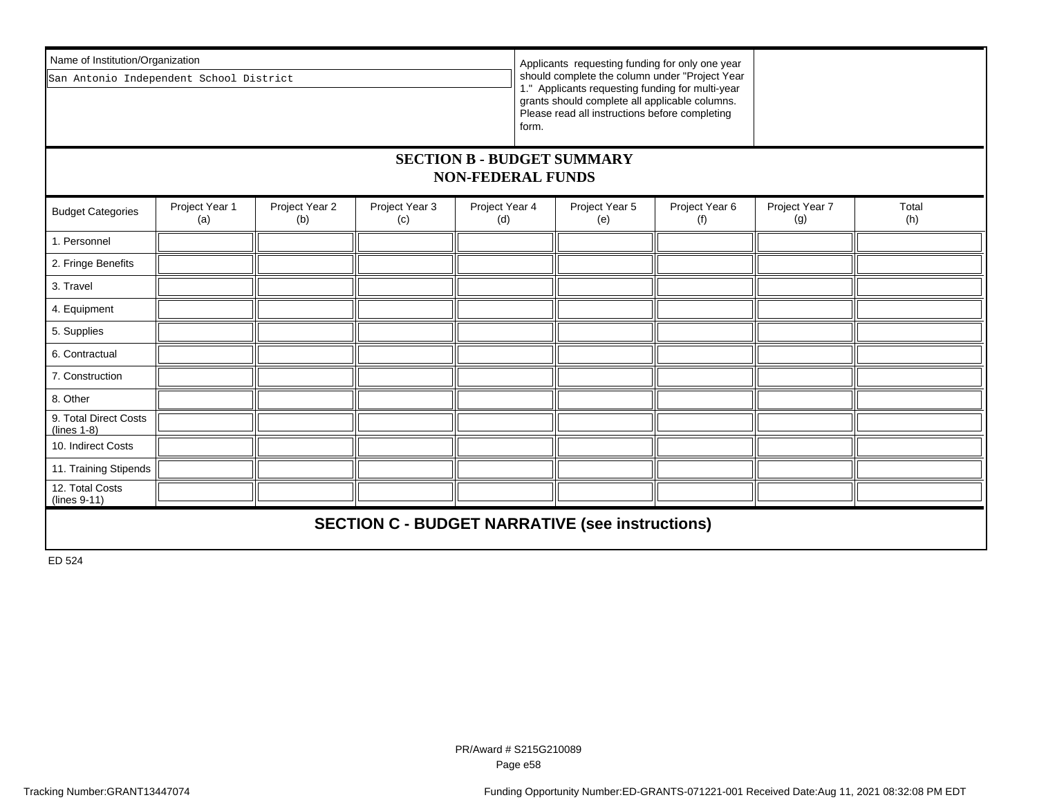Name of Institution/Organization

San Antonio Independent School District

Applicants requesting funding for only one year should complete the column under "Project Year 1." Applicants requesting funding for multi-year grants should complete all applicable columns. Please read all instructions before completing form.

## SECTION B - BUDGET SUMMARY
## NON-FEDERAL FUNDS

| Budget Categories | Project Year 1 (a) | Project Year 2 (b) | Project Year 3 (c) | Project Year 4 (d) | Project Year 5 (e) | Project Year 6 (f) | Project Year 7 (g) | Total (h) |
|---|---|---|---|---|---|---|---|---|
| 1. Personnel | | | | | | | | |
| 2. Fringe Benefits | | | | | | | | |
| 3. Travel | | | | | | | | |
| 4. Equipment | | | | | | | | |
| 5. Supplies | | | | | | | | |
| 6. Contractual | | | | | | | | |
| 7. Construction | | | | | | | | |
| 8. Other | | | | | | | | |
| 9. Total Direct Costs (lines 1-8) | | | | | | | | |
| 10. Indirect Costs | | | | | | | | |
| 11. Training Stipends | | | | | | | | |
| 12. Total Costs (lines 9-11) | | | | | | | | |

## SECTION C - BUDGET NARRATIVE (see instructions)

ED 524

PR/Award # S215G210089

Tracking Number:GRANT13447074

Funding Opportunity Number:ED-GRANTS-071221-001 Received Date:Aug 11, 2021 08:32:08 PM EDT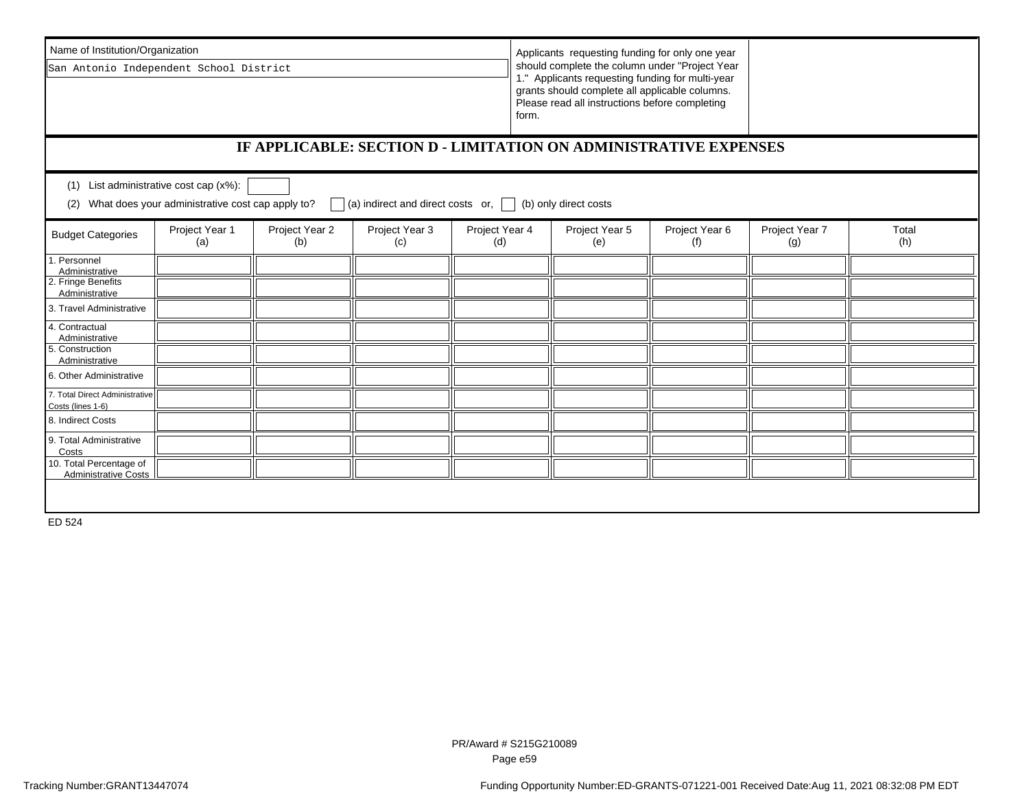Name of Institution/Organization

San Antonio Independent School District

Applicants requesting funding for only one year should complete the column under "Project Year 1." Applicants requesting funding for multi-year grants should complete all applicable columns. Please read all instructions before completing form.

## IF APPLICABLE: SECTION D - LIMITATION ON ADMINISTRATIVE EXPENSES

(1) List administrative cost cap (x%):

(2) What does your administrative cost cap apply to? ☐ (a) indirect and direct costs or, ☐ (b) only direct costs

| Budget Categories | Project Year 1 (a) | Project Year 2 (b) | Project Year 3 (c) | Project Year 4 (d) | Project Year 5 (e) | Project Year 6 (f) | Project Year 7 (g) | Total (h) |
|---|---|---|---|---|---|---|---|---|
| 1. Personnel Administrative | | | | | | | | |
| 2. Fringe Benefits Administrative | | | | | | | | |
| 3. Travel Administrative | | | | | | | | |
| 4. Contractual Administrative | | | | | | | | |
| 5. Construction Administrative | | | | | | | | |
| 6. Other Administrative | | | | | | | | |
| 7. Total Direct Administrative Costs (lines 1-6) | | | | | | | | |
| 8. Indirect Costs | | | | | | | | |
| 9. Total Administrative Costs | | | | | | | | |
| 10. Total Percentage of Administrative Costs | | | | | | | | |

ED 524

PR/Award # S215G210089

Tracking Number:GRANT13447074

Funding Opportunity Number:ED-GRANTS-071221-001 Received Date:Aug 11, 2021 08:32:08 PM EDT